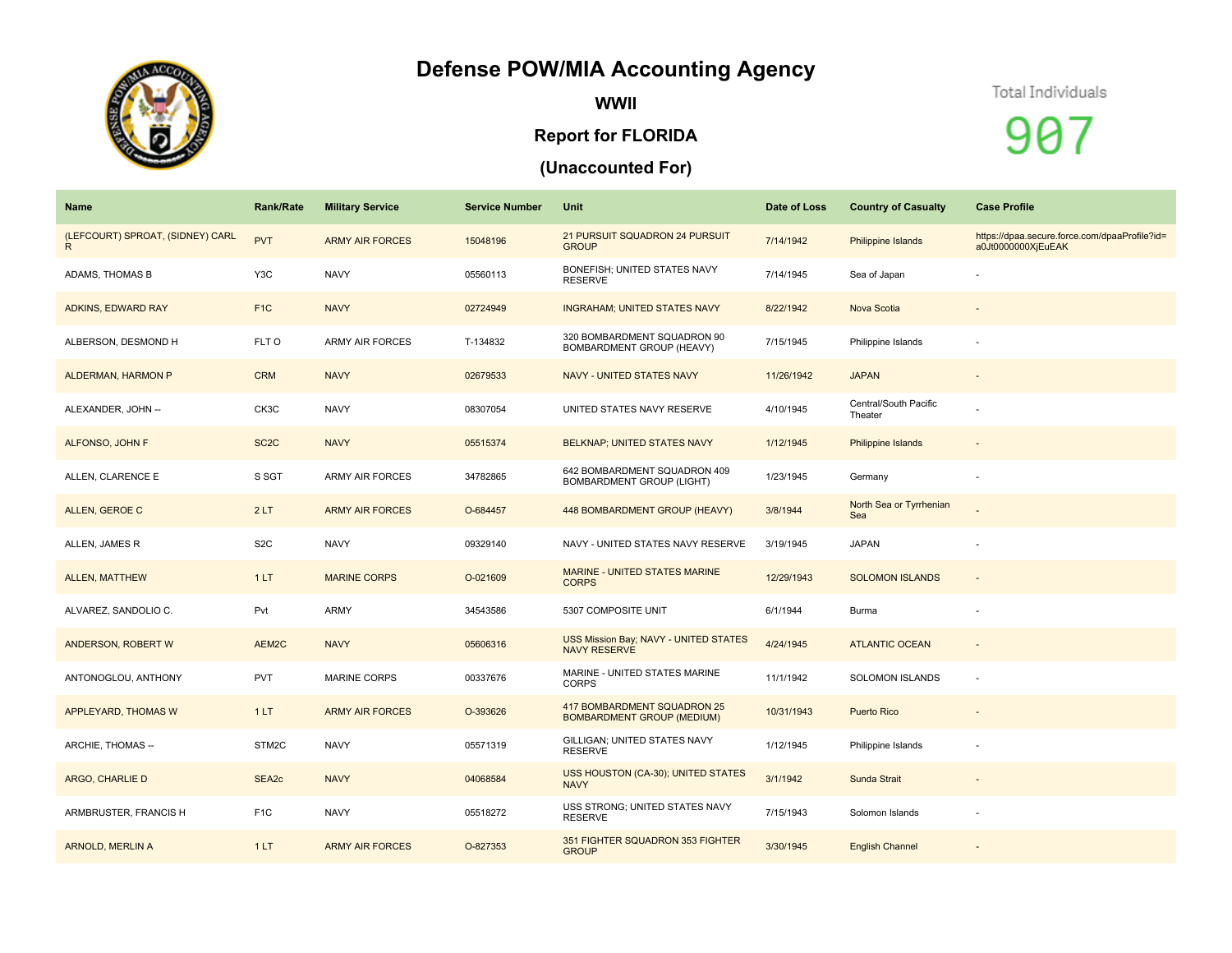# Defense POW/MIA Accounting Agency

## WWII

## Report for FLORIDA

## (Unaccounted For)

Total Individuals

907

| Name | Rank/Rate | Military Service | Service Number | Unit | Date of Loss | Country of Casualty | Case Profile |
|---|---|---|---|---|---|---|---|
| (LEFCOURT) SPROAT, (SIDNEY) CARL R | PVT | ARMY AIR FORCES | 15048196 | 21 PURSUIT SQUADRON 24 PURSUIT GROUP | 7/14/1942 | Philippine Islands | https://dpaa.secure.force.com/dpaaProfile?id=a0Jt0000000XjEuEAK |
| ADAMS, THOMAS B | Y3C | NAVY | 05560113 | BONEFISH; UNITED STATES NAVY RESERVE | 7/14/1945 | Sea of Japan | - |
| ADKINS, EDWARD RAY | F1C | NAVY | 02724949 | INGRAHAM; UNITED STATES NAVY | 8/22/1942 | Nova Scotia | - |
| ALBERSON, DESMOND H | FLT O | ARMY AIR FORCES | T-134832 | 320 BOMBARDMENT SQUADRON 90 BOMBARDMENT GROUP (HEAVY) | 7/15/1945 | Philippine Islands | - |
| ALDERMAN, HARMON P | CRM | NAVY | 02679533 | NAVY - UNITED STATES NAVY | 11/26/1942 | JAPAN | - |
| ALEXANDER, JOHN -- | CK3C | NAVY | 08307054 | UNITED STATES NAVY RESERVE | 4/10/1945 | Central/South Pacific Theater | - |
| ALFONSO, JOHN F | SC2C | NAVY | 05515374 | BELKNAP; UNITED STATES NAVY | 1/12/1945 | Philippine Islands | - |
| ALLEN, CLARENCE E | S SGT | ARMY AIR FORCES | 34782865 | 642 BOMBARDMENT SQUADRON 409 BOMBARDMENT GROUP (LIGHT) | 1/23/1945 | Germany | - |
| ALLEN, GEROE C | 2 LT | ARMY AIR FORCES | O-684457 | 448 BOMBARDMENT GROUP (HEAVY) | 3/8/1944 | North Sea or Tyrrhenian Sea | - |
| ALLEN, JAMES R | S2C | NAVY | 09329140 | NAVY - UNITED STATES NAVY RESERVE | 3/19/1945 | JAPAN | - |
| ALLEN, MATTHEW | 1 LT | MARINE CORPS | O-021609 | MARINE - UNITED STATES MARINE CORPS | 12/29/1943 | SOLOMON ISLANDS | - |
| ALVAREZ, SANDOLIO C. | Pvt | ARMY | 34543586 | 5307 COMPOSITE UNIT | 6/1/1944 | Burma | - |
| ANDERSON, ROBERT W | AEM2C | NAVY | 05606316 | USS Mission Bay; NAVY - UNITED STATES NAVY RESERVE | 4/24/1945 | ATLANTIC OCEAN | - |
| ANTONOGLOU, ANTHONY | PVT | MARINE CORPS | 00337676 | MARINE - UNITED STATES MARINE CORPS | 11/1/1942 | SOLOMON ISLANDS | - |
| APPLEYARD, THOMAS W | 1 LT | ARMY AIR FORCES | O-393626 | 417 BOMBARDMENT SQUADRON 25 BOMBARDMENT GROUP (MEDIUM) | 10/31/1943 | Puerto Rico | - |
| ARCHIE, THOMAS -- | STM2C | NAVY | 05571319 | GILLIGAN; UNITED STATES NAVY RESERVE | 1/12/1945 | Philippine Islands | - |
| ARGO, CHARLIE D | SEA2c | NAVY | 04068584 | USS HOUSTON (CA-30); UNITED STATES NAVY | 3/1/1942 | Sunda Strait | - |
| ARMBRUSTER, FRANCIS H | F1C | NAVY | 05518272 | USS STRONG; UNITED STATES NAVY RESERVE | 7/15/1943 | Solomon Islands | - |
| ARNOLD, MERLIN A | 1 LT | ARMY AIR FORCES | O-827353 | 351 FIGHTER SQUADRON 353 FIGHTER GROUP | 3/30/1945 | English Channel | - |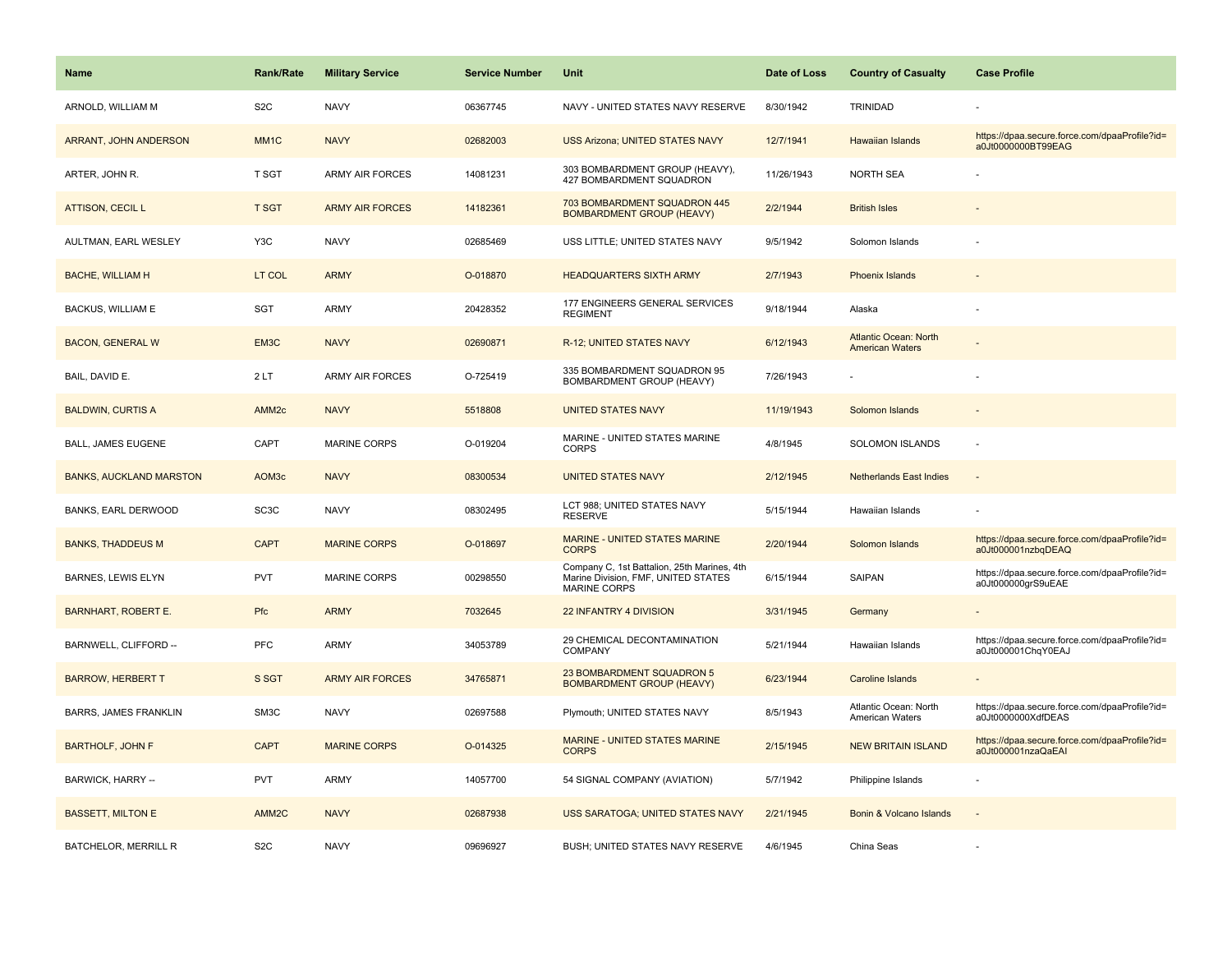| Name | Rank/Rate | Military Service | Service Number | Unit | Date of Loss | Country of Casualty | Case Profile |
|---|---|---|---|---|---|---|---|
| ARNOLD, WILLIAM M | S2C | NAVY | 06367745 | NAVY - UNITED STATES NAVY RESERVE | 8/30/1942 | TRINIDAD | - |
| ARRANT, JOHN ANDERSON | MM1C | NAVY | 02682003 | USS Arizona; UNITED STATES NAVY | 12/7/1941 | Hawaiian Islands | https://dpaa.secure.force.com/dpaaProfile?id=a0Jt0000000BT99EAG |
| ARTER, JOHN R. | T SGT | ARMY AIR FORCES | 14081231 | 303 BOMBARDMENT GROUP (HEAVY), 427 BOMBARDMENT SQUADRON | 11/26/1943 | NORTH SEA | - |
| ATTISON, CECIL L | T SGT | ARMY AIR FORCES | 14182361 | 703 BOMBARDMENT SQUADRON 445 BOMBARDMENT GROUP (HEAVY) | 2/2/1944 | British Isles | - |
| AULTMAN, EARL WESLEY | Y3C | NAVY | 02685469 | USS LITTLE; UNITED STATES NAVY | 9/5/1942 | Solomon Islands | - |
| BACHE, WILLIAM H | LT COL | ARMY | O-018870 | HEADQUARTERS SIXTH ARMY | 2/7/1943 | Phoenix Islands | - |
| BACKUS, WILLIAM E | SGT | ARMY | 20428352 | 177 ENGINEERS GENERAL SERVICES REGIMENT | 9/18/1944 | Alaska | - |
| BACON, GENERAL W | EM3C | NAVY | 02690871 | R-12; UNITED STATES NAVY | 6/12/1943 | Atlantic Ocean: North American Waters | - |
| BAIL, DAVID E. | 2 LT | ARMY AIR FORCES | O-725419 | 335 BOMBARDMENT SQUADRON 95 BOMBARDMENT GROUP (HEAVY) | 7/26/1943 | - | - |
| BALDWIN, CURTIS A | AMM2c | NAVY | 5518808 | UNITED STATES NAVY | 11/19/1943 | Solomon Islands | - |
| BALL, JAMES EUGENE | CAPT | MARINE CORPS | O-019204 | MARINE - UNITED STATES MARINE CORPS | 4/8/1945 | SOLOMON ISLANDS | - |
| BANKS, AUCKLAND MARSTON | AOM3c | NAVY | 08300534 | UNITED STATES NAVY | 2/12/1945 | Netherlands East Indies | - |
| BANKS, EARL DERWOOD | SC3C | NAVY | 08302495 | LCT 988; UNITED STATES NAVY RESERVE | 5/15/1944 | Hawaiian Islands | - |
| BANKS, THADDEUS M | CAPT | MARINE CORPS | O-018697 | MARINE - UNITED STATES MARINE CORPS | 2/20/1944 | Solomon Islands | https://dpaa.secure.force.com/dpaaProfile?id=a0Jt000001nzbqDEAQ |
| BARNES, LEWIS ELYN | PVT | MARINE CORPS | 00298550 | Company C, 1st Battalion, 25th Marines, 4th Marine Division, FMF, UNITED STATES MARINE CORPS | 6/15/1944 | SAIPAN | https://dpaa.secure.force.com/dpaaProfile?id=a0Jt000000grS9uEAE |
| BARNHART, ROBERT E. | Pfc | ARMY | 7032645 | 22 INFANTRY 4 DIVISION | 3/31/1945 | Germany | - |
| BARNWELL, CLIFFORD -- | PFC | ARMY | 34053789 | 29 CHEMICAL DECONTAMINATION COMPANY | 5/21/1944 | Hawaiian Islands | https://dpaa.secure.force.com/dpaaProfile?id=a0Jt000001ChqY0EAJ |
| BARROW, HERBERT T | S SGT | ARMY AIR FORCES | 34765871 | 23 BOMBARDMENT SQUADRON 5 BOMBARDMENT GROUP (HEAVY) | 6/23/1944 | Caroline Islands | - |
| BARRS, JAMES FRANKLIN | SM3C | NAVY | 02697588 | Plymouth; UNITED STATES NAVY | 8/5/1943 | Atlantic Ocean: North American Waters | https://dpaa.secure.force.com/dpaaProfile?id=a0Jt0000000XdfDEAS |
| BARTHOLF, JOHN F | CAPT | MARINE CORPS | O-014325 | MARINE - UNITED STATES MARINE CORPS | 2/15/1945 | NEW BRITAIN ISLAND | https://dpaa.secure.force.com/dpaaProfile?id=a0Jt000001nzaQaEAI |
| BARWICK, HARRY -- | PVT | ARMY | 14057700 | 54 SIGNAL COMPANY (AVIATION) | 5/7/1942 | Philippine Islands | - |
| BASSETT, MILTON E | AMM2C | NAVY | 02687938 | USS SARATOGA; UNITED STATES NAVY | 2/21/1945 | Bonin & Volcano Islands | - |
| BATCHELOR, MERRILL R | S2C | NAVY | 09696927 | BUSH; UNITED STATES NAVY RESERVE | 4/6/1945 | China Seas | - |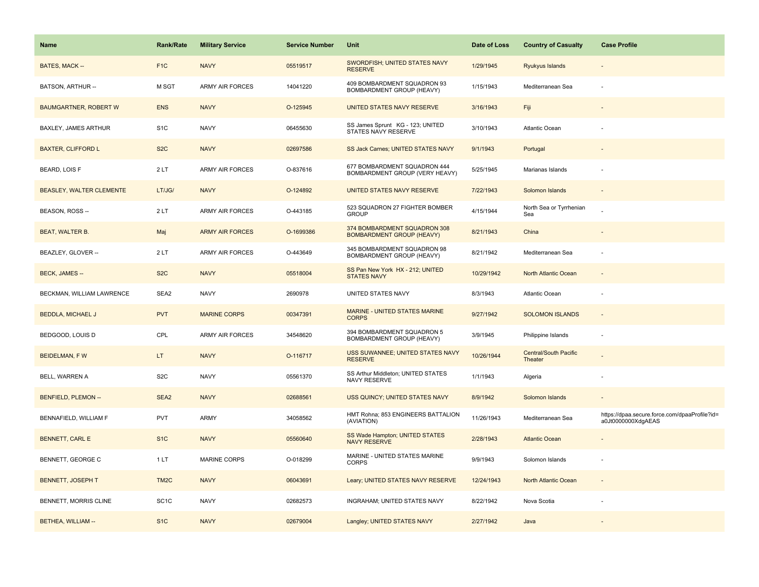| Name | Rank/Rate | Military Service | Service Number | Unit | Date of Loss | Country of Casualty | Case Profile |
|---|---|---|---|---|---|---|---|
| BATES, MACK -- | F1C | NAVY | 05519517 | SWORDFISH; UNITED STATES NAVY RESERVE | 1/29/1945 | Ryukyus Islands | - |
| BATSON, ARTHUR -- | M SGT | ARMY AIR FORCES | 14041220 | 409 BOMBARDMENT SQUADRON 93 BOMBARDMENT GROUP (HEAVY) | 1/15/1943 | Mediterranean Sea | - |
| BAUMGARTNER, ROBERT W | ENS | NAVY | O-125945 | UNITED STATES NAVY RESERVE | 3/16/1943 | Fiji | - |
| BAXLEY, JAMES ARTHUR | S1C | NAVY | 06455630 | SS James Sprunt KG - 123; UNITED STATES NAVY RESERVE | 3/10/1943 | Atlantic Ocean | - |
| BAXTER, CLIFFORD L | S2C | NAVY | 02697586 | SS Jack Carnes; UNITED STATES NAVY | 9/1/1943 | Portugal | - |
| BEARD, LOIS F | 2 LT | ARMY AIR FORCES | O-837616 | 677 BOMBARDMENT SQUADRON 444 BOMBARDMENT GROUP (VERY HEAVY) | 5/25/1945 | Marianas Islands | - |
| BEASLEY, WALTER CLEMENTE | LT/JG/ | NAVY | O-124892 | UNITED STATES NAVY RESERVE | 7/22/1943 | Solomon Islands | - |
| BEASON, ROSS -- | 2 LT | ARMY AIR FORCES | O-443185 | 523 SQUADRON 27 FIGHTER BOMBER GROUP | 4/15/1944 | North Sea or Tyrrhenian Sea | - |
| BEAT, WALTER B. | Maj | ARMY AIR FORCES | O-1699386 | 374 BOMBARDMENT SQUADRON 308 BOMBARDMENT GROUP (HEAVY) | 8/21/1943 | China | - |
| BEAZLEY, GLOVER -- | 2 LT | ARMY AIR FORCES | O-443649 | 345 BOMBARDMENT SQUADRON 98 BOMBARDMENT GROUP (HEAVY) | 8/21/1942 | Mediterranean Sea | - |
| BECK, JAMES -- | S2C | NAVY | 05518004 | SS Pan New York HX - 212; UNITED STATES NAVY | 10/29/1942 | North Atlantic Ocean | - |
| BECKMAN, WILLIAM LAWRENCE | SEA2 | NAVY | 2690978 | UNITED STATES NAVY | 8/3/1943 | Atlantic Ocean | - |
| BEDDLA, MICHAEL J | PVT | MARINE CORPS | 00347391 | MARINE - UNITED STATES MARINE CORPS | 9/27/1942 | SOLOMON ISLANDS | - |
| BEDGOOD, LOUIS D | CPL | ARMY AIR FORCES | 34548620 | 394 BOMBARDMENT SQUADRON 5 BOMBARDMENT GROUP (HEAVY) | 3/9/1945 | Philippine Islands | - |
| BEIDELMAN, F W | LT | NAVY | O-116717 | USS SUWANNEE; UNITED STATES NAVY RESERVE | 10/26/1944 | Central/South Pacific Theater | - |
| BELL, WARREN A | S2C | NAVY | 05561370 | SS Arthur Middleton; UNITED STATES NAVY RESERVE | 1/1/1943 | Algeria | - |
| BENFIELD, PLEMON -- | SEA2 | NAVY | 02688561 | USS QUINCY; UNITED STATES NAVY | 8/9/1942 | Solomon Islands | - |
| BENNAFIELD, WILLIAM F | PVT | ARMY | 34058562 | HMT Rohna; 853 ENGINEERS BATTALION (AVIATION) | 11/26/1943 | Mediterranean Sea | https://dpaa.secure.force.com/dpaaProfile?id=a0Jt0000000XdgAEAS |
| BENNETT, CARL E | S1C | NAVY | 05560640 | SS Wade Hampton; UNITED STATES NAVY RESERVE | 2/28/1943 | Atlantic Ocean | - |
| BENNETT, GEORGE C | 1 LT | MARINE CORPS | O-018299 | MARINE - UNITED STATES MARINE CORPS | 9/9/1943 | Solomon Islands | - |
| BENNETT, JOSEPH T | TM2C | NAVY | 06043691 | Leary; UNITED STATES NAVY RESERVE | 12/24/1943 | North Atlantic Ocean | - |
| BENNETT, MORRIS CLINE | SC1C | NAVY | 02682573 | INGRAHAM; UNITED STATES NAVY | 8/22/1942 | Nova Scotia | - |
| BETHEA, WILLIAM -- | S1C | NAVY | 02679004 | Langley; UNITED STATES NAVY | 2/27/1942 | Java | - |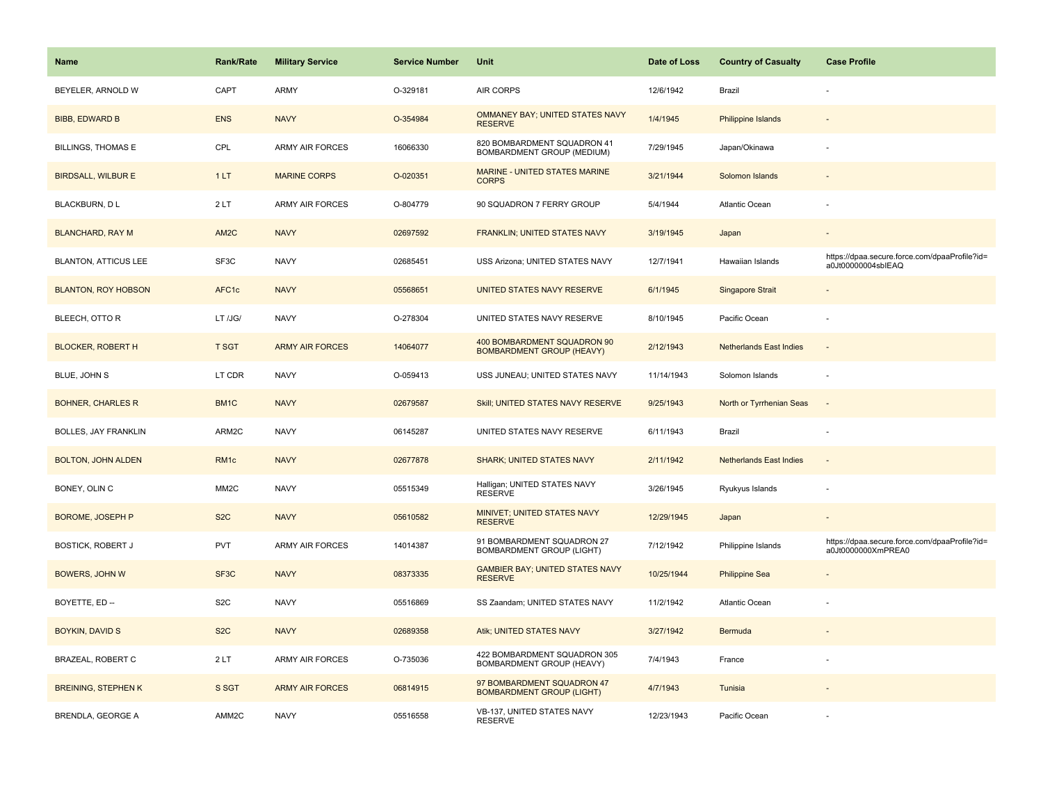| Name | Rank/Rate | Military Service | Service Number | Unit | Date of Loss | Country of Casualty | Case Profile |
|---|---|---|---|---|---|---|---|
| BEYELER, ARNOLD W | CAPT | ARMY | O-329181 | AIR CORPS | 12/6/1942 | Brazil | - |
| BIBB, EDWARD B | ENS | NAVY | O-354984 | OMMANEY BAY; UNITED STATES NAVY RESERVE | 1/4/1945 | Philippine Islands | - |
| BILLINGS, THOMAS E | CPL | ARMY AIR FORCES | 16066330 | 820 BOMBARDMENT SQUADRON 41 BOMBARDMENT GROUP (MEDIUM) | 7/29/1945 | Japan/Okinawa | - |
| BIRDSALL, WILBUR E | 1 LT | MARINE CORPS | O-020351 | MARINE - UNITED STATES MARINE CORPS | 3/21/1944 | Solomon Islands | - |
| BLACKBURN, D L | 2 LT | ARMY AIR FORCES | O-804779 | 90 SQUADRON 7 FERRY GROUP | 5/4/1944 | Atlantic Ocean | - |
| BLANCHARD, RAY M | AM2C | NAVY | 02697592 | FRANKLIN; UNITED STATES NAVY | 3/19/1945 | Japan | - |
| BLANTON, ATTICUS LEE | SF3C | NAVY | 02685451 | USS Arizona; UNITED STATES NAVY | 12/7/1941 | Hawaiian Islands | https://dpaa.secure.force.com/dpaaProfile?id=a0Jt00000004sbIEAQ |
| BLANTON, ROY HOBSON | AFC1c | NAVY | 05568651 | UNITED STATES NAVY RESERVE | 6/1/1945 | Singapore Strait | - |
| BLEECH, OTTO R | LT /JG/ | NAVY | O-278304 | UNITED STATES NAVY RESERVE | 8/10/1945 | Pacific Ocean | - |
| BLOCKER, ROBERT H | T SGT | ARMY AIR FORCES | 14064077 | 400 BOMBARDMENT SQUADRON 90 BOMBARDMENT GROUP (HEAVY) | 2/12/1943 | Netherlands East Indies | - |
| BLUE, JOHN S | LT CDR | NAVY | O-059413 | USS JUNEAU; UNITED STATES NAVY | 11/14/1943 | Solomon Islands | - |
| BOHNER, CHARLES R | BM1C | NAVY | 02679587 | Skill; UNITED STATES NAVY RESERVE | 9/25/1943 | North or Tyrrhenian Seas | - |
| BOLLES, JAY FRANKLIN | ARM2C | NAVY | 06145287 | UNITED STATES NAVY RESERVE | 6/11/1943 | Brazil | - |
| BOLTON, JOHN ALDEN | RM1c | NAVY | 02677878 | SHARK; UNITED STATES NAVY | 2/11/1942 | Netherlands East Indies | - |
| BONEY, OLIN C | MM2C | NAVY | 05515349 | Halligan; UNITED STATES NAVY RESERVE | 3/26/1945 | Ryukyus Islands | - |
| BOROME, JOSEPH P | S2C | NAVY | 05610582 | MINIVET; UNITED STATES NAVY RESERVE | 12/29/1945 | Japan | - |
| BOSTICK, ROBERT J | PVT | ARMY AIR FORCES | 14014387 | 91 BOMBARDMENT SQUADRON 27 BOMBARDMENT GROUP (LIGHT) | 7/12/1942 | Philippine Islands | https://dpaa.secure.force.com/dpaaProfile?id=a0Jt0000000XmPREA0 |
| BOWERS, JOHN W | SF3C | NAVY | 08373335 | GAMBIER BAY; UNITED STATES NAVY RESERVE | 10/25/1944 | Philippine Sea | - |
| BOYETTE, ED -- | S2C | NAVY | 05516869 | SS Zaandam; UNITED STATES NAVY | 11/2/1942 | Atlantic Ocean | - |
| BOYKIN, DAVID S | S2C | NAVY | 02689358 | Atik; UNITED STATES NAVY | 3/27/1942 | Bermuda | - |
| BRAZEAL, ROBERT C | 2 LT | ARMY AIR FORCES | O-735036 | 422 BOMBARDMENT SQUADRON 305 BOMBARDMENT GROUP (HEAVY) | 7/4/1943 | France | - |
| BREINING, STEPHEN K | S SGT | ARMY AIR FORCES | 06814915 | 97 BOMBARDMENT SQUADRON 47 BOMBARDMENT GROUP (LIGHT) | 4/7/1943 | Tunisia | - |
| BRENDLA, GEORGE A | AMM2C | NAVY | 05516558 | VB-137, UNITED STATES NAVY RESERVE | 12/23/1943 | Pacific Ocean | - |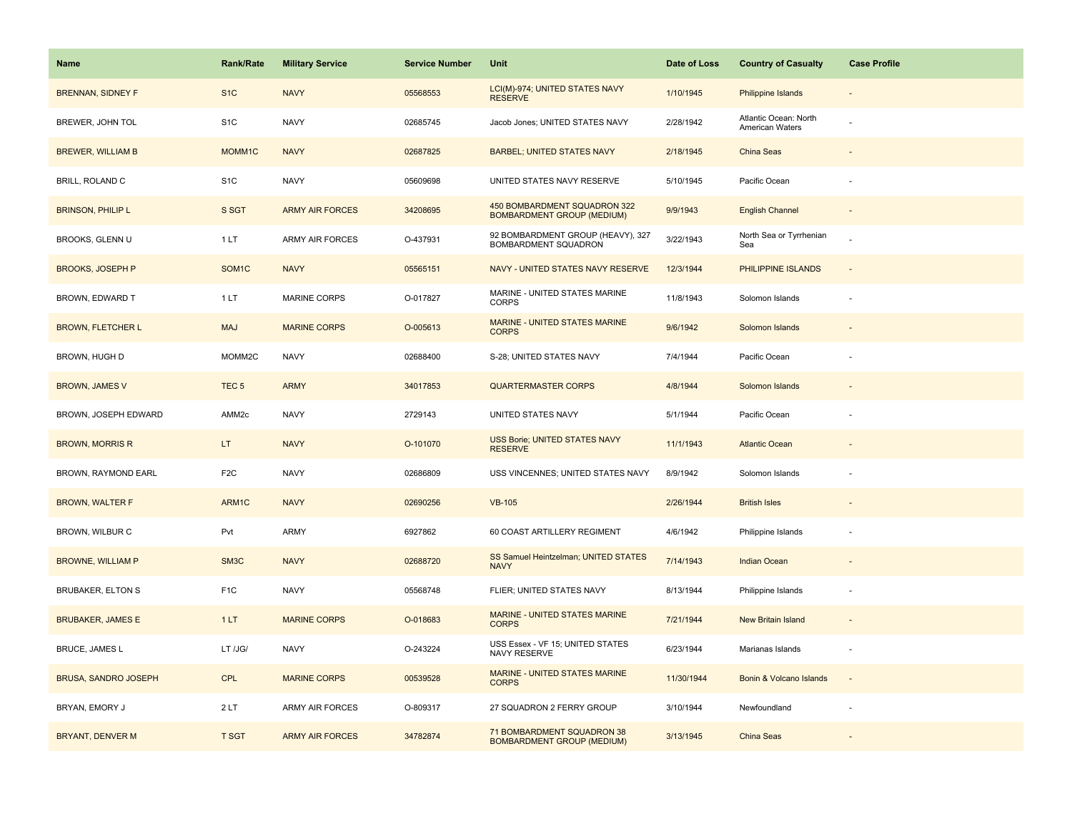| Name | Rank/Rate | Military Service | Service Number | Unit | Date of Loss | Country of Casualty | Case Profile |
|---|---|---|---|---|---|---|---|
| BRENNAN, SIDNEY F | S1C | NAVY | 05568553 | LCI(M)-974; UNITED STATES NAVY RESERVE | 1/10/1945 | Philippine Islands | - |
| BREWER, JOHN TOL | S1C | NAVY | 02685745 | Jacob Jones; UNITED STATES NAVY | 2/28/1942 | Atlantic Ocean: North American Waters | - |
| BREWER, WILLIAM B | MOMM1C | NAVY | 02687825 | BARBEL; UNITED STATES NAVY | 2/18/1945 | China Seas | - |
| BRILL, ROLAND C | S1C | NAVY | 05609698 | UNITED STATES NAVY RESERVE | 5/10/1945 | Pacific Ocean | - |
| BRINSON, PHILIP L | S SGT | ARMY AIR FORCES | 34208695 | 450 BOMBARDMENT SQUADRON 322 BOMBARDMENT GROUP (MEDIUM) | 9/9/1943 | English Channel | - |
| BROOKS, GLENN U | 1 LT | ARMY AIR FORCES | O-437931 | 92 BOMBARDMENT GROUP (HEAVY), 327 BOMBARDMENT SQUADRON | 3/22/1943 | North Sea or Tyrrhenian Sea | - |
| BROOKS, JOSEPH P | SOM1C | NAVY | 05565151 | NAVY - UNITED STATES NAVY RESERVE | 12/3/1944 | PHILIPPINE ISLANDS | - |
| BROWN, EDWARD T | 1 LT | MARINE CORPS | O-017827 | MARINE - UNITED STATES MARINE CORPS | 11/8/1943 | Solomon Islands | - |
| BROWN, FLETCHER L | MAJ | MARINE CORPS | O-005613 | MARINE - UNITED STATES MARINE CORPS | 9/6/1942 | Solomon Islands | - |
| BROWN, HUGH D | MOMM2C | NAVY | 02688400 | S-28; UNITED STATES NAVY | 7/4/1944 | Pacific Ocean | - |
| BROWN, JAMES V | TEC 5 | ARMY | 34017853 | QUARTERMASTER CORPS | 4/8/1944 | Solomon Islands | - |
| BROWN, JOSEPH EDWARD | AMM2c | NAVY | 2729143 | UNITED STATES NAVY | 5/1/1944 | Pacific Ocean | - |
| BROWN, MORRIS R | LT | NAVY | O-101070 | USS Borie; UNITED STATES NAVY RESERVE | 11/1/1943 | Atlantic Ocean | - |
| BROWN, RAYMOND EARL | F2C | NAVY | 02686809 | USS VINCENNES; UNITED STATES NAVY | 8/9/1942 | Solomon Islands | - |
| BROWN, WALTER F | ARM1C | NAVY | 02690256 | VB-105 | 2/26/1944 | British Isles | - |
| BROWN, WILBUR C | Pvt | ARMY | 6927862 | 60 COAST ARTILLERY REGIMENT | 4/6/1942 | Philippine Islands | - |
| BROWNE, WILLIAM P | SM3C | NAVY | 02688720 | SS Samuel Heintzelman; UNITED STATES NAVY | 7/14/1943 | Indian Ocean | - |
| BRUBAKER, ELTON S | F1C | NAVY | 05568748 | FLIER; UNITED STATES NAVY | 8/13/1944 | Philippine Islands | - |
| BRUBAKER, JAMES E | 1 LT | MARINE CORPS | O-018683 | MARINE - UNITED STATES MARINE CORPS | 7/21/1944 | New Britain Island | - |
| BRUCE, JAMES L | LT /JG/ | NAVY | O-243224 | USS Essex - VF 15; UNITED STATES NAVY RESERVE | 6/23/1944 | Marianas Islands | - |
| BRUSA, SANDRO JOSEPH | CPL | MARINE CORPS | 00539528 | MARINE - UNITED STATES MARINE CORPS | 11/30/1944 | Bonin & Volcano Islands | - |
| BRYAN, EMORY J | 2 LT | ARMY AIR FORCES | O-809317 | 27 SQUADRON 2 FERRY GROUP | 3/10/1944 | Newfoundland | - |
| BRYANT, DENVER M | T SGT | ARMY AIR FORCES | 34782874 | 71 BOMBARDMENT SQUADRON 38 BOMBARDMENT GROUP (MEDIUM) | 3/13/1945 | China Seas | - |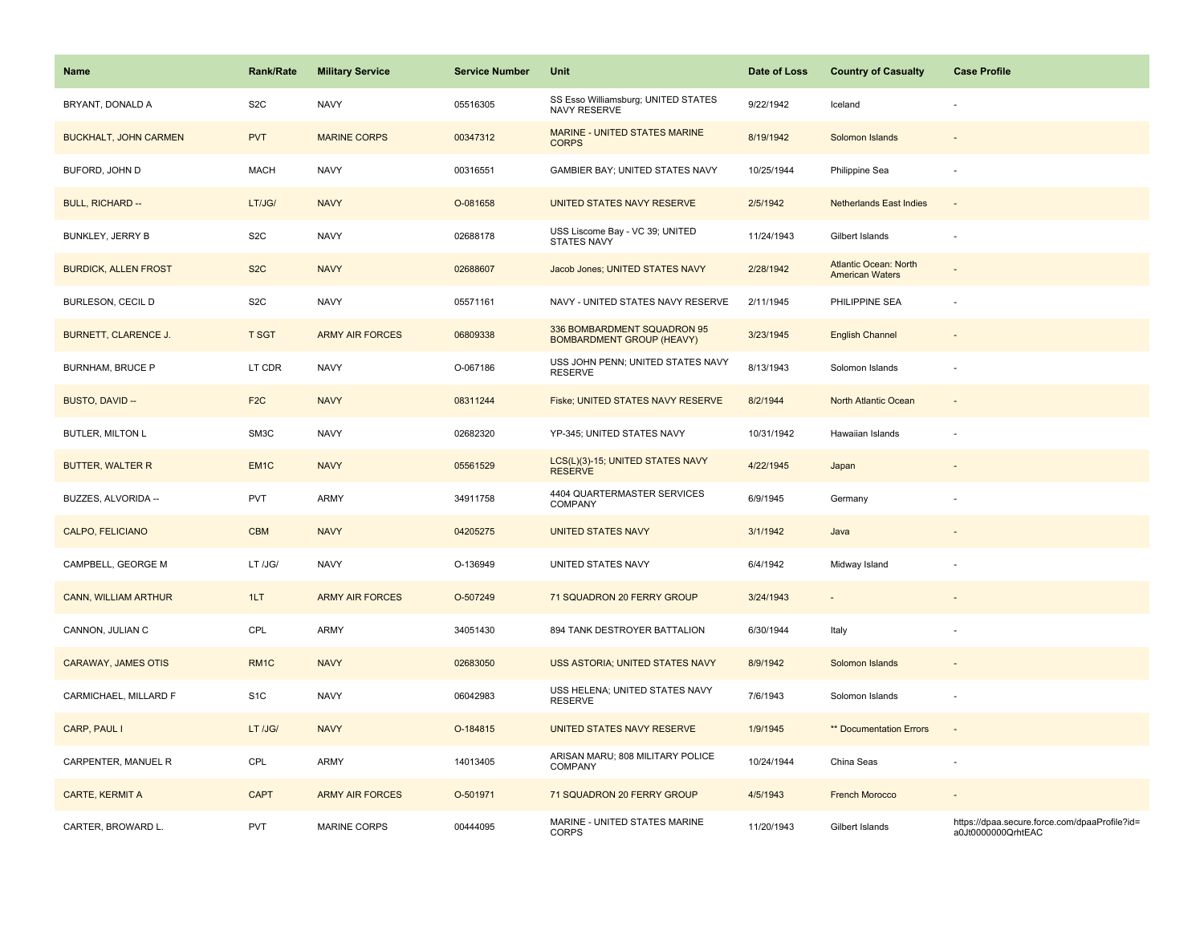| Name | Rank/Rate | Military Service | Service Number | Unit | Date of Loss | Country of Casualty | Case Profile |
|---|---|---|---|---|---|---|---|
| BRYANT, DONALD A | S2C | NAVY | 05516305 | SS Esso Williamsburg; UNITED STATES NAVY RESERVE | 9/22/1942 | Iceland | - |
| BUCKHALT, JOHN CARMEN | PVT | MARINE CORPS | 00347312 | MARINE - UNITED STATES MARINE CORPS | 8/19/1942 | Solomon Islands | - |
| BUFORD, JOHN D | MACH | NAVY | 00316551 | GAMBIER BAY; UNITED STATES NAVY | 10/25/1944 | Philippine Sea | - |
| BULL, RICHARD -- | LT/JG/ | NAVY | O-081658 | UNITED STATES NAVY RESERVE | 2/5/1942 | Netherlands East Indies | - |
| BUNKLEY, JERRY B | S2C | NAVY | 02688178 | USS Liscome Bay - VC 39; UNITED STATES NAVY | 11/24/1943 | Gilbert Islands | - |
| BURDICK, ALLEN FROST | S2C | NAVY | 02688607 | Jacob Jones; UNITED STATES NAVY | 2/28/1942 | Atlantic Ocean: North American Waters | - |
| BURLESON, CECIL D | S2C | NAVY | 05571161 | NAVY - UNITED STATES NAVY RESERVE | 2/11/1945 | PHILIPPINE SEA | - |
| BURNETT, CLARENCE J. | T SGT | ARMY AIR FORCES | 06809338 | 336 BOMBARDMENT SQUADRON 95 BOMBARDMENT GROUP (HEAVY) | 3/23/1945 | English Channel | - |
| BURNHAM, BRUCE P | LT CDR | NAVY | O-067186 | USS JOHN PENN; UNITED STATES NAVY RESERVE | 8/13/1943 | Solomon Islands | - |
| BUSTO, DAVID -- | F2C | NAVY | 08311244 | Fiske; UNITED STATES NAVY RESERVE | 8/2/1944 | North Atlantic Ocean | - |
| BUTLER, MILTON L | SM3C | NAVY | 02682320 | YP-345; UNITED STATES NAVY | 10/31/1942 | Hawaiian Islands | - |
| BUTTER, WALTER R | EM1C | NAVY | 05561529 | LCS(L)(3)-15; UNITED STATES NAVY RESERVE | 4/22/1945 | Japan | - |
| BUZZES, ALVORIDA -- | PVT | ARMY | 34911758 | 4404 QUARTERMASTER SERVICES COMPANY | 6/9/1945 | Germany | - |
| CALPO, FELICIANO | CBM | NAVY | 04205275 | UNITED STATES NAVY | 3/1/1942 | Java | - |
| CAMPBELL, GEORGE M | LT /JG/ | NAVY | O-136949 | UNITED STATES NAVY | 6/4/1942 | Midway Island | - |
| CANN, WILLIAM ARTHUR | 1LT | ARMY AIR FORCES | O-507249 | 71 SQUADRON 20 FERRY GROUP | 3/24/1943 | - | - |
| CANNON, JULIAN C | CPL | ARMY | 34051430 | 894 TANK DESTROYER BATTALION | 6/30/1944 | Italy | - |
| CARAWAY, JAMES OTIS | RM1C | NAVY | 02683050 | USS ASTORIA; UNITED STATES NAVY | 8/9/1942 | Solomon Islands | - |
| CARMICHAEL, MILLARD F | S1C | NAVY | 06042983 | USS HELENA; UNITED STATES NAVY RESERVE | 7/6/1943 | Solomon Islands | - |
| CARP, PAUL I | LT /JG/ | NAVY | O-184815 | UNITED STATES NAVY RESERVE | 1/9/1945 | ** Documentation Errors | - |
| CARPENTER, MANUEL R | CPL | ARMY | 14013405 | ARISAN MARU; 808 MILITARY POLICE COMPANY | 10/24/1944 | China Seas | - |
| CARTE, KERMIT A | CAPT | ARMY AIR FORCES | O-501971 | 71 SQUADRON 20 FERRY GROUP | 4/5/1943 | French Morocco | - |
| CARTER, BROWARD L. | PVT | MARINE CORPS | 00444095 | MARINE - UNITED STATES MARINE CORPS | 11/20/1943 | Gilbert Islands | https://dpaa.secure.force.com/dpaaProfile?id=a0Jt0000000QrhtEAC |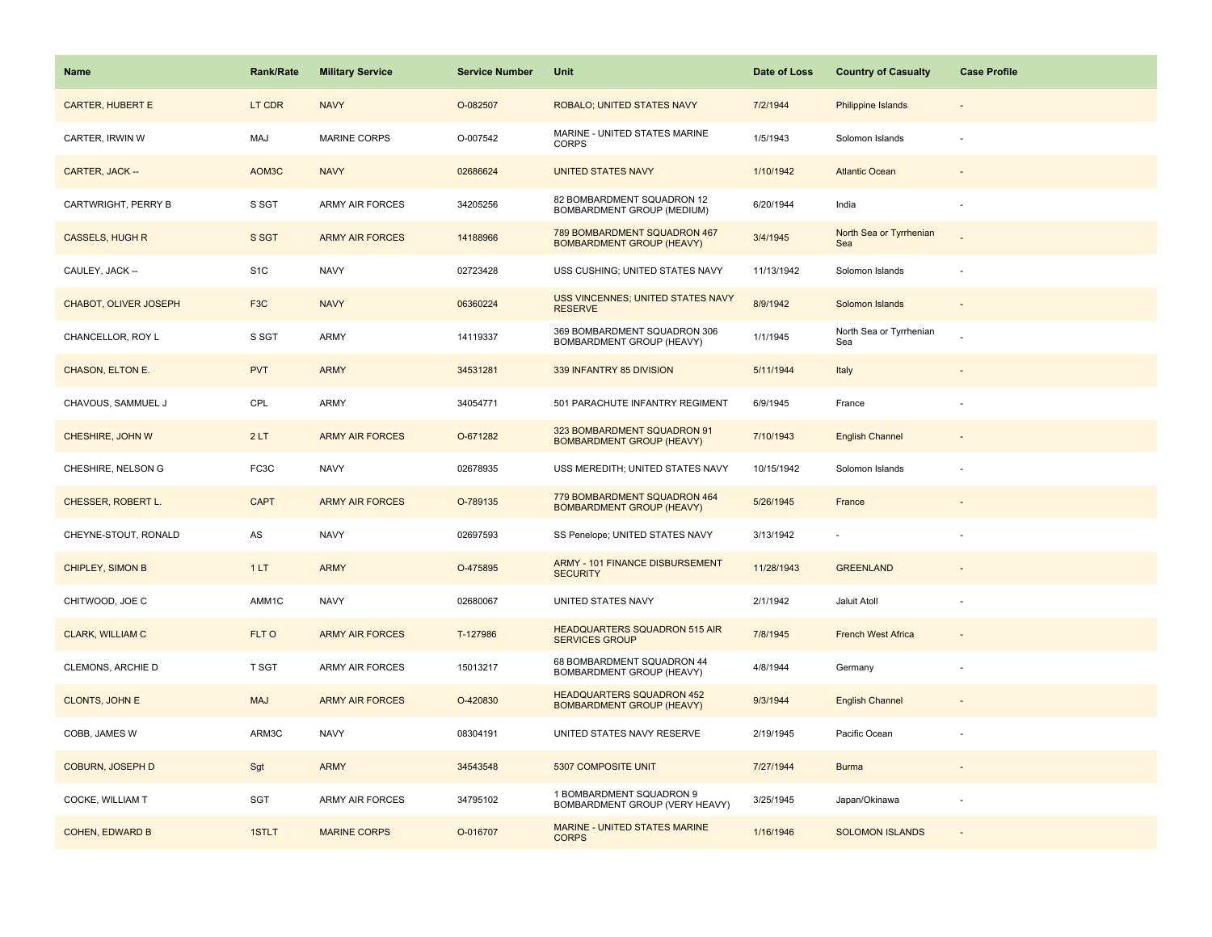| Name | Rank/Rate | Military Service | Service Number | Unit | Date of Loss | Country of Casualty | Case Profile |
| --- | --- | --- | --- | --- | --- | --- | --- |
| CARTER, HUBERT E | LT CDR | NAVY | O-082507 | ROBALO; UNITED STATES NAVY | 7/2/1944 | Philippine Islands | - |
| CARTER, IRWIN W | MAJ | MARINE CORPS | O-007542 | MARINE - UNITED STATES MARINE CORPS | 1/5/1943 | Solomon Islands | - |
| CARTER, JACK -- | AOM3C | NAVY | 02686624 | UNITED STATES NAVY | 1/10/1942 | Atlantic Ocean | - |
| CARTWRIGHT, PERRY B | S SGT | ARMY AIR FORCES | 34205256 | 82 BOMBARDMENT SQUADRON 12 BOMBARDMENT GROUP (MEDIUM) | 6/20/1944 | India | - |
| CASSELS, HUGH R | S SGT | ARMY AIR FORCES | 14188966 | 789 BOMBARDMENT SQUADRON 467 BOMBARDMENT GROUP (HEAVY) | 3/4/1945 | North Sea or Tyrrhenian Sea | - |
| CAULEY, JACK -- | S1C | NAVY | 02723428 | USS CUSHING; UNITED STATES NAVY | 11/13/1942 | Solomon Islands | - |
| CHABOT, OLIVER JOSEPH | F3C | NAVY | 06360224 | USS VINCENNES; UNITED STATES NAVY RESERVE | 8/9/1942 | Solomon Islands | - |
| CHANCELLOR, ROY L | S SGT | ARMY | 14119337 | 369 BOMBARDMENT SQUADRON 306 BOMBARDMENT GROUP (HEAVY) | 1/1/1945 | North Sea or Tyrrhenian Sea | - |
| CHASON, ELTON E. | PVT | ARMY | 34531281 | 339 INFANTRY 85 DIVISION | 5/11/1944 | Italy | - |
| CHAVOUS, SAMMUEL J | CPL | ARMY | 34054771 | 501 PARACHUTE INFANTRY REGIMENT | 6/9/1945 | France | - |
| CHESHIRE, JOHN W | 2 LT | ARMY AIR FORCES | O-671282 | 323 BOMBARDMENT SQUADRON 91 BOMBARDMENT GROUP (HEAVY) | 7/10/1943 | English Channel | - |
| CHESHIRE, NELSON G | FC3C | NAVY | 02678935 | USS MEREDITH; UNITED STATES NAVY | 10/15/1942 | Solomon Islands | - |
| CHESSER, ROBERT L. | CAPT | ARMY AIR FORCES | O-789135 | 779 BOMBARDMENT SQUADRON 464 BOMBARDMENT GROUP (HEAVY) | 5/26/1945 | France | - |
| CHEYNE-STOUT, RONALD | AS | NAVY | 02697593 | SS Penelope; UNITED STATES NAVY | 3/13/1942 | - | - |
| CHIPLEY, SIMON B | 1 LT | ARMY | O-475895 | ARMY - 101 FINANCE DISBURSEMENT SECURITY | 11/28/1943 | GREENLAND | - |
| CHITWOOD, JOE C | AMM1C | NAVY | 02680067 | UNITED STATES NAVY | 2/1/1942 | Jaluit Atoll | - |
| CLARK, WILLIAM C | FLT O | ARMY AIR FORCES | T-127986 | HEADQUARTERS SQUADRON 515 AIR SERVICES GROUP | 7/8/1945 | French West Africa | - |
| CLEMONS, ARCHIE D | T SGT | ARMY AIR FORCES | 15013217 | 68 BOMBARDMENT SQUADRON 44 BOMBARDMENT GROUP (HEAVY) | 4/8/1944 | Germany | - |
| CLONTS, JOHN E | MAJ | ARMY AIR FORCES | O-420830 | HEADQUARTERS SQUADRON 452 BOMBARDMENT GROUP (HEAVY) | 9/3/1944 | English Channel | - |
| COBB, JAMES W | ARM3C | NAVY | 08304191 | UNITED STATES NAVY RESERVE | 2/19/1945 | Pacific Ocean | - |
| COBURN, JOSEPH D | Sgt | ARMY | 34543548 | 5307 COMPOSITE UNIT | 7/27/1944 | Burma | - |
| COCKE, WILLIAM T | SGT | ARMY AIR FORCES | 34795102 | 1 BOMBARDMENT SQUADRON 9 BOMBARDMENT GROUP (VERY HEAVY) | 3/25/1945 | Japan/Okinawa | - |
| COHEN, EDWARD B | 1STLT | MARINE CORPS | O-016707 | MARINE - UNITED STATES MARINE CORPS | 1/16/1946 | SOLOMON ISLANDS | - |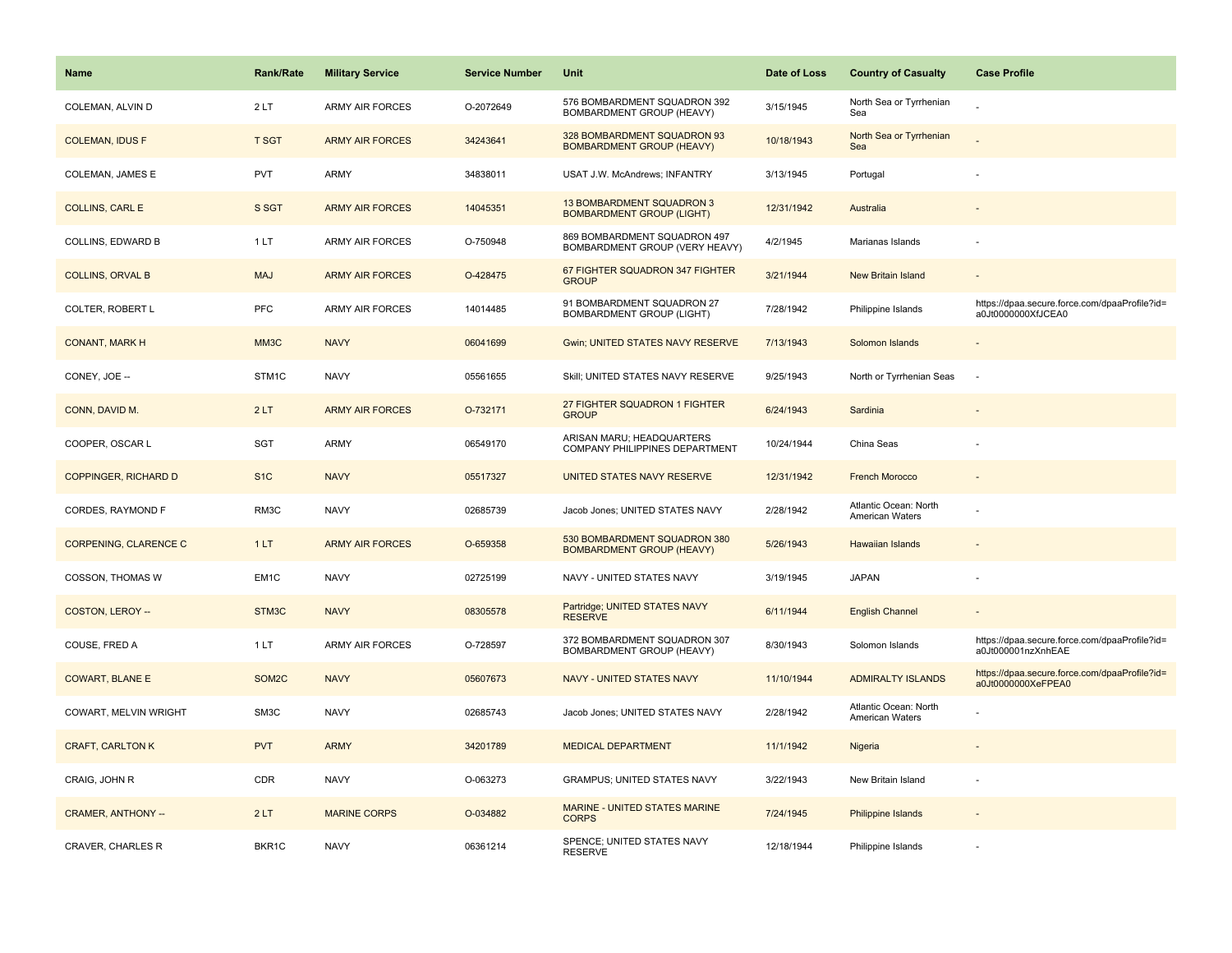| Name | Rank/Rate | Military Service | Service Number | Unit | Date of Loss | Country of Casualty | Case Profile |
|---|---|---|---|---|---|---|---|
| COLEMAN, ALVIN D | 2 LT | ARMY AIR FORCES | O-2072649 | 576 BOMBARDMENT SQUADRON 392 BOMBARDMENT GROUP (HEAVY) | 3/15/1945 | North Sea or Tyrrhenian Sea | - |
| COLEMAN, IDUS F | T SGT | ARMY AIR FORCES | 34243641 | 328 BOMBARDMENT SQUADRON 93 BOMBARDMENT GROUP (HEAVY) | 10/18/1943 | North Sea or Tyrrhenian Sea | - |
| COLEMAN, JAMES E | PVT | ARMY | 34838011 | USAT J.W. McAndrews; INFANTRY | 3/13/1945 | Portugal | - |
| COLLINS, CARL E | S SGT | ARMY AIR FORCES | 14045351 | 13 BOMBARDMENT SQUADRON 3 BOMBARDMENT GROUP (LIGHT) | 12/31/1942 | Australia | - |
| COLLINS, EDWARD B | 1 LT | ARMY AIR FORCES | O-750948 | 869 BOMBARDMENT SQUADRON 497 BOMBARDMENT GROUP (VERY HEAVY) | 4/2/1945 | Marianas Islands | - |
| COLLINS, ORVAL B | MAJ | ARMY AIR FORCES | O-428475 | 67 FIGHTER SQUADRON 347 FIGHTER GROUP | 3/21/1944 | New Britain Island | - |
| COLTER, ROBERT L | PFC | ARMY AIR FORCES | 14014485 | 91 BOMBARDMENT SQUADRON 27 BOMBARDMENT GROUP (LIGHT) | 7/28/1942 | Philippine Islands | https://dpaa.secure.force.com/dpaaProfile?id=a0Jt0000000XfJCEA0 |
| CONANT, MARK H | MM3C | NAVY | 06041699 | Gwin; UNITED STATES NAVY RESERVE | 7/13/1943 | Solomon Islands | - |
| CONEY, JOE -- | STM1C | NAVY | 05561655 | Skill; UNITED STATES NAVY RESERVE | 9/25/1943 | North or Tyrrhenian Seas | - |
| CONN, DAVID M. | 2 LT | ARMY AIR FORCES | O-732171 | 27 FIGHTER SQUADRON 1 FIGHTER GROUP | 6/24/1943 | Sardinia | - |
| COOPER, OSCAR L | SGT | ARMY | 06549170 | ARISAN MARU; HEADQUARTERS COMPANY PHILIPPINES DEPARTMENT | 10/24/1944 | China Seas | - |
| COPPINGER, RICHARD D | S1C | NAVY | 05517327 | UNITED STATES NAVY RESERVE | 12/31/1942 | French Morocco | - |
| CORDES, RAYMOND F | RM3C | NAVY | 02685739 | Jacob Jones; UNITED STATES NAVY | 2/28/1942 | Atlantic Ocean: North American Waters | - |
| CORPENING, CLARENCE C | 1 LT | ARMY AIR FORCES | O-659358 | 530 BOMBARDMENT SQUADRON 380 BOMBARDMENT GROUP (HEAVY) | 5/26/1943 | Hawaiian Islands | - |
| COSSON, THOMAS W | EM1C | NAVY | 02725199 | NAVY - UNITED STATES NAVY | 3/19/1945 | JAPAN | - |
| COSTON, LEROY -- | STM3C | NAVY | 08305578 | Partridge; UNITED STATES NAVY RESERVE | 6/11/1944 | English Channel | - |
| COUSE, FRED A | 1 LT | ARMY AIR FORCES | O-728597 | 372 BOMBARDMENT SQUADRON 307 BOMBARDMENT GROUP (HEAVY) | 8/30/1943 | Solomon Islands | https://dpaa.secure.force.com/dpaaProfile?id=a0Jt000001nzXnhEAE |
| COWART, BLANE E | SOM2C | NAVY | 05607673 | NAVY - UNITED STATES NAVY | 11/10/1944 | ADMIRALTY ISLANDS | https://dpaa.secure.force.com/dpaaProfile?id=a0Jt0000000XeFPEA0 |
| COWART, MELVIN WRIGHT | SM3C | NAVY | 02685743 | Jacob Jones; UNITED STATES NAVY | 2/28/1942 | Atlantic Ocean: North American Waters | - |
| CRAFT, CARLTON K | PVT | ARMY | 34201789 | MEDICAL DEPARTMENT | 11/1/1942 | Nigeria | - |
| CRAIG, JOHN R | CDR | NAVY | O-063273 | GRAMPUS; UNITED STATES NAVY | 3/22/1943 | New Britain Island | - |
| CRAMER, ANTHONY -- | 2 LT | MARINE CORPS | O-034882 | MARINE - UNITED STATES MARINE CORPS | 7/24/1945 | Philippine Islands | - |
| CRAVER, CHARLES R | BKR1C | NAVY | 06361214 | SPENCE; UNITED STATES NAVY RESERVE | 12/18/1944 | Philippine Islands | - |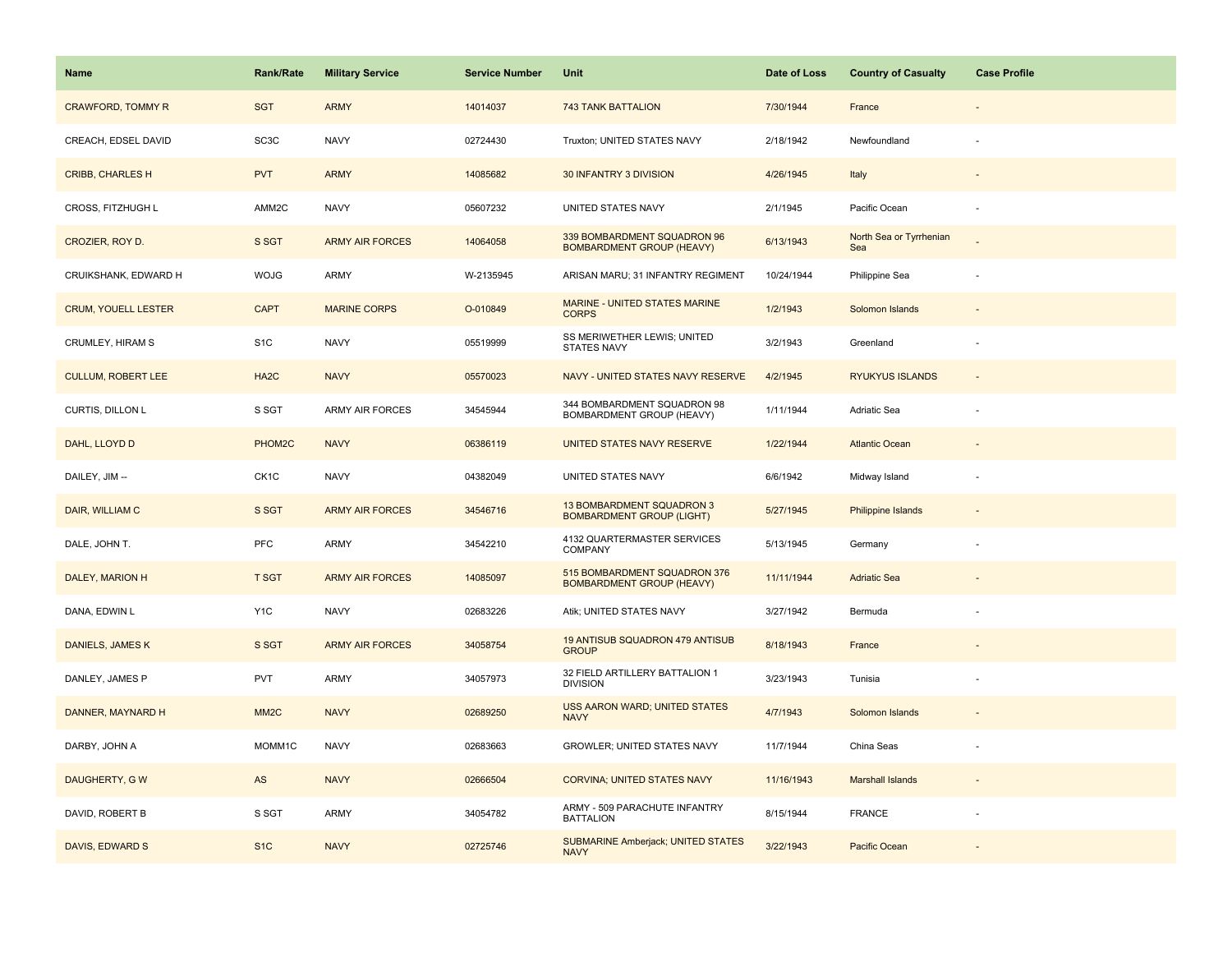| Name | Rank/Rate | Military Service | Service Number | Unit | Date of Loss | Country of Casualty | Case Profile |
|---|---|---|---|---|---|---|---|
| CRAWFORD, TOMMY R | SGT | ARMY | 14014037 | 743 TANK BATTALION | 7/30/1944 | France | - |
| CREACH, EDSEL DAVID | SC3C | NAVY | 02724430 | Truxton; UNITED STATES NAVY | 2/18/1942 | Newfoundland | - |
| CRIBB, CHARLES H | PVT | ARMY | 14085682 | 30 INFANTRY 3 DIVISION | 4/26/1945 | Italy | - |
| CROSS, FITZHUGH L | AMM2C | NAVY | 05607232 | UNITED STATES NAVY | 2/1/1945 | Pacific Ocean | - |
| CROZIER, ROY D. | S SGT | ARMY AIR FORCES | 14064058 | 339 BOMBARDMENT SQUADRON 96 BOMBARDMENT GROUP (HEAVY) | 6/13/1943 | North Sea or Tyrrhenian Sea | - |
| CRUIKSHANK, EDWARD H | WOJG | ARMY | W-2135945 | ARISAN MARU; 31 INFANTRY REGIMENT | 10/24/1944 | Philippine Sea | - |
| CRUM, YOUELL LESTER | CAPT | MARINE CORPS | O-010849 | MARINE - UNITED STATES MARINE CORPS | 1/2/1943 | Solomon Islands | - |
| CRUMLEY, HIRAM S | S1C | NAVY | 05519999 | SS MERIWETHER LEWIS; UNITED STATES NAVY | 3/2/1943 | Greenland | - |
| CULLUM, ROBERT LEE | HA2C | NAVY | 05570023 | NAVY - UNITED STATES NAVY RESERVE | 4/2/1945 | RYUKYUS ISLANDS | - |
| CURTIS, DILLON L | S SGT | ARMY AIR FORCES | 34545944 | 344 BOMBARDMENT SQUADRON 98 BOMBARDMENT GROUP (HEAVY) | 1/11/1944 | Adriatic Sea | - |
| DAHL, LLOYD D | PHOM2C | NAVY | 06386119 | UNITED STATES NAVY RESERVE | 1/22/1944 | Atlantic Ocean | - |
| DAILEY, JIM -- | CK1C | NAVY | 04382049 | UNITED STATES NAVY | 6/6/1942 | Midway Island | - |
| DAIR, WILLIAM C | S SGT | ARMY AIR FORCES | 34546716 | 13 BOMBARDMENT SQUADRON 3 BOMBARDMENT GROUP (LIGHT) | 5/27/1945 | Philippine Islands | - |
| DALE, JOHN T. | PFC | ARMY | 34542210 | 4132 QUARTERMASTER SERVICES COMPANY | 5/13/1945 | Germany | - |
| DALEY, MARION H | T SGT | ARMY AIR FORCES | 14085097 | 515 BOMBARDMENT SQUADRON 376 BOMBARDMENT GROUP (HEAVY) | 11/11/1944 | Adriatic Sea | - |
| DANA, EDWIN L | Y1C | NAVY | 02683226 | Atik; UNITED STATES NAVY | 3/27/1942 | Bermuda | - |
| DANIELS, JAMES K | S SGT | ARMY AIR FORCES | 34058754 | 19 ANTISUB SQUADRON 479 ANTISUB GROUP | 8/18/1943 | France | - |
| DANLEY, JAMES P | PVT | ARMY | 34057973 | 32 FIELD ARTILLERY BATTALION 1 DIVISION | 3/23/1943 | Tunisia | - |
| DANNER, MAYNARD H | MM2C | NAVY | 02689250 | USS AARON WARD; UNITED STATES NAVY | 4/7/1943 | Solomon Islands | - |
| DARBY, JOHN A | MOMM1C | NAVY | 02683663 | GROWLER; UNITED STATES NAVY | 11/7/1944 | China Seas | - |
| DAUGHERTY, G W | AS | NAVY | 02666504 | CORVINA; UNITED STATES NAVY | 11/16/1943 | Marshall Islands | - |
| DAVID, ROBERT B | S SGT | ARMY | 34054782 | ARMY - 509 PARACHUTE INFANTRY BATTALION | 8/15/1944 | FRANCE | - |
| DAVIS, EDWARD S | S1C | NAVY | 02725746 | SUBMARINE Amberjack; UNITED STATES NAVY | 3/22/1943 | Pacific Ocean | - |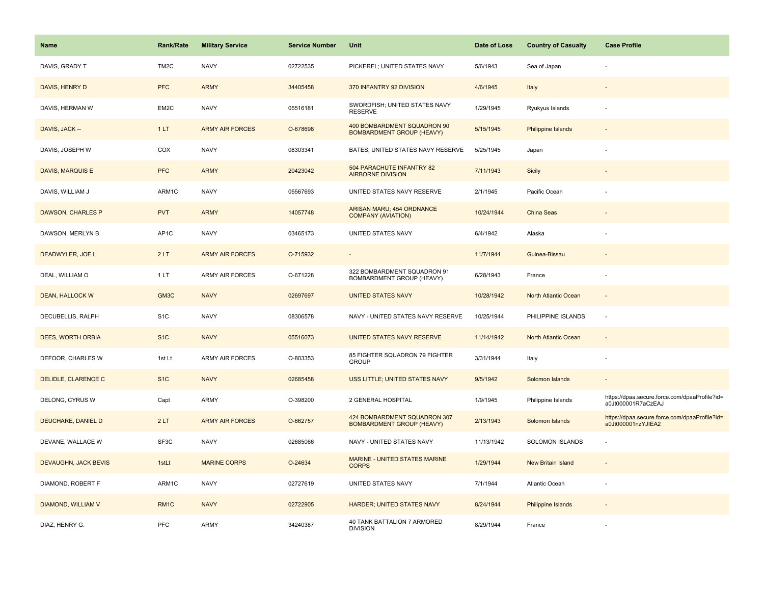| Name | Rank/Rate | Military Service | Service Number | Unit | Date of Loss | Country of Casualty | Case Profile |
|---|---|---|---|---|---|---|---|
| DAVIS, GRADY T | TM2C | NAVY | 02722535 | PICKEREL; UNITED STATES NAVY | 5/6/1943 | Sea of Japan | - |
| DAVIS, HENRY D | PFC | ARMY | 34405458 | 370 INFANTRY 92 DIVISION | 4/6/1945 | Italy | - |
| DAVIS, HERMAN W | EM2C | NAVY | 05516181 | SWORDFISH; UNITED STATES NAVY RESERVE | 1/29/1945 | Ryukyus Islands | - |
| DAVIS, JACK -- | 1 LT | ARMY AIR FORCES | O-678698 | 400 BOMBARDMENT SQUADRON 90 BOMBARDMENT GROUP (HEAVY) | 5/15/1945 | Philippine Islands | - |
| DAVIS, JOSEPH W | COX | NAVY | 08303341 | BATES; UNITED STATES NAVY RESERVE | 5/25/1945 | Japan | - |
| DAVIS, MARQUIS E | PFC | ARMY | 20423042 | 504 PARACHUTE INFANTRY 82 AIRBORNE DIVISION | 7/11/1943 | Sicily | - |
| DAVIS, WILLIAM J | ARM1C | NAVY | 05567693 | UNITED STATES NAVY RESERVE | 2/1/1945 | Pacific Ocean | - |
| DAWSON, CHARLES P | PVT | ARMY | 14057748 | ARISAN MARU; 454 ORDNANCE COMPANY (AVIATION) | 10/24/1944 | China Seas | - |
| DAWSON, MERLYN B | AP1C | NAVY | 03465173 | UNITED STATES NAVY | 6/4/1942 | Alaska | - |
| DEADWYLER, JOE L. | 2 LT | ARMY AIR FORCES | O-715932 | - | 11/7/1944 | Guinea-Bissau | - |
| DEAL, WILLIAM O | 1 LT | ARMY AIR FORCES | O-671228 | 322 BOMBARDMENT SQUADRON 91 BOMBARDMENT GROUP (HEAVY) | 6/28/1943 | France | - |
| DEAN, HALLOCK W | GM3C | NAVY | 02697697 | UNITED STATES NAVY | 10/28/1942 | North Atlantic Ocean | - |
| DECUBELLIS, RALPH | S1C | NAVY | 08306578 | NAVY - UNITED STATES NAVY RESERVE | 10/25/1944 | PHILIPPINE ISLANDS | - |
| DEES, WORTH ORBIA | S1C | NAVY | 05516073 | UNITED STATES NAVY RESERVE | 11/14/1942 | North Atlantic Ocean | - |
| DEFOOR, CHARLES W | 1st Lt | ARMY AIR FORCES | O-803353 | 85 FIGHTER SQUADRON 79 FIGHTER GROUP | 3/31/1944 | Italy | - |
| DELIDLE, CLARENCE C | S1C | NAVY | 02685458 | USS LITTLE; UNITED STATES NAVY | 9/5/1942 | Solomon Islands | - |
| DELONG, CYRUS W | Capt | ARMY | O-398200 | 2 GENERAL HOSPITAL | 1/9/1945 | Philippine Islands | https://dpaa.secure.force.com/dpaaProfile?id=a0Jt000001R7aCzEAJ |
| DEUCHARE, DANIEL D | 2 LT | ARMY AIR FORCES | O-662757 | 424 BOMBARDMENT SQUADRON 307 BOMBARDMENT GROUP (HEAVY) | 2/13/1943 | Solomon Islands | https://dpaa.secure.force.com/dpaaProfile?id=a0Jt000001nzYJIEA2 |
| DEVANE, WALLACE W | SF3C | NAVY | 02685066 | NAVY - UNITED STATES NAVY | 11/13/1942 | SOLOMON ISLANDS | - |
| DEVAUGHN, JACK BEVIS | 1stLt | MARINE CORPS | O-24634 | MARINE - UNITED STATES MARINE CORPS | 1/29/1944 | New Britain Island | - |
| DIAMOND, ROBERT F | ARM1C | NAVY | 02727619 | UNITED STATES NAVY | 7/1/1944 | Atlantic Ocean | - |
| DIAMOND, WILLIAM V | RM1C | NAVY | 02722905 | HARDER; UNITED STATES NAVY | 8/24/1944 | Philippine Islands | - |
| DIAZ, HENRY G. | PFC | ARMY | 34240387 | 40 TANK BATTALION 7 ARMORED DIVISION | 8/29/1944 | France | - |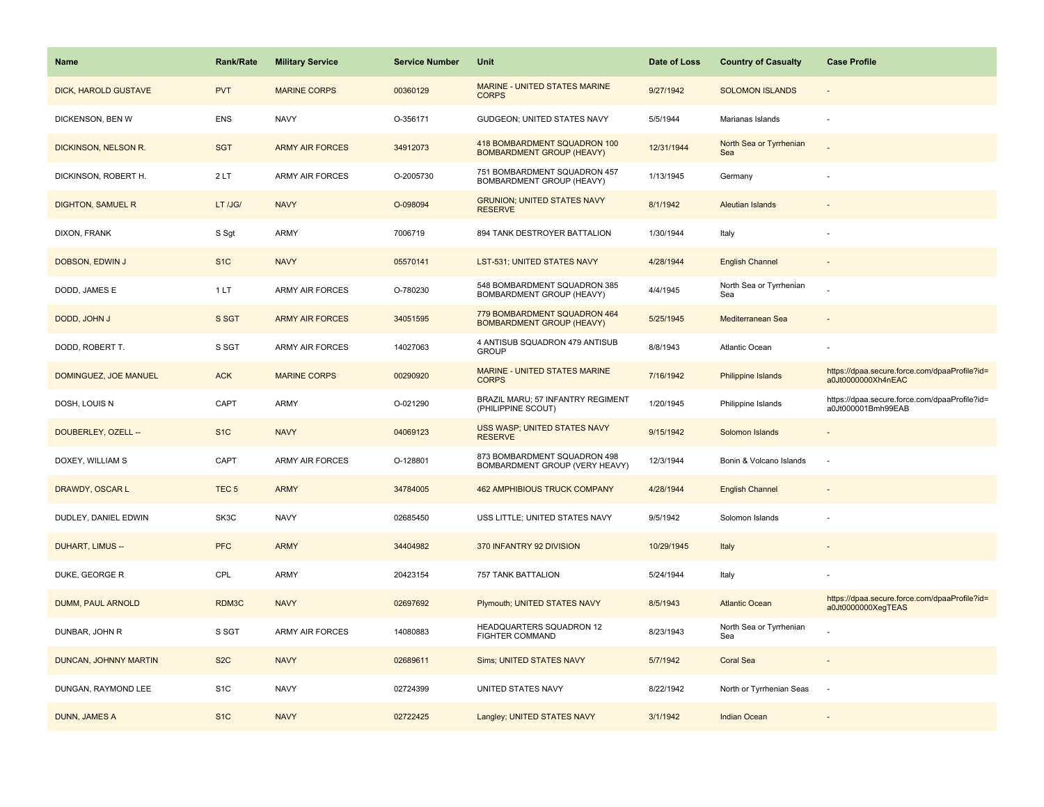| Name | Rank/Rate | Military Service | Service Number | Unit | Date of Loss | Country of Casualty | Case Profile |
|---|---|---|---|---|---|---|---|
| DICK, HAROLD GUSTAVE | PVT | MARINE CORPS | 00360129 | MARINE - UNITED STATES MARINE CORPS | 9/27/1942 | SOLOMON ISLANDS | - |
| DICKENSON, BEN W | ENS | NAVY | O-356171 | GUDGEON; UNITED STATES NAVY | 5/5/1944 | Marianas Islands | - |
| DICKINSON, NELSON R. | SGT | ARMY AIR FORCES | 34912073 | 418 BOMBARDMENT SQUADRON 100 BOMBARDMENT GROUP (HEAVY) | 12/31/1944 | North Sea or Tyrrhenian Sea | - |
| DICKINSON, ROBERT H. | 2 LT | ARMY AIR FORCES | O-2005730 | 751 BOMBARDMENT SQUADRON 457 BOMBARDMENT GROUP (HEAVY) | 1/13/1945 | Germany | - |
| DIGHTON, SAMUEL R | LT /JG/ | NAVY | O-098094 | GRUNION; UNITED STATES NAVY RESERVE | 8/1/1942 | Aleutian Islands | - |
| DIXON, FRANK | S Sgt | ARMY | 7006719 | 894 TANK DESTROYER BATTALION | 1/30/1944 | Italy | - |
| DOBSON, EDWIN J | S1C | NAVY | 05570141 | LST-531; UNITED STATES NAVY | 4/28/1944 | English Channel | - |
| DODD, JAMES E | 1 LT | ARMY AIR FORCES | O-780230 | 548 BOMBARDMENT SQUADRON 385 BOMBARDMENT GROUP (HEAVY) | 4/4/1945 | North Sea or Tyrrhenian Sea | - |
| DODD, JOHN J | S SGT | ARMY AIR FORCES | 34051595 | 779 BOMBARDMENT SQUADRON 464 BOMBARDMENT GROUP (HEAVY) | 5/25/1945 | Mediterranean Sea | - |
| DODD, ROBERT T. | S SGT | ARMY AIR FORCES | 14027063 | 4 ANTISUB SQUADRON 479 ANTISUB GROUP | 8/8/1943 | Atlantic Ocean | - |
| DOMINGUEZ, JOE MANUEL | ACK | MARINE CORPS | 00290920 | MARINE - UNITED STATES MARINE CORPS | 7/16/1942 | Philippine Islands | https://dpaa.secure.force.com/dpaaProfile?id=a0Jt0000000Xh4nEAC |
| DOSH, LOUIS N | CAPT | ARMY | O-021290 | BRAZIL MARU; 57 INFANTRY REGIMENT (PHILIPPINE SCOUT) | 1/20/1945 | Philippine Islands | https://dpaa.secure.force.com/dpaaProfile?id=a0Jt000001Bmh99EAB |
| DOUBERLEY, OZELL -- | S1C | NAVY | 04069123 | USS WASP; UNITED STATES NAVY RESERVE | 9/15/1942 | Solomon Islands | - |
| DOXEY, WILLIAM S | CAPT | ARMY AIR FORCES | O-128801 | 873 BOMBARDMENT SQUADRON 498 BOMBARDMENT GROUP (VERY HEAVY) | 12/3/1944 | Bonin & Volcano Islands | - |
| DRAWDY, OSCAR L | TEC 5 | ARMY | 34784005 | 462 AMPHIBIOUS TRUCK COMPANY | 4/28/1944 | English Channel | - |
| DUDLEY, DANIEL EDWIN | SK3C | NAVY | 02685450 | USS LITTLE; UNITED STATES NAVY | 9/5/1942 | Solomon Islands | - |
| DUHART, LIMUS -- | PFC | ARMY | 34404982 | 370 INFANTRY 92 DIVISION | 10/29/1945 | Italy | - |
| DUKE, GEORGE R | CPL | ARMY | 20423154 | 757 TANK BATTALION | 5/24/1944 | Italy | - |
| DUMM, PAUL ARNOLD | RDM3C | NAVY | 02697692 | Plymouth; UNITED STATES NAVY | 8/5/1943 | Atlantic Ocean | https://dpaa.secure.force.com/dpaaProfile?id=a0Jt0000000XegTEAS |
| DUNBAR, JOHN R | S SGT | ARMY AIR FORCES | 14080883 | HEADQUARTERS SQUADRON 12 FIGHTER COMMAND | 8/23/1943 | North Sea or Tyrrhenian Sea | - |
| DUNCAN, JOHNNY MARTIN | S2C | NAVY | 02689611 | Sims; UNITED STATES NAVY | 5/7/1942 | Coral Sea | - |
| DUNGAN, RAYMOND LEE | S1C | NAVY | 02724399 | UNITED STATES NAVY | 8/22/1942 | North or Tyrrhenian Seas | - |
| DUNN, JAMES A | S1C | NAVY | 02722425 | Langley; UNITED STATES NAVY | 3/1/1942 | Indian Ocean | - |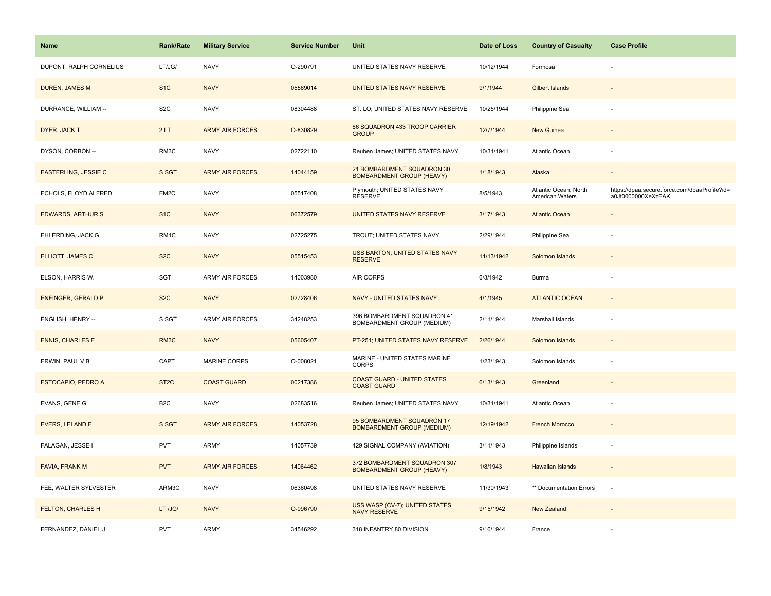| Name | Rank/Rate | Military Service | Service Number | Unit | Date of Loss | Country of Casualty | Case Profile |
|---|---|---|---|---|---|---|---|
| DUPONT, RALPH CORNELIUS | LT/JG/ | NAVY | O-290791 | UNITED STATES NAVY RESERVE | 10/12/1944 | Formosa | - |
| DUREN, JAMES M | S1C | NAVY | 05569014 | UNITED STATES NAVY RESERVE | 9/1/1944 | Gilbert Islands | - |
| DURRANCE, WILLIAM -- | S2C | NAVY | 08304488 | ST. LO; UNITED STATES NAVY RESERVE | 10/25/1944 | Philippine Sea | - |
| DYER, JACK T. | 2 LT | ARMY AIR FORCES | O-830829 | 66 SQUADRON 433 TROOP CARRIER GROUP | 12/7/1944 | New Guinea | - |
| DYSON, CORBON -- | RM3C | NAVY | 02722110 | Reuben James; UNITED STATES NAVY | 10/31/1941 | Atlantic Ocean | - |
| EASTERLING, JESSIE C | S SGT | ARMY AIR FORCES | 14044159 | 21 BOMBARDMENT SQUADRON 30 BOMBARDMENT GROUP (HEAVY) | 1/18/1943 | Alaska | - |
| ECHOLS, FLOYD ALFRED | EM2C | NAVY | 05517408 | Plymouth; UNITED STATES NAVY RESERVE | 8/5/1943 | Atlantic Ocean: North American Waters | https://dpaa.secure.force.com/dpaaProfile?id=a0Jt0000000XeXzEAK |
| EDWARDS, ARTHUR S | S1C | NAVY | 06372579 | UNITED STATES NAVY RESERVE | 3/17/1943 | Atlantic Ocean | - |
| EHLERDING, JACK G | RM1C | NAVY | 02725275 | TROUT; UNITED STATES NAVY | 2/29/1944 | Philippine Sea | - |
| ELLIOTT, JAMES C | S2C | NAVY | 05515453 | USS BARTON; UNITED STATES NAVY RESERVE | 11/13/1942 | Solomon Islands | - |
| ELSON, HARRIS W. | SGT | ARMY AIR FORCES | 14003980 | AIR CORPS | 6/3/1942 | Burma | - |
| ENFINGER, GERALD P | S2C | NAVY | 02728406 | NAVY - UNITED STATES NAVY | 4/1/1945 | ATLANTIC OCEAN | - |
| ENGLISH, HENRY -- | S SGT | ARMY AIR FORCES | 34248253 | 396 BOMBARDMENT SQUADRON 41 BOMBARDMENT GROUP (MEDIUM) | 2/11/1944 | Marshall Islands | - |
| ENNIS, CHARLES E | RM3C | NAVY | 05605407 | PT-251; UNITED STATES NAVY RESERVE | 2/26/1944 | Solomon Islands | - |
| ERWIN, PAUL V B | CAPT | MARINE CORPS | O-008021 | MARINE - UNITED STATES MARINE CORPS | 1/23/1943 | Solomon Islands | - |
| ESTOCAPIO, PEDRO A | ST2C | COAST GUARD | 00217386 | COAST GUARD - UNITED STATES COAST GUARD | 6/13/1943 | Greenland | - |
| EVANS, GENE G | B2C | NAVY | 02683516 | Reuben James; UNITED STATES NAVY | 10/31/1941 | Atlantic Ocean | - |
| EVERS, LELAND E | S SGT | ARMY AIR FORCES | 14053728 | 95 BOMBARDMENT SQUADRON 17 BOMBARDMENT GROUP (MEDIUM) | 12/19/1942 | French Morocco | - |
| FALAGAN, JESSE I | PVT | ARMY | 14057739 | 429 SIGNAL COMPANY (AVIATION) | 3/11/1943 | Philippine Islands | - |
| FAVIA, FRANK M | PVT | ARMY AIR FORCES | 14064462 | 372 BOMBARDMENT SQUADRON 307 BOMBARDMENT GROUP (HEAVY) | 1/8/1943 | Hawaiian Islands | - |
| FEE, WALTER SYLVESTER | ARM3C | NAVY | 06360498 | UNITED STATES NAVY RESERVE | 11/30/1943 | ** Documentation Errors | - |
| FELTON, CHARLES H | LT /JG/ | NAVY | O-096790 | USS WASP (CV-7); UNITED STATES NAVY RESERVE | 9/15/1942 | New Zealand | - |
| FERNANDEZ, DANIEL J | PVT | ARMY | 34546292 | 318 INFANTRY 80 DIVISION | 9/16/1944 | France | - |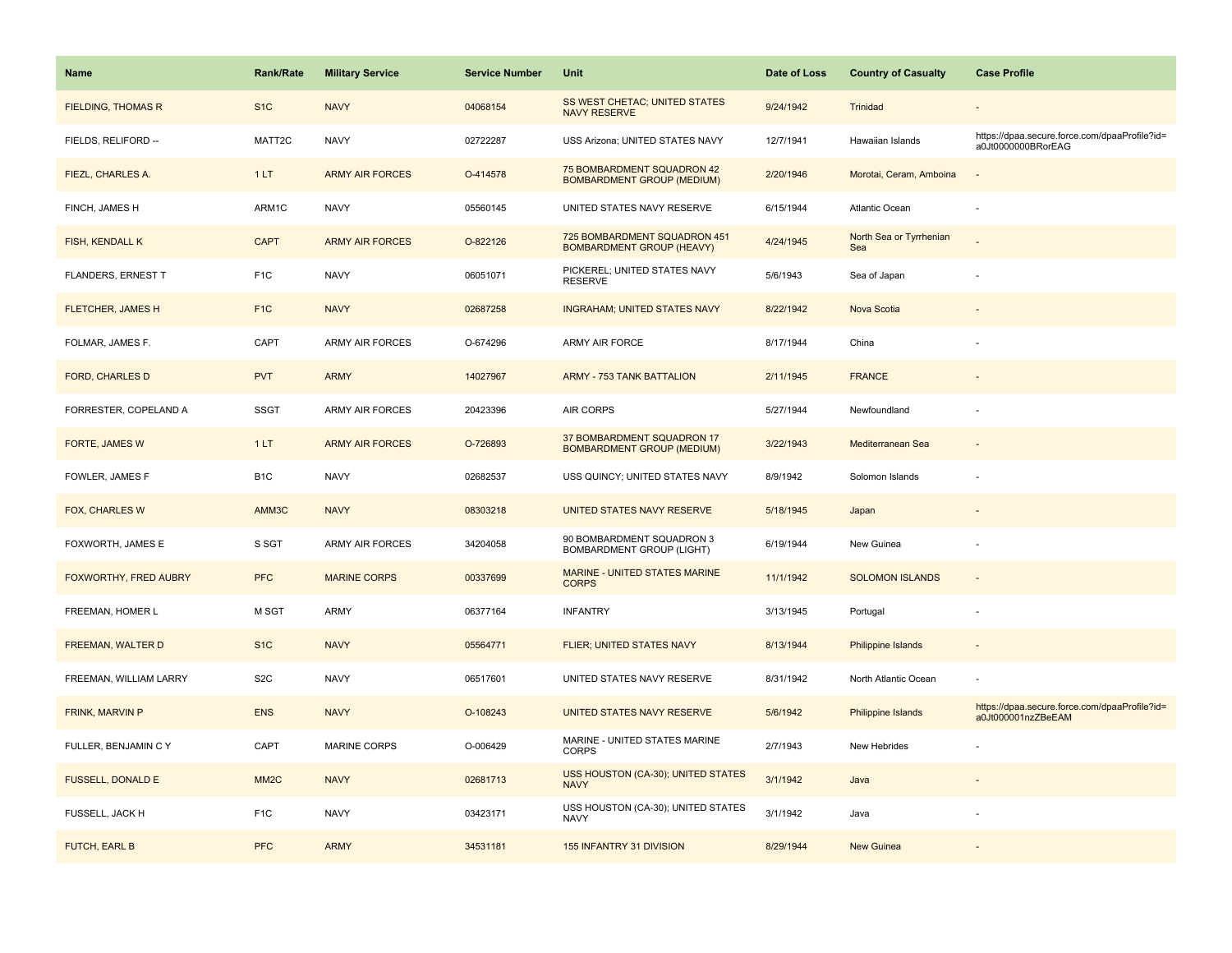| Name | Rank/Rate | Military Service | Service Number | Unit | Date of Loss | Country of Casualty | Case Profile |
|---|---|---|---|---|---|---|---|
| FIELDING, THOMAS R | S1C | NAVY | 04068154 | SS WEST CHETAC; UNITED STATES NAVY RESERVE | 9/24/1942 | Trinidad | - |
| FIELDS, RELIFORD -- | MATT2C | NAVY | 02722287 | USS Arizona; UNITED STATES NAVY | 12/7/1941 | Hawaiian Islands | https://dpaa.secure.force.com/dpaaProfile?id=a0Jt0000000BRorEAG |
| FIEZL, CHARLES A. | 1 LT | ARMY AIR FORCES | O-414578 | 75 BOMBARDMENT SQUADRON 42 BOMBARDMENT GROUP (MEDIUM) | 2/20/1946 | Morotai, Ceram, Amboina | - |
| FINCH, JAMES H | ARM1C | NAVY | 05560145 | UNITED STATES NAVY RESERVE | 6/15/1944 | Atlantic Ocean | - |
| FISH, KENDALL K | CAPT | ARMY AIR FORCES | O-822126 | 725 BOMBARDMENT SQUADRON 451 BOMBARDMENT GROUP (HEAVY) | 4/24/1945 | North Sea or Tyrrhenian Sea | - |
| FLANDERS, ERNEST T | F1C | NAVY | 06051071 | PICKEREL; UNITED STATES NAVY RESERVE | 5/6/1943 | Sea of Japan | - |
| FLETCHER, JAMES H | F1C | NAVY | 02687258 | INGRAHAM; UNITED STATES NAVY | 8/22/1942 | Nova Scotia | - |
| FOLMAR, JAMES F. | CAPT | ARMY AIR FORCES | O-674296 | ARMY AIR FORCE | 8/17/1944 | China | - |
| FORD, CHARLES D | PVT | ARMY | 14027967 | ARMY - 753 TANK BATTALION | 2/11/1945 | FRANCE | - |
| FORRESTER, COPELAND A | SSGT | ARMY AIR FORCES | 20423396 | AIR CORPS | 5/27/1944 | Newfoundland | - |
| FORTE, JAMES W | 1 LT | ARMY AIR FORCES | O-726893 | 37 BOMBARDMENT SQUADRON 17 BOMBARDMENT GROUP (MEDIUM) | 3/22/1943 | Mediterranean Sea | - |
| FOWLER, JAMES F | B1C | NAVY | 02682537 | USS QUINCY; UNITED STATES NAVY | 8/9/1942 | Solomon Islands | - |
| FOX, CHARLES W | AMM3C | NAVY | 08303218 | UNITED STATES NAVY RESERVE | 5/18/1945 | Japan | - |
| FOXWORTH, JAMES E | S SGT | ARMY AIR FORCES | 34204058 | 90 BOMBARDMENT SQUADRON 3 BOMBARDMENT GROUP (LIGHT) | 6/19/1944 | New Guinea | - |
| FOXWORTHY, FRED AUBRY | PFC | MARINE CORPS | 00337699 | MARINE - UNITED STATES MARINE CORPS | 11/1/1942 | SOLOMON ISLANDS | - |
| FREEMAN, HOMER L | M SGT | ARMY | 06377164 | INFANTRY | 3/13/1945 | Portugal | - |
| FREEMAN, WALTER D | S1C | NAVY | 05564771 | FLIER; UNITED STATES NAVY | 8/13/1944 | Philippine Islands | - |
| FREEMAN, WILLIAM LARRY | S2C | NAVY | 06517601 | UNITED STATES NAVY RESERVE | 8/31/1942 | North Atlantic Ocean | - |
| FRINK, MARVIN P | ENS | NAVY | O-108243 | UNITED STATES NAVY RESERVE | 5/6/1942 | Philippine Islands | https://dpaa.secure.force.com/dpaaProfile?id=a0Jt000001nzZBeEAM |
| FULLER, BENJAMIN C Y | CAPT | MARINE CORPS | O-006429 | MARINE - UNITED STATES MARINE CORPS | 2/7/1943 | New Hebrides | - |
| FUSSELL, DONALD E | MM2C | NAVY | 02681713 | USS HOUSTON (CA-30); UNITED STATES NAVY | 3/1/1942 | Java | - |
| FUSSELL, JACK H | F1C | NAVY | 03423171 | USS HOUSTON (CA-30); UNITED STATES NAVY | 3/1/1942 | Java | - |
| FUTCH, EARL B | PFC | ARMY | 34531181 | 155 INFANTRY 31 DIVISION | 8/29/1944 | New Guinea | - |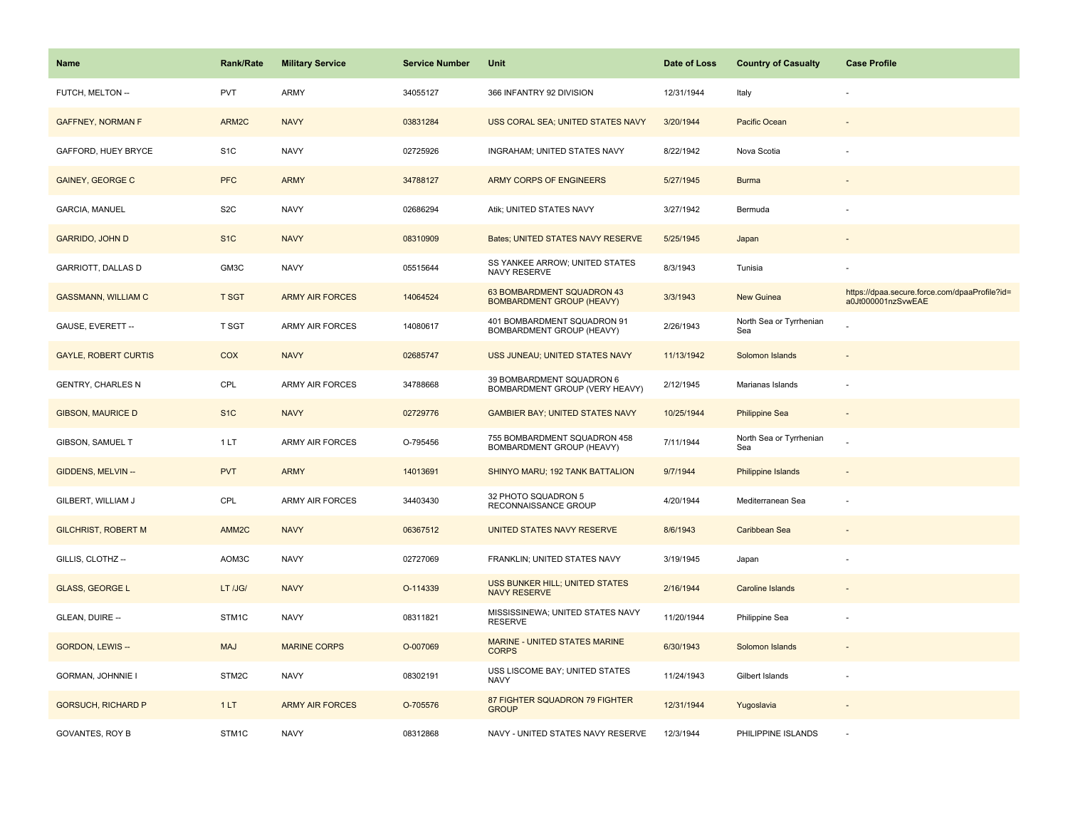| Name | Rank/Rate | Military Service | Service Number | Unit | Date of Loss | Country of Casualty | Case Profile |
|---|---|---|---|---|---|---|---|
| FUTCH, MELTON -- | PVT | ARMY | 34055127 | 366 INFANTRY 92 DIVISION | 12/31/1944 | Italy | - |
| GAFFNEY, NORMAN F | ARM2C | NAVY | 03831284 | USS CORAL SEA; UNITED STATES NAVY | 3/20/1944 | Pacific Ocean | - |
| GAFFORD, HUEY BRYCE | S1C | NAVY | 02725926 | INGRAHAM; UNITED STATES NAVY | 8/22/1942 | Nova Scotia | - |
| GAINEY, GEORGE C | PFC | ARMY | 34788127 | ARMY CORPS OF ENGINEERS | 5/27/1945 | Burma | - |
| GARCIA, MANUEL | S2C | NAVY | 02686294 | Atik; UNITED STATES NAVY | 3/27/1942 | Bermuda | - |
| GARRIDO, JOHN D | S1C | NAVY | 08310909 | Bates; UNITED STATES NAVY RESERVE | 5/25/1945 | Japan | - |
| GARRIOTT, DALLAS D | GM3C | NAVY | 05515644 | SS YANKEE ARROW; UNITED STATES NAVY RESERVE | 8/3/1943 | Tunisia | - |
| GASSMANN, WILLIAM C | T SGT | ARMY AIR FORCES | 14064524 | 63 BOMBARDMENT SQUADRON 43 BOMBARDMENT GROUP (HEAVY) | 3/3/1943 | New Guinea | https://dpaa.secure.force.com/dpaaProfile?id=a0Jt000001nzSvwEAE |
| GAUSE, EVERETT -- | T SGT | ARMY AIR FORCES | 14080617 | 401 BOMBARDMENT SQUADRON 91 BOMBARDMENT GROUP (HEAVY) | 2/26/1943 | North Sea or Tyrrhenian Sea | - |
| GAYLE, ROBERT CURTIS | COX | NAVY | 02685747 | USS JUNEAU; UNITED STATES NAVY | 11/13/1942 | Solomon Islands | - |
| GENTRY, CHARLES N | CPL | ARMY AIR FORCES | 34788668 | 39 BOMBARDMENT SQUADRON 6 BOMBARDMENT GROUP (VERY HEAVY) | 2/12/1945 | Marianas Islands | - |
| GIBSON, MAURICE D | S1C | NAVY | 02729776 | GAMBIER BAY; UNITED STATES NAVY | 10/25/1944 | Philippine Sea | - |
| GIBSON, SAMUEL T | 1 LT | ARMY AIR FORCES | O-795456 | 755 BOMBARDMENT SQUADRON 458 BOMBARDMENT GROUP (HEAVY) | 7/11/1944 | North Sea or Tyrrhenian Sea | - |
| GIDDENS, MELVIN -- | PVT | ARMY | 14013691 | SHINYO MARU; 192 TANK BATTALION | 9/7/1944 | Philippine Islands | - |
| GILBERT, WILLIAM J | CPL | ARMY AIR FORCES | 34403430 | 32 PHOTO SQUADRON 5 RECONNAISSANCE GROUP | 4/20/1944 | Mediterranean Sea | - |
| GILCHRIST, ROBERT M | AMM2C | NAVY | 06367512 | UNITED STATES NAVY RESERVE | 8/6/1943 | Caribbean Sea | - |
| GILLIS, CLOTHZ -- | AOM3C | NAVY | 02727069 | FRANKLIN; UNITED STATES NAVY | 3/19/1945 | Japan | - |
| GLASS, GEORGE L | LT /JG/ | NAVY | O-114339 | USS BUNKER HILL; UNITED STATES NAVY RESERVE | 2/16/1944 | Caroline Islands | - |
| GLEAN, DUIRE -- | STM1C | NAVY | 08311821 | MISSISSINEWA; UNITED STATES NAVY RESERVE | 11/20/1944 | Philippine Sea | - |
| GORDON, LEWIS -- | MAJ | MARINE CORPS | O-007069 | MARINE - UNITED STATES MARINE CORPS | 6/30/1943 | Solomon Islands | - |
| GORMAN, JOHNNIE I | STM2C | NAVY | 08302191 | USS LISCOME BAY; UNITED STATES NAVY | 11/24/1943 | Gilbert Islands | - |
| GORSUCH, RICHARD P | 1 LT | ARMY AIR FORCES | O-705576 | 87 FIGHTER SQUADRON 79 FIGHTER GROUP | 12/31/1944 | Yugoslavia | - |
| GOVANTES, ROY B | STM1C | NAVY | 08312868 | NAVY - UNITED STATES NAVY RESERVE | 12/3/1944 | PHILIPPINE ISLANDS | - |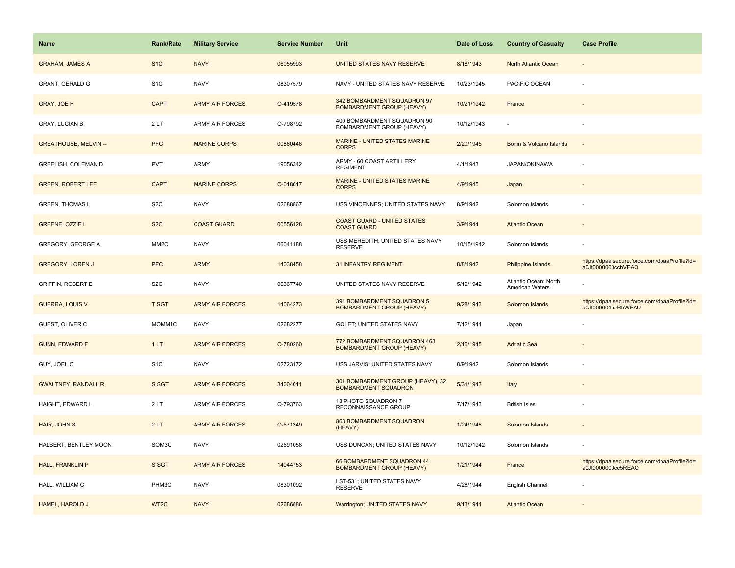| Name | Rank/Rate | Military Service | Service Number | Unit | Date of Loss | Country of Casualty | Case Profile |
|---|---|---|---|---|---|---|---|
| GRAHAM, JAMES A | S1C | NAVY | 06055993 | UNITED STATES NAVY RESERVE | 8/18/1943 | North Atlantic Ocean | - |
| GRANT, GERALD G | S1C | NAVY | 08307579 | NAVY - UNITED STATES NAVY RESERVE | 10/23/1945 | PACIFIC OCEAN | - |
| GRAY, JOE H | CAPT | ARMY AIR FORCES | O-419578 | 342 BOMBARDMENT SQUADRON 97 BOMBARDMENT GROUP (HEAVY) | 10/21/1942 | France | - |
| GRAY, LUCIAN B. | 2 LT | ARMY AIR FORCES | O-798792 | 400 BOMBARDMENT SQUADRON 90 BOMBARDMENT GROUP (HEAVY) | 10/12/1943 | - | - |
| GREATHOUSE, MELVIN -- | PFC | MARINE CORPS | 00860446 | MARINE - UNITED STATES MARINE CORPS | 2/20/1945 | Bonin & Volcano Islands | - |
| GREELISH, COLEMAN D | PVT | ARMY | 19056342 | ARMY - 60 COAST ARTILLERY REGIMENT | 4/1/1943 | JAPAN/OKINAWA | - |
| GREEN, ROBERT LEE | CAPT | MARINE CORPS | O-018617 | MARINE - UNITED STATES MARINE CORPS | 4/9/1945 | Japan | - |
| GREEN, THOMAS L | S2C | NAVY | 02688867 | USS VINCENNES; UNITED STATES NAVY | 8/9/1942 | Solomon Islands | - |
| GREENE, OZZIE L | S2C | COAST GUARD | 00556128 | COAST GUARD - UNITED STATES COAST GUARD | 3/9/1944 | Atlantic Ocean | - |
| GREGORY, GEORGE A | MM2C | NAVY | 06041188 | USS MEREDITH; UNITED STATES NAVY RESERVE | 10/15/1942 | Solomon Islands | - |
| GREGORY, LOREN J | PFC | ARMY | 14038458 | 31 INFANTRY REGIMENT | 8/8/1942 | Philippine Islands | https://dpaa.secure.force.com/dpaaProfile?id=a0Jt0000000cchVEAQ |
| GRIFFIN, ROBERT E | S2C | NAVY | 06367740 | UNITED STATES NAVY RESERVE | 5/19/1942 | Atlantic Ocean: North American Waters | - |
| GUERRA, LOUIS V | T SGT | ARMY AIR FORCES | 14064273 | 394 BOMBARDMENT SQUADRON 5 BOMBARDMENT GROUP (HEAVY) | 9/28/1943 | Solomon Islands | https://dpaa.secure.force.com/dpaaProfile?id=a0Jt000001nzRbWEAU |
| GUEST, OLIVER C | MOMM1C | NAVY | 02682277 | GOLET; UNITED STATES NAVY | 7/12/1944 | Japan | - |
| GUNN, EDWARD F | 1 LT | ARMY AIR FORCES | O-780260 | 772 BOMBARDMENT SQUADRON 463 BOMBARDMENT GROUP (HEAVY) | 2/16/1945 | Adriatic Sea | - |
| GUY, JOEL O | S1C | NAVY | 02723172 | USS JARVIS; UNITED STATES NAVY | 8/9/1942 | Solomon Islands | - |
| GWALTNEY, RANDALL R | S SGT | ARMY AIR FORCES | 34004011 | 301 BOMBARDMENT GROUP (HEAVY), 32 BOMBARDMENT SQUADRON | 5/31/1943 | Italy | - |
| HAIGHT, EDWARD L | 2 LT | ARMY AIR FORCES | O-793763 | 13 PHOTO SQUADRON 7 RECONNAISSANCE GROUP | 7/17/1943 | British Isles | - |
| HAIR, JOHN S | 2 LT | ARMY AIR FORCES | O-671349 | 868 BOMBARDMENT SQUADRON (HEAVY) | 1/24/1946 | Solomon Islands | - |
| HALBERT, BENTLEY MOON | SOM3C | NAVY | 02691058 | USS DUNCAN; UNITED STATES NAVY | 10/12/1942 | Solomon Islands | - |
| HALL, FRANKLIN P | S SGT | ARMY AIR FORCES | 14044753 | 66 BOMBARDMENT SQUADRON 44 BOMBARDMENT GROUP (HEAVY) | 1/21/1944 | France | https://dpaa.secure.force.com/dpaaProfile?id=a0Jt0000000cc5REAQ |
| HALL, WILLIAM C | PHM3C | NAVY | 08301092 | LST-531; UNITED STATES NAVY RESERVE | 4/28/1944 | English Channel | - |
| HAMEL, HAROLD J | WT2C | NAVY | 02686886 | Warrington; UNITED STATES NAVY | 9/13/1944 | Atlantic Ocean | - |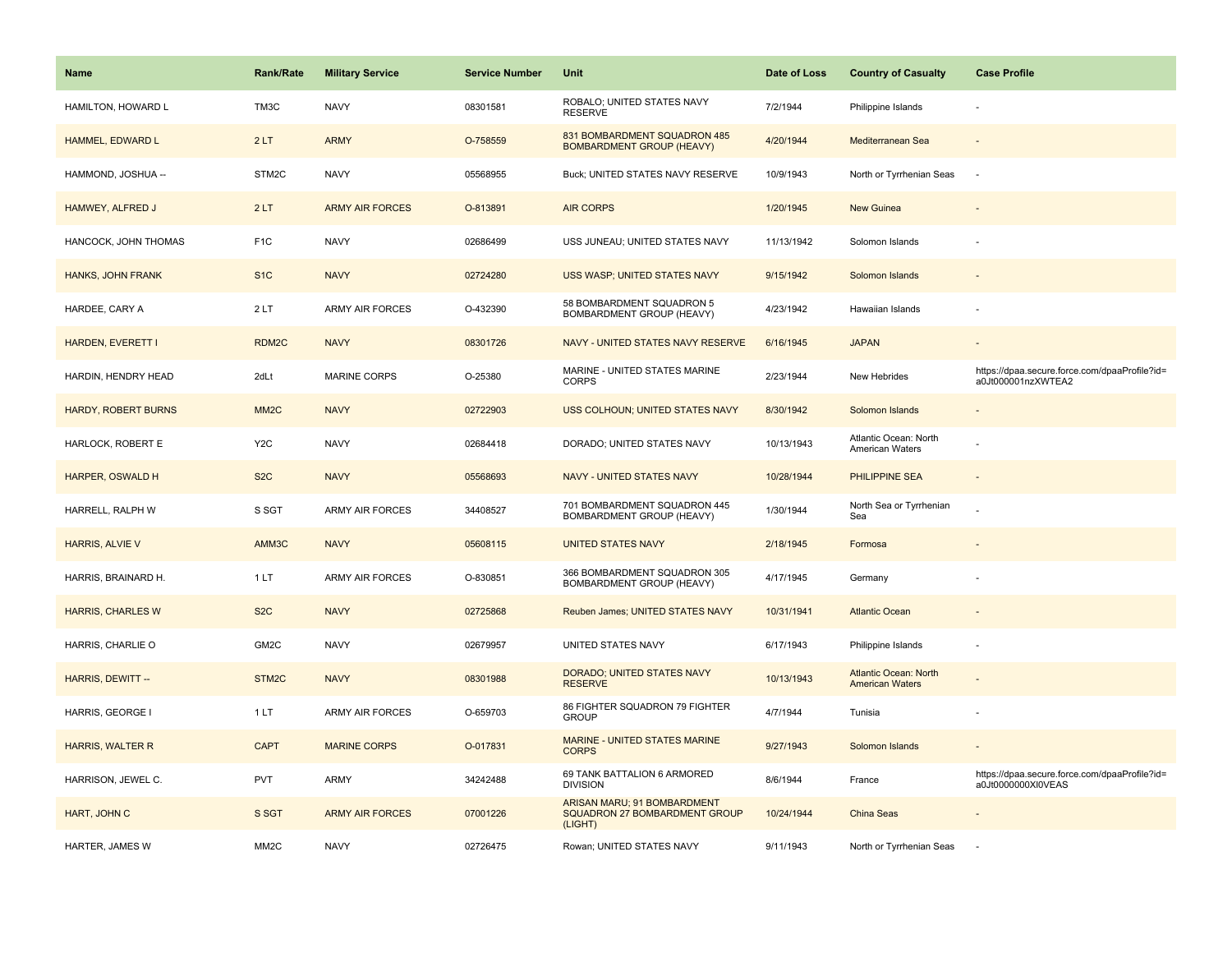| Name | Rank/Rate | Military Service | Service Number | Unit | Date of Loss | Country of Casualty | Case Profile |
| --- | --- | --- | --- | --- | --- | --- | --- |
| HAMILTON, HOWARD L | TM3C | NAVY | 08301581 | ROBALO; UNITED STATES NAVY RESERVE | 7/2/1944 | Philippine Islands | - |
| HAMMEL, EDWARD L | 2 LT | ARMY | O-758559 | 831 BOMBARDMENT SQUADRON 485 BOMBARDMENT GROUP (HEAVY) | 4/20/1944 | Mediterranean Sea | - |
| HAMMOND, JOSHUA -- | STM2C | NAVY | 05568955 | Buck; UNITED STATES NAVY RESERVE | 10/9/1943 | North or Tyrrhenian Seas | - |
| HAMWEY, ALFRED J | 2 LT | ARMY AIR FORCES | O-813891 | AIR CORPS | 1/20/1945 | New Guinea | - |
| HANCOCK, JOHN THOMAS | F1C | NAVY | 02686499 | USS JUNEAU; UNITED STATES NAVY | 11/13/1942 | Solomon Islands | - |
| HANKS, JOHN FRANK | S1C | NAVY | 02724280 | USS WASP; UNITED STATES NAVY | 9/15/1942 | Solomon Islands | - |
| HARDEE, CARY A | 2 LT | ARMY AIR FORCES | O-432390 | 58 BOMBARDMENT SQUADRON 5 BOMBARDMENT GROUP (HEAVY) | 4/23/1942 | Hawaiian Islands | - |
| HARDEN, EVERETT I | RDM2C | NAVY | 08301726 | NAVY - UNITED STATES NAVY RESERVE | 6/16/1945 | JAPAN | - |
| HARDIN, HENDRY HEAD | 2dLt | MARINE CORPS | O-25380 | MARINE - UNITED STATES MARINE CORPS | 2/23/1944 | New Hebrides | https://dpaa.secure.force.com/dpaaProfile?id=a0Jt000001nzXWTEA2 |
| HARDY, ROBERT BURNS | MM2C | NAVY | 02722903 | USS COLHOUN; UNITED STATES NAVY | 8/30/1942 | Solomon Islands | - |
| HARLOCK, ROBERT E | Y2C | NAVY | 02684418 | DORADO; UNITED STATES NAVY | 10/13/1943 | Atlantic Ocean: North American Waters | - |
| HARPER, OSWALD H | S2C | NAVY | 05568693 | NAVY - UNITED STATES NAVY | 10/28/1944 | PHILIPPINE SEA | - |
| HARRELL, RALPH W | S SGT | ARMY AIR FORCES | 34408527 | 701 BOMBARDMENT SQUADRON 445 BOMBARDMENT GROUP (HEAVY) | 1/30/1944 | North Sea or Tyrrhenian Sea | - |
| HARRIS, ALVIE V | AMM3C | NAVY | 05608115 | UNITED STATES NAVY | 2/18/1945 | Formosa | - |
| HARRIS, BRAINARD H. | 1 LT | ARMY AIR FORCES | O-830851 | 366 BOMBARDMENT SQUADRON 305 BOMBARDMENT GROUP (HEAVY) | 4/17/1945 | Germany | - |
| HARRIS, CHARLES W | S2C | NAVY | 02725868 | Reuben James; UNITED STATES NAVY | 10/31/1941 | Atlantic Ocean | - |
| HARRIS, CHARLIE O | GM2C | NAVY | 02679957 | UNITED STATES NAVY | 6/17/1943 | Philippine Islands | - |
| HARRIS, DEWITT -- | STM2C | NAVY | 08301988 | DORADO; UNITED STATES NAVY RESERVE | 10/13/1943 | Atlantic Ocean: North American Waters | - |
| HARRIS, GEORGE I | 1 LT | ARMY AIR FORCES | O-659703 | 86 FIGHTER SQUADRON 79 FIGHTER GROUP | 4/7/1944 | Tunisia | - |
| HARRIS, WALTER R | CAPT | MARINE CORPS | O-017831 | MARINE - UNITED STATES MARINE CORPS | 9/27/1943 | Solomon Islands | - |
| HARRISON, JEWEL C. | PVT | ARMY | 34242488 | 69 TANK BATTALION 6 ARMORED DIVISION | 8/6/1944 | France | https://dpaa.secure.force.com/dpaaProfile?id=a0Jt0000000Xl0VEAS |
| HART, JOHN C | S SGT | ARMY AIR FORCES | 07001226 | ARISAN MARU; 91 BOMBARDMENT SQUADRON 27 BOMBARDMENT GROUP (LIGHT) | 10/24/1944 | China Seas | - |
| HARTER, JAMES W | MM2C | NAVY | 02726475 | Rowan; UNITED STATES NAVY | 9/11/1943 | North or Tyrrhenian Seas | - |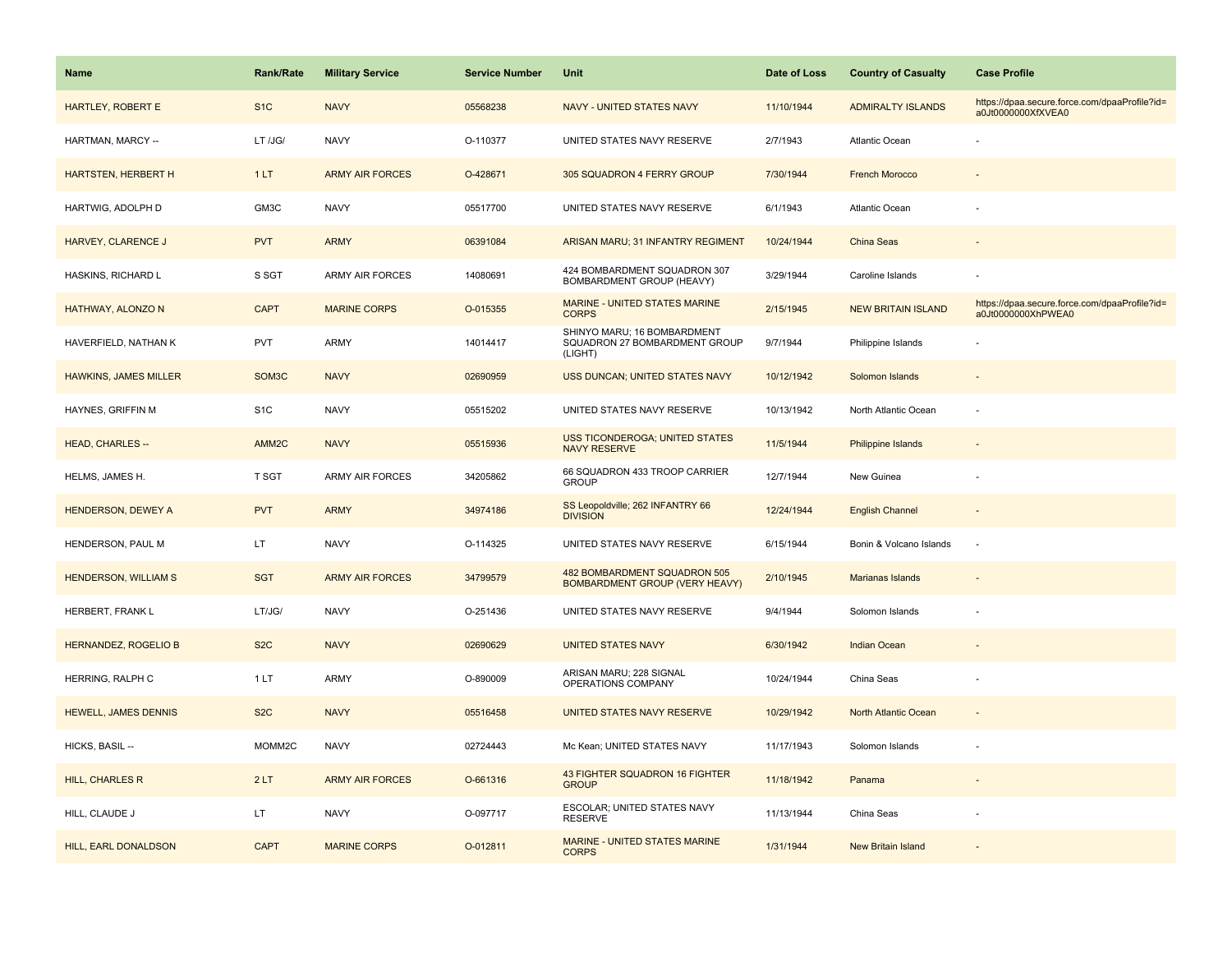| Name | Rank/Rate | Military Service | Service Number | Unit | Date of Loss | Country of Casualty | Case Profile |
|---|---|---|---|---|---|---|---|
| HARTLEY, ROBERT E | S1C | NAVY | 05568238 | NAVY - UNITED STATES NAVY | 11/10/1944 | ADMIRALTY ISLANDS | https://dpaa.secure.force.com/dpaaProfile?id=a0Jt0000000XfXVEA0 |
| HARTMAN, MARCY -- | LT /JG/ | NAVY | O-110377 | UNITED STATES NAVY RESERVE | 2/7/1943 | Atlantic Ocean | - |
| HARTSTEN, HERBERT H | 1 LT | ARMY AIR FORCES | O-428671 | 305 SQUADRON 4 FERRY GROUP | 7/30/1944 | French Morocco | - |
| HARTWIG, ADOLPH D | GM3C | NAVY | 05517700 | UNITED STATES NAVY RESERVE | 6/1/1943 | Atlantic Ocean | - |
| HARVEY, CLARENCE J | PVT | ARMY | 06391084 | ARISAN MARU; 31 INFANTRY REGIMENT | 10/24/1944 | China Seas | - |
| HASKINS, RICHARD L | S SGT | ARMY AIR FORCES | 14080691 | 424 BOMBARDMENT SQUADRON 307 BOMBARDMENT GROUP (HEAVY) | 3/29/1944 | Caroline Islands | - |
| HATHWAY, ALONZO N | CAPT | MARINE CORPS | O-015355 | MARINE - UNITED STATES MARINE CORPS | 2/15/1945 | NEW BRITAIN ISLAND | https://dpaa.secure.force.com/dpaaProfile?id=a0Jt0000000XhPWEA0 |
| HAVERFIELD, NATHAN K | PVT | ARMY | 14014417 | SHINYO MARU; 16 BOMBARDMENT SQUADRON 27 BOMBARDMENT GROUP (LIGHT) | 9/7/1944 | Philippine Islands | - |
| HAWKINS, JAMES MILLER | SOM3C | NAVY | 02690959 | USS DUNCAN; UNITED STATES NAVY | 10/12/1942 | Solomon Islands | - |
| HAYNES, GRIFFIN M | S1C | NAVY | 05515202 | UNITED STATES NAVY RESERVE | 10/13/1942 | North Atlantic Ocean | - |
| HEAD, CHARLES -- | AMM2C | NAVY | 05515936 | USS TICONDEROGA; UNITED STATES NAVY RESERVE | 11/5/1944 | Philippine Islands | - |
| HELMS, JAMES H. | T SGT | ARMY AIR FORCES | 34205862 | 66 SQUADRON 433 TROOP CARRIER GROUP | 12/7/1944 | New Guinea | - |
| HENDERSON, DEWEY A | PVT | ARMY | 34974186 | SS Leopoldville; 262 INFANTRY 66 DIVISION | 12/24/1944 | English Channel | - |
| HENDERSON, PAUL M | LT | NAVY | O-114325 | UNITED STATES NAVY RESERVE | 6/15/1944 | Bonin & Volcano Islands | - |
| HENDERSON, WILLIAM S | SGT | ARMY AIR FORCES | 34799579 | 482 BOMBARDMENT SQUADRON 505 BOMBARDMENT GROUP (VERY HEAVY) | 2/10/1945 | Marianas Islands | - |
| HERBERT, FRANK L | LT/JG/ | NAVY | O-251436 | UNITED STATES NAVY RESERVE | 9/4/1944 | Solomon Islands | - |
| HERNANDEZ, ROGELIO B | S2C | NAVY | 02690629 | UNITED STATES NAVY | 6/30/1942 | Indian Ocean | - |
| HERRING, RALPH C | 1 LT | ARMY | O-890009 | ARISAN MARU; 228 SIGNAL OPERATIONS COMPANY | 10/24/1944 | China Seas | - |
| HEWELL, JAMES DENNIS | S2C | NAVY | 05516458 | UNITED STATES NAVY RESERVE | 10/29/1942 | North Atlantic Ocean | - |
| HICKS, BASIL -- | MOMM2C | NAVY | 02724443 | Mc Kean; UNITED STATES NAVY | 11/17/1943 | Solomon Islands | - |
| HILL, CHARLES R | 2 LT | ARMY AIR FORCES | O-661316 | 43 FIGHTER SQUADRON 16 FIGHTER GROUP | 11/18/1942 | Panama | - |
| HILL, CLAUDE J | LT | NAVY | O-097717 | ESCOLAR; UNITED STATES NAVY RESERVE | 11/13/1944 | China Seas | - |
| HILL, EARL DONALDSON | CAPT | MARINE CORPS | O-012811 | MARINE - UNITED STATES MARINE CORPS | 1/31/1944 | New Britain Island | - |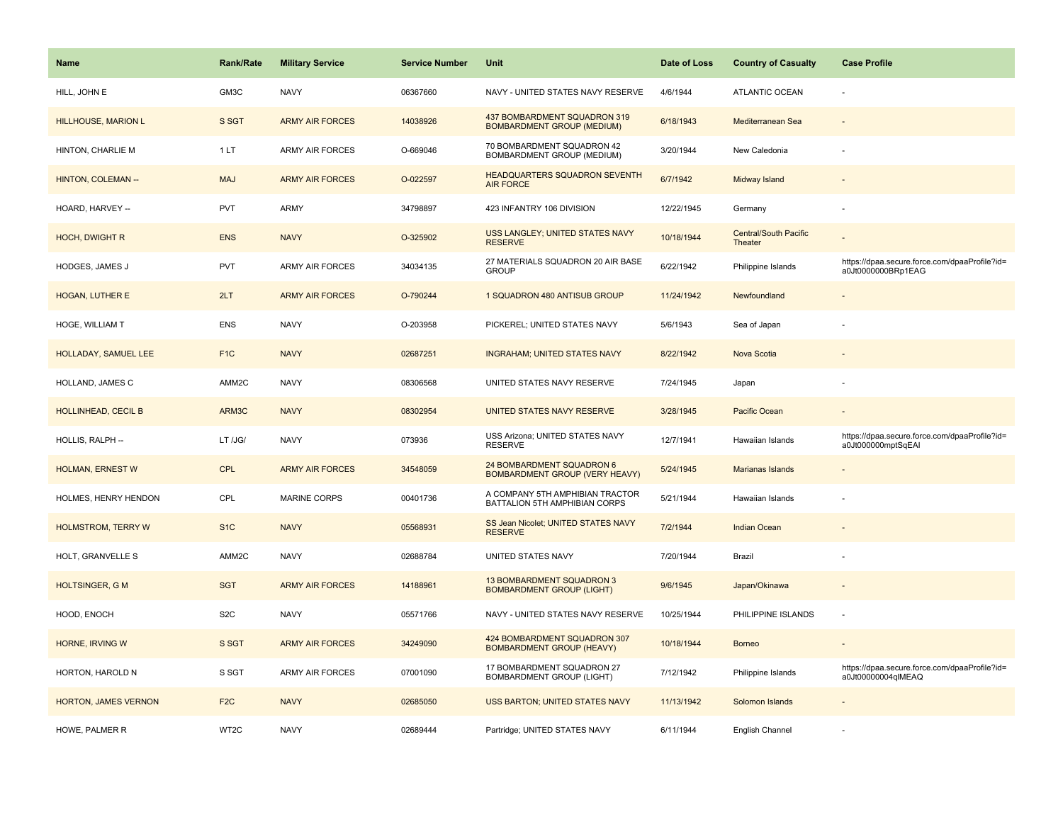| Name | Rank/Rate | Military Service | Service Number | Unit | Date of Loss | Country of Casualty | Case Profile |
|---|---|---|---|---|---|---|---|
| HILL, JOHN E | GM3C | NAVY | 06367660 | NAVY - UNITED STATES NAVY RESERVE | 4/6/1944 | ATLANTIC OCEAN | - |
| HILLHOUSE, MARION L | S SGT | ARMY AIR FORCES | 14038926 | 437 BOMBARDMENT SQUADRON 319 BOMBARDMENT GROUP (MEDIUM) | 6/18/1943 | Mediterranean Sea | - |
| HINTON, CHARLIE M | 1 LT | ARMY AIR FORCES | O-669046 | 70 BOMBARDMENT SQUADRON 42 BOMBARDMENT GROUP (MEDIUM) | 3/20/1944 | New Caledonia | - |
| HINTON, COLEMAN -- | MAJ | ARMY AIR FORCES | O-022597 | HEADQUARTERS SQUADRON SEVENTH AIR FORCE | 6/7/1942 | Midway Island | - |
| HOARD, HARVEY -- | PVT | ARMY | 34798897 | 423 INFANTRY 106 DIVISION | 12/22/1945 | Germany | - |
| HOCH, DWIGHT R | ENS | NAVY | O-325902 | USS LANGLEY; UNITED STATES NAVY RESERVE | 10/18/1944 | Central/South Pacific Theater | - |
| HODGES, JAMES J | PVT | ARMY AIR FORCES | 34034135 | 27 MATERIALS SQUADRON 20 AIR BASE GROUP | 6/22/1942 | Philippine Islands | https://dpaa.secure.force.com/dpaaProfile?id=a0Jt0000000BRp1EAG |
| HOGAN, LUTHER E | 2LT | ARMY AIR FORCES | O-790244 | 1 SQUADRON 480 ANTISUB GROUP | 11/24/1942 | Newfoundland | - |
| HOGE, WILLIAM T | ENS | NAVY | O-203958 | PICKEREL; UNITED STATES NAVY | 5/6/1943 | Sea of Japan | - |
| HOLLADAY, SAMUEL LEE | F1C | NAVY | 02687251 | INGRAHAM; UNITED STATES NAVY | 8/22/1942 | Nova Scotia | - |
| HOLLAND, JAMES C | AMM2C | NAVY | 08306568 | UNITED STATES NAVY RESERVE | 7/24/1945 | Japan | - |
| HOLLINHEAD, CECIL B | ARM3C | NAVY | 08302954 | UNITED STATES NAVY RESERVE | 3/28/1945 | Pacific Ocean | - |
| HOLLIS, RALPH -- | LT /JG/ | NAVY | 073936 | USS Arizona; UNITED STATES NAVY RESERVE | 12/7/1941 | Hawaiian Islands | https://dpaa.secure.force.com/dpaaProfile?id=a0Jt000000mptSqEAI |
| HOLMAN, ERNEST W | CPL | ARMY AIR FORCES | 34548059 | 24 BOMBARDMENT SQUADRON 6 BOMBARDMENT GROUP (VERY HEAVY) | 5/24/1945 | Marianas Islands | - |
| HOLMES, HENRY HENDON | CPL | MARINE CORPS | 00401736 | A COMPANY 5TH AMPHIBIAN TRACTOR BATTALION 5TH AMPHIBIAN CORPS | 5/21/1944 | Hawaiian Islands | - |
| HOLMSTROM, TERRY W | S1C | NAVY | 05568931 | SS Jean Nicolet; UNITED STATES NAVY RESERVE | 7/2/1944 | Indian Ocean | - |
| HOLT, GRANVELLE S | AMM2C | NAVY | 02688784 | UNITED STATES NAVY | 7/20/1944 | Brazil | - |
| HOLTSINGER, G M | SGT | ARMY AIR FORCES | 14188961 | 13 BOMBARDMENT SQUADRON 3 BOMBARDMENT GROUP (LIGHT) | 9/6/1945 | Japan/Okinawa | - |
| HOOD, ENOCH | S2C | NAVY | 05571766 | NAVY - UNITED STATES NAVY RESERVE | 10/25/1944 | PHILIPPINE ISLANDS | - |
| HORNE, IRVING W | S SGT | ARMY AIR FORCES | 34249090 | 424 BOMBARDMENT SQUADRON 307 BOMBARDMENT GROUP (HEAVY) | 10/18/1944 | Borneo | - |
| HORTON, HAROLD N | S SGT | ARMY AIR FORCES | 07001090 | 17 BOMBARDMENT SQUADRON 27 BOMBARDMENT GROUP (LIGHT) | 7/12/1942 | Philippine Islands | https://dpaa.secure.force.com/dpaaProfile?id=a0Jt00000004qlMEAQ |
| HORTON, JAMES VERNON | F2C | NAVY | 02685050 | USS BARTON; UNITED STATES NAVY | 11/13/1942 | Solomon Islands | - |
| HOWE, PALMER R | WT2C | NAVY | 02689444 | Partridge; UNITED STATES NAVY | 6/11/1944 | English Channel | - |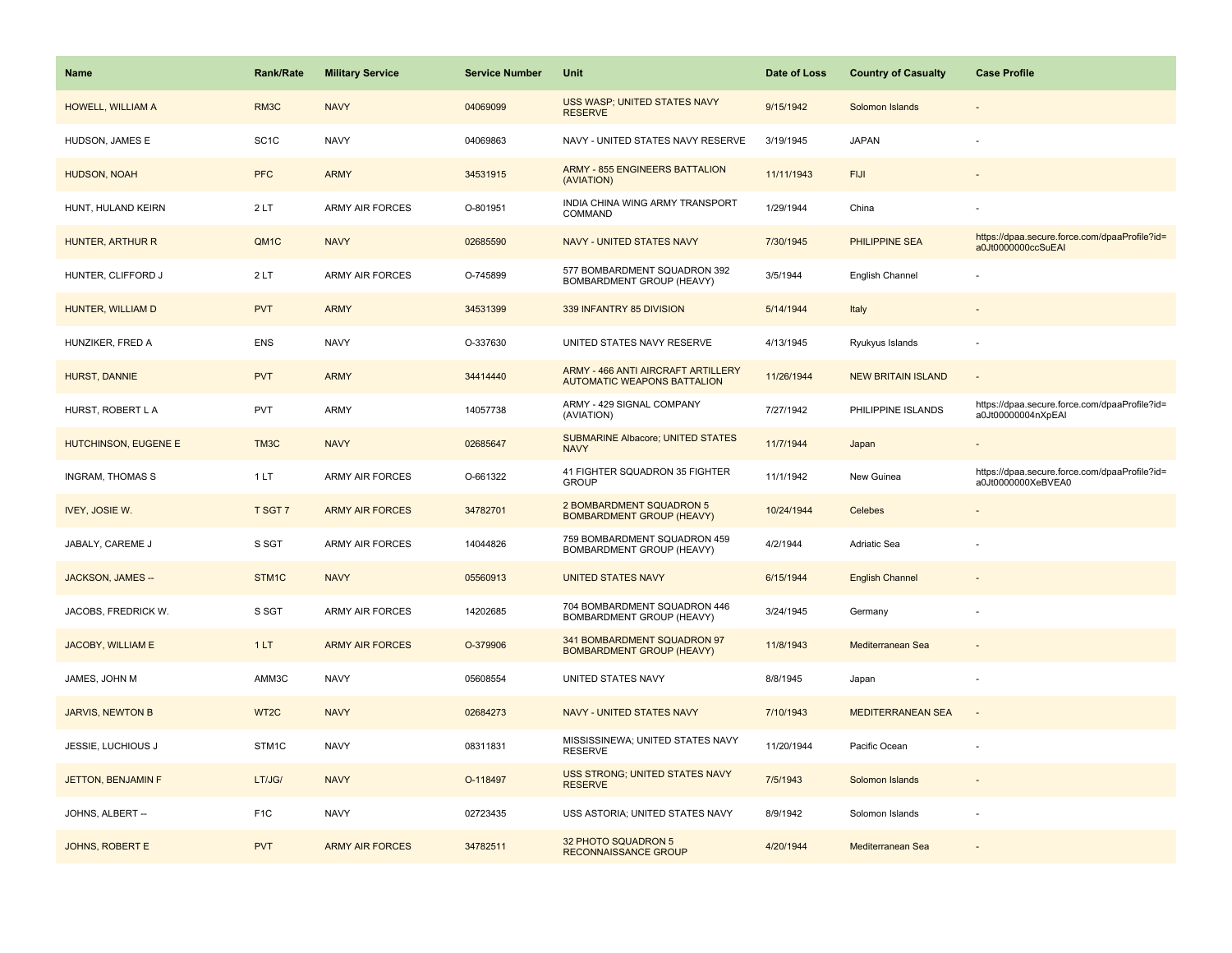| Name | Rank/Rate | Military Service | Service Number | Unit | Date of Loss | Country of Casualty | Case Profile |
| --- | --- | --- | --- | --- | --- | --- | --- |
| HOWELL, WILLIAM A | RM3C | NAVY | 04069099 | USS WASP; UNITED STATES NAVY RESERVE | 9/15/1942 | Solomon Islands | - |
| HUDSON, JAMES E | SC1C | NAVY | 04069863 | NAVY - UNITED STATES NAVY RESERVE | 3/19/1945 | JAPAN | - |
| HUDSON, NOAH | PFC | ARMY | 34531915 | ARMY - 855 ENGINEERS BATTALION (AVIATION) | 11/11/1943 | FIJI | - |
| HUNT, HULAND KEIRN | 2 LT | ARMY AIR FORCES | O-801951 | INDIA CHINA WING ARMY TRANSPORT COMMAND | 1/29/1944 | China | - |
| HUNTER, ARTHUR R | QM1C | NAVY | 02685590 | NAVY - UNITED STATES NAVY | 7/30/1945 | PHILIPPINE SEA | https://dpaa.secure.force.com/dpaaProfile?id=a0Jt0000000ccSuEAI |
| HUNTER, CLIFFORD J | 2 LT | ARMY AIR FORCES | O-745899 | 577 BOMBARDMENT SQUADRON 392 BOMBARDMENT GROUP (HEAVY) | 3/5/1944 | English Channel | - |
| HUNTER, WILLIAM D | PVT | ARMY | 34531399 | 339 INFANTRY 85 DIVISION | 5/14/1944 | Italy | - |
| HUNZIKER, FRED A | ENS | NAVY | O-337630 | UNITED STATES NAVY RESERVE | 4/13/1945 | Ryukyus Islands | - |
| HURST, DANNIE | PVT | ARMY | 34414440 | ARMY - 466 ANTI AIRCRAFT ARTILLERY AUTOMATIC WEAPONS BATTALION | 11/26/1944 | NEW BRITAIN ISLAND | - |
| HURST, ROBERT L A | PVT | ARMY | 14057738 | ARMY - 429 SIGNAL COMPANY (AVIATION) | 7/27/1942 | PHILIPPINE ISLANDS | https://dpaa.secure.force.com/dpaaProfile?id=a0Jt00000004nXpEAI |
| HUTCHINSON, EUGENE E | TM3C | NAVY | 02685647 | SUBMARINE Albacore; UNITED STATES NAVY | 11/7/1944 | Japan | - |
| INGRAM, THOMAS S | 1 LT | ARMY AIR FORCES | O-661322 | 41 FIGHTER SQUADRON 35 FIGHTER GROUP | 11/1/1942 | New Guinea | https://dpaa.secure.force.com/dpaaProfile?id=a0Jt0000000XeBVEA0 |
| IVEY, JOSIE W. | T SGT 7 | ARMY AIR FORCES | 34782701 | 2 BOMBARDMENT SQUADRON 5 BOMBARDMENT GROUP (HEAVY) | 10/24/1944 | Celebes | - |
| JABALY, CAREME J | S SGT | ARMY AIR FORCES | 14044826 | 759 BOMBARDMENT SQUADRON 459 BOMBARDMENT GROUP (HEAVY) | 4/2/1944 | Adriatic Sea | - |
| JACKSON, JAMES -- | STM1C | NAVY | 05560913 | UNITED STATES NAVY | 6/15/1944 | English Channel | - |
| JACOBS, FREDRICK W. | S SGT | ARMY AIR FORCES | 14202685 | 704 BOMBARDMENT SQUADRON 446 BOMBARDMENT GROUP (HEAVY) | 3/24/1945 | Germany | - |
| JACOBY, WILLIAM E | 1 LT | ARMY AIR FORCES | O-379906 | 341 BOMBARDMENT SQUADRON 97 BOMBARDMENT GROUP (HEAVY) | 11/8/1943 | Mediterranean Sea | - |
| JAMES, JOHN M | AMM3C | NAVY | 05608554 | UNITED STATES NAVY | 8/8/1945 | Japan | - |
| JARVIS, NEWTON B | WT2C | NAVY | 02684273 | NAVY - UNITED STATES NAVY | 7/10/1943 | MEDITERRANEAN SEA | - |
| JESSIE, LUCHIOUS J | STM1C | NAVY | 08311831 | MISSISSINEWA; UNITED STATES NAVY RESERVE | 11/20/1944 | Pacific Ocean | - |
| JETTON, BENJAMIN F | LT/JG/ | NAVY | O-118497 | USS STRONG; UNITED STATES NAVY RESERVE | 7/5/1943 | Solomon Islands | - |
| JOHNS, ALBERT -- | F1C | NAVY | 02723435 | USS ASTORIA; UNITED STATES NAVY | 8/9/1942 | Solomon Islands | - |
| JOHNS, ROBERT E | PVT | ARMY AIR FORCES | 34782511 | 32 PHOTO SQUADRON 5 RECONNAISSANCE GROUP | 4/20/1944 | Mediterranean Sea | - |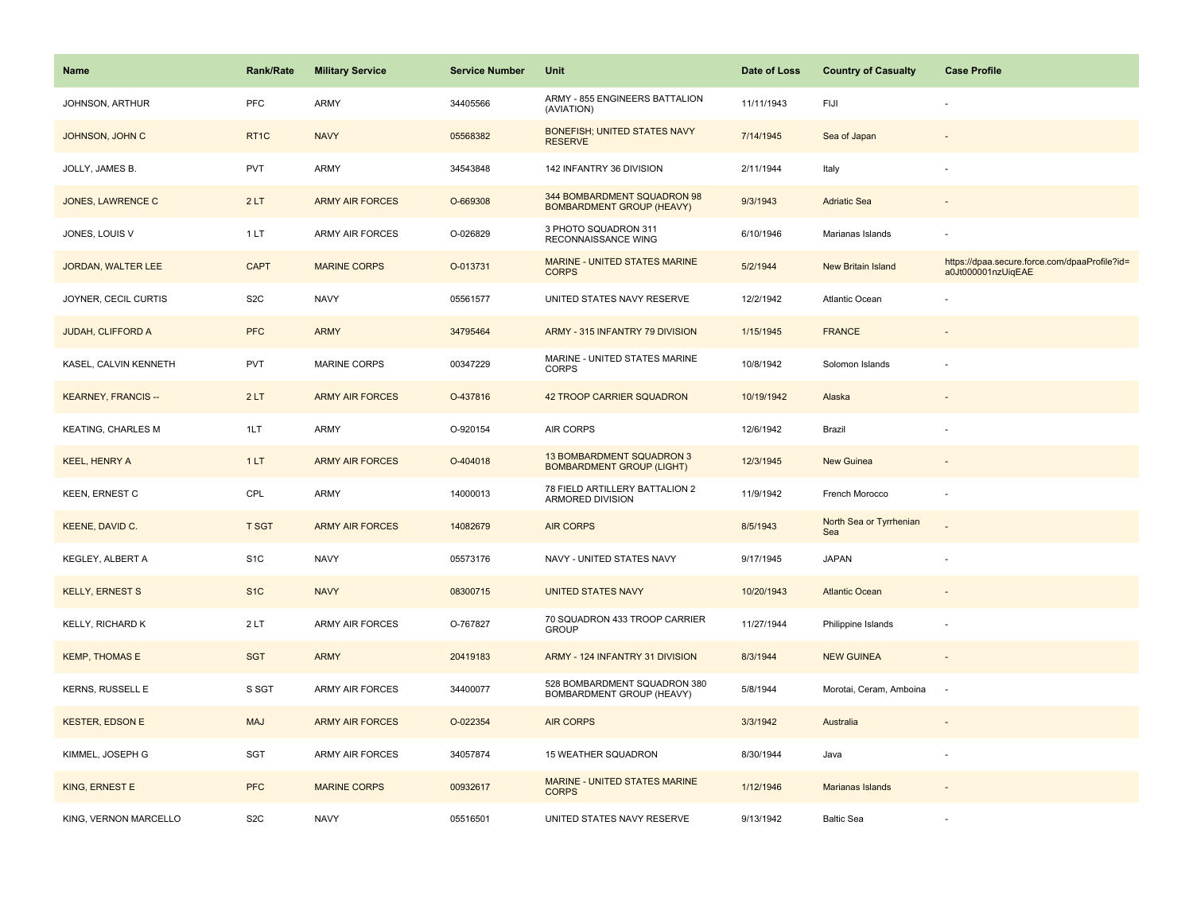| Name | Rank/Rate | Military Service | Service Number | Unit | Date of Loss | Country of Casualty | Case Profile |
|---|---|---|---|---|---|---|---|
| JOHNSON, ARTHUR | PFC | ARMY | 34405566 | ARMY - 855 ENGINEERS BATTALION (AVIATION) | 11/11/1943 | FIJI | - |
| JOHNSON, JOHN C | RT1C | NAVY | 05568382 | BONEFISH; UNITED STATES NAVY RESERVE | 7/14/1945 | Sea of Japan | - |
| JOLLY, JAMES B. | PVT | ARMY | 34543848 | 142 INFANTRY 36 DIVISION | 2/11/1944 | Italy | - |
| JONES, LAWRENCE C | 2 LT | ARMY AIR FORCES | O-669308 | 344 BOMBARDMENT SQUADRON 98 BOMBARDMENT GROUP (HEAVY) | 9/3/1943 | Adriatic Sea | - |
| JONES, LOUIS V | 1 LT | ARMY AIR FORCES | O-026829 | 3 PHOTO SQUADRON 311 RECONNAISSANCE WING | 6/10/1946 | Marianas Islands | - |
| JORDAN, WALTER LEE | CAPT | MARINE CORPS | O-013731 | MARINE - UNITED STATES MARINE CORPS | 5/2/1944 | New Britain Island | https://dpaa.secure.force.com/dpaaProfile?id=a0Jt000001nzUiqEAE |
| JOYNER, CECIL CURTIS | S2C | NAVY | 05561577 | UNITED STATES NAVY RESERVE | 12/2/1942 | Atlantic Ocean | - |
| JUDAH, CLIFFORD A | PFC | ARMY | 34795464 | ARMY - 315 INFANTRY 79 DIVISION | 1/15/1945 | FRANCE | - |
| KASEL, CALVIN KENNETH | PVT | MARINE CORPS | 00347229 | MARINE - UNITED STATES MARINE CORPS | 10/8/1942 | Solomon Islands | - |
| KEARNEY, FRANCIS -- | 2 LT | ARMY AIR FORCES | O-437816 | 42 TROOP CARRIER SQUADRON | 10/19/1942 | Alaska | - |
| KEATING, CHARLES M | 1LT | ARMY | O-920154 | AIR CORPS | 12/6/1942 | Brazil | - |
| KEEL, HENRY A | 1 LT | ARMY AIR FORCES | O-404018 | 13 BOMBARDMENT SQUADRON 3 BOMBARDMENT GROUP (LIGHT) | 12/3/1945 | New Guinea | - |
| KEEN, ERNEST C | CPL | ARMY | 14000013 | 78 FIELD ARTILLERY BATTALION 2 ARMORED DIVISION | 11/9/1942 | French Morocco | - |
| KEENE, DAVID C. | T SGT | ARMY AIR FORCES | 14082679 | AIR CORPS | 8/5/1943 | North Sea or Tyrrhenian Sea | - |
| KEGLEY, ALBERT A | S1C | NAVY | 05573176 | NAVY - UNITED STATES NAVY | 9/17/1945 | JAPAN | - |
| KELLY, ERNEST S | S1C | NAVY | 08300715 | UNITED STATES NAVY | 10/20/1943 | Atlantic Ocean | - |
| KELLY, RICHARD K | 2 LT | ARMY AIR FORCES | O-767827 | 70 SQUADRON 433 TROOP CARRIER GROUP | 11/27/1944 | Philippine Islands | - |
| KEMP, THOMAS E | SGT | ARMY | 20419183 | ARMY - 124 INFANTRY 31 DIVISION | 8/3/1944 | NEW GUINEA | - |
| KERNS, RUSSELL E | S SGT | ARMY AIR FORCES | 34400077 | 528 BOMBARDMENT SQUADRON 380 BOMBARDMENT GROUP (HEAVY) | 5/8/1944 | Morotai, Ceram, Amboina | - |
| KESTER, EDSON E | MAJ | ARMY AIR FORCES | O-022354 | AIR CORPS | 3/3/1942 | Australia | - |
| KIMMEL, JOSEPH G | SGT | ARMY AIR FORCES | 34057874 | 15 WEATHER SQUADRON | 8/30/1944 | Java | - |
| KING, ERNEST E | PFC | MARINE CORPS | 00932617 | MARINE - UNITED STATES MARINE CORPS | 1/12/1946 | Marianas Islands | - |
| KING, VERNON MARCELLO | S2C | NAVY | 05516501 | UNITED STATES NAVY RESERVE | 9/13/1942 | Baltic Sea | - |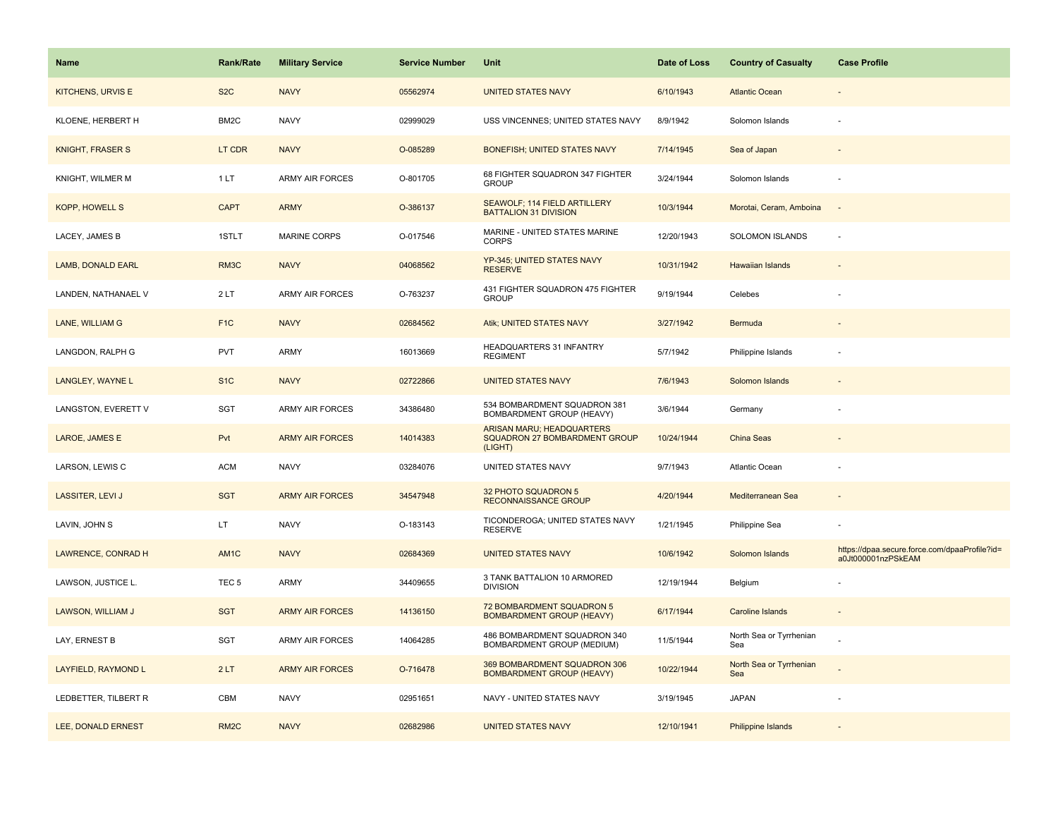| Name | Rank/Rate | Military Service | Service Number | Unit | Date of Loss | Country of Casualty | Case Profile |
|---|---|---|---|---|---|---|---|
| KITCHENS, URVIS E | S2C | NAVY | 05562974 | UNITED STATES NAVY | 6/10/1943 | Atlantic Ocean | - |
| KLOENE, HERBERT H | BM2C | NAVY | 02999029 | USS VINCENNES; UNITED STATES NAVY | 8/9/1942 | Solomon Islands | - |
| KNIGHT, FRASER S | LT CDR | NAVY | O-085289 | BONEFISH; UNITED STATES NAVY | 7/14/1945 | Sea of Japan | - |
| KNIGHT, WILMER M | 1 LT | ARMY AIR FORCES | O-801705 | 68 FIGHTER SQUADRON 347 FIGHTER GROUP | 3/24/1944 | Solomon Islands | - |
| KOPP, HOWELL S | CAPT | ARMY | O-386137 | SEAWOLF; 114 FIELD ARTILLERY BATTALION 31 DIVISION | 10/3/1944 | Morotai, Ceram, Amboina | - |
| LACEY, JAMES B | 1STLT | MARINE CORPS | O-017546 | MARINE - UNITED STATES MARINE CORPS | 12/20/1943 | SOLOMON ISLANDS | - |
| LAMB, DONALD EARL | RM3C | NAVY | 04068562 | YP-345; UNITED STATES NAVY RESERVE | 10/31/1942 | Hawaiian Islands | - |
| LANDEN, NATHANAEL V | 2 LT | ARMY AIR FORCES | O-763237 | 431 FIGHTER SQUADRON 475 FIGHTER GROUP | 9/19/1944 | Celebes | - |
| LANE, WILLIAM G | F1C | NAVY | 02684562 | Atik; UNITED STATES NAVY | 3/27/1942 | Bermuda | - |
| LANGDON, RALPH G | PVT | ARMY | 16013669 | HEADQUARTERS 31 INFANTRY REGIMENT | 5/7/1942 | Philippine Islands | - |
| LANGLEY, WAYNE L | S1C | NAVY | 02722866 | UNITED STATES NAVY | 7/6/1943 | Solomon Islands | - |
| LANGSTON, EVERETT V | SGT | ARMY AIR FORCES | 34386480 | 534 BOMBARDMENT SQUADRON 381 BOMBARDMENT GROUP (HEAVY) | 3/6/1944 | Germany | - |
| LAROE, JAMES E | Pvt | ARMY AIR FORCES | 14014383 | ARISAN MARU; HEADQUARTERS SQUADRON 27 BOMBARDMENT GROUP (LIGHT) | 10/24/1944 | China Seas | - |
| LARSON, LEWIS C | ACM | NAVY | 03284076 | UNITED STATES NAVY | 9/7/1943 | Atlantic Ocean | - |
| LASSITER, LEVI J | SGT | ARMY AIR FORCES | 34547948 | 32 PHOTO SQUADRON 5 RECONNAISSANCE GROUP | 4/20/1944 | Mediterranean Sea | - |
| LAVIN, JOHN S | LT | NAVY | O-183143 | TICONDEROGA; UNITED STATES NAVY RESERVE | 1/21/1945 | Philippine Sea | - |
| LAWRENCE, CONRAD H | AM1C | NAVY | 02684369 | UNITED STATES NAVY | 10/6/1942 | Solomon Islands | https://dpaa.secure.force.com/dpaaProfile?id=a0Jt000001nzPSkEAM |
| LAWSON, JUSTICE L. | TEC 5 | ARMY | 34409655 | 3 TANK BATTALION 10 ARMORED DIVISION | 12/19/1944 | Belgium | - |
| LAWSON, WILLIAM J | SGT | ARMY AIR FORCES | 14136150 | 72 BOMBARDMENT SQUADRON 5 BOMBARDMENT GROUP (HEAVY) | 6/17/1944 | Caroline Islands | - |
| LAY, ERNEST B | SGT | ARMY AIR FORCES | 14064285 | 486 BOMBARDMENT SQUADRON 340 BOMBARDMENT GROUP (MEDIUM) | 11/5/1944 | North Sea or Tyrrhenian Sea | - |
| LAYFIELD, RAYMOND L | 2 LT | ARMY AIR FORCES | O-716478 | 369 BOMBARDMENT SQUADRON 306 BOMBARDMENT GROUP (HEAVY) | 10/22/1944 | North Sea or Tyrrhenian Sea | - |
| LEDBETTER, TILBERT R | CBM | NAVY | 02951651 | NAVY - UNITED STATES NAVY | 3/19/1945 | JAPAN | - |
| LEE, DONALD ERNEST | RM2C | NAVY | 02682986 | UNITED STATES NAVY | 12/10/1941 | Philippine Islands | - |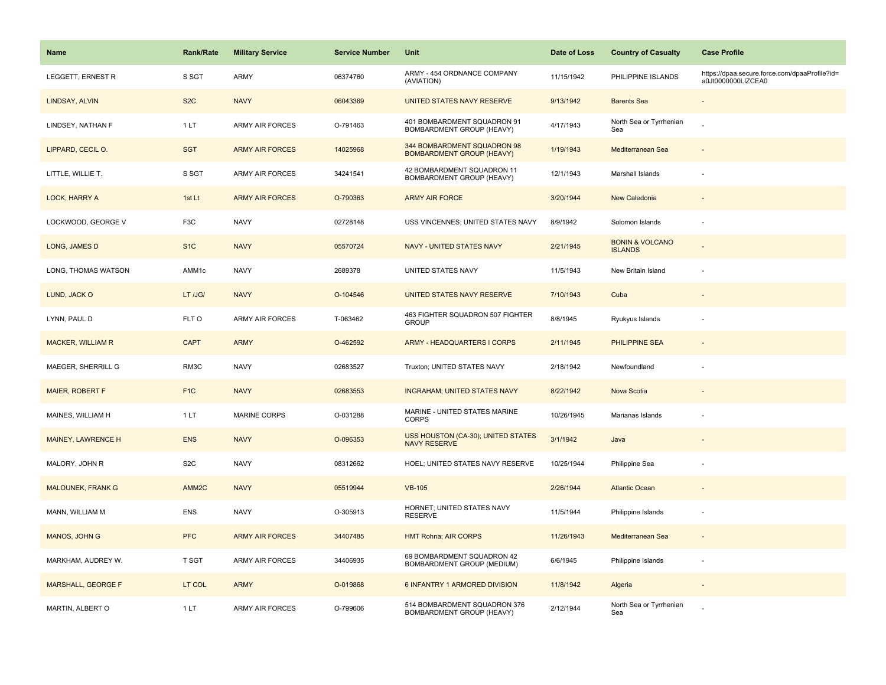| Name | Rank/Rate | Military Service | Service Number | Unit | Date of Loss | Country of Casualty | Case Profile |
|---|---|---|---|---|---|---|---|
| LEGGETT, ERNEST R | S SGT | ARMY | 06374760 | ARMY - 454 ORDNANCE COMPANY (AVIATION) | 11/15/1942 | PHILIPPINE ISLANDS | https://dpaa.secure.force.com/dpaaProfile?id=a0Jt0000000LlZCEA0 |
| LINDSAY, ALVIN | S2C | NAVY | 06043369 | UNITED STATES NAVY RESERVE | 9/13/1942 | Barents Sea | - |
| LINDSEY, NATHAN F | 1 LT | ARMY AIR FORCES | O-791463 | 401 BOMBARDMENT SQUADRON 91 BOMBARDMENT GROUP (HEAVY) | 4/17/1943 | North Sea or Tyrrhenian Sea | - |
| LIPPARD, CECIL O. | SGT | ARMY AIR FORCES | 14025968 | 344 BOMBARDMENT SQUADRON 98 BOMBARDMENT GROUP (HEAVY) | 1/19/1943 | Mediterranean Sea | - |
| LITTLE, WILLIE T. | S SGT | ARMY AIR FORCES | 34241541 | 42 BOMBARDMENT SQUADRON 11 BOMBARDMENT GROUP (HEAVY) | 12/1/1943 | Marshall Islands | - |
| LOCK, HARRY A | 1st Lt | ARMY AIR FORCES | O-790363 | ARMY AIR FORCE | 3/20/1944 | New Caledonia | - |
| LOCKWOOD, GEORGE V | F3C | NAVY | 02728148 | USS VINCENNES; UNITED STATES NAVY | 8/9/1942 | Solomon Islands | - |
| LONG, JAMES D | S1C | NAVY | 05570724 | NAVY - UNITED STATES NAVY | 2/21/1945 | BONIN & VOLCANO ISLANDS | - |
| LONG, THOMAS WATSON | AMM1c | NAVY | 2689378 | UNITED STATES NAVY | 11/5/1943 | New Britain Island | - |
| LUND, JACK O | LT /JG/ | NAVY | O-104546 | UNITED STATES NAVY RESERVE | 7/10/1943 | Cuba | - |
| LYNN, PAUL D | FLT O | ARMY AIR FORCES | T-063462 | 463 FIGHTER SQUADRON 507 FIGHTER GROUP | 8/8/1945 | Ryukyus Islands | - |
| MACKER, WILLIAM R | CAPT | ARMY | O-462592 | ARMY - HEADQUARTERS I CORPS | 2/11/1945 | PHILIPPINE SEA | - |
| MAEGER, SHERRILL G | RM3C | NAVY | 02683527 | Truxton; UNITED STATES NAVY | 2/18/1942 | Newfoundland | - |
| MAIER, ROBERT F | F1C | NAVY | 02683553 | INGRAHAM; UNITED STATES NAVY | 8/22/1942 | Nova Scotia | - |
| MAINES, WILLIAM H | 1 LT | MARINE CORPS | O-031288 | MARINE - UNITED STATES MARINE CORPS | 10/26/1945 | Marianas Islands | - |
| MAINEY, LAWRENCE H | ENS | NAVY | O-096353 | USS HOUSTON (CA-30); UNITED STATES NAVY RESERVE | 3/1/1942 | Java | - |
| MALORY, JOHN R | S2C | NAVY | 08312662 | HOEL; UNITED STATES NAVY RESERVE | 10/25/1944 | Philippine Sea | - |
| MALOUNEK, FRANK G | AMM2C | NAVY | 05519944 | VB-105 | 2/26/1944 | Atlantic Ocean | - |
| MANN, WILLIAM M | ENS | NAVY | O-305913 | HORNET; UNITED STATES NAVY RESERVE | 11/5/1944 | Philippine Islands | - |
| MANOS, JOHN G | PFC | ARMY AIR FORCES | 34407485 | HMT Rohna; AIR CORPS | 11/26/1943 | Mediterranean Sea | - |
| MARKHAM, AUDREY W. | T SGT | ARMY AIR FORCES | 34406935 | 69 BOMBARDMENT SQUADRON 42 BOMBARDMENT GROUP (MEDIUM) | 6/6/1945 | Philippine Islands | - |
| MARSHALL, GEORGE F | LT COL | ARMY | O-019868 | 6 INFANTRY 1 ARMORED DIVISION | 11/8/1942 | Algeria | - |
| MARTIN, ALBERT O | 1 LT | ARMY AIR FORCES | O-799606 | 514 BOMBARDMENT SQUADRON 376 BOMBARDMENT GROUP (HEAVY) | 2/12/1944 | North Sea or Tyrrhenian Sea | - |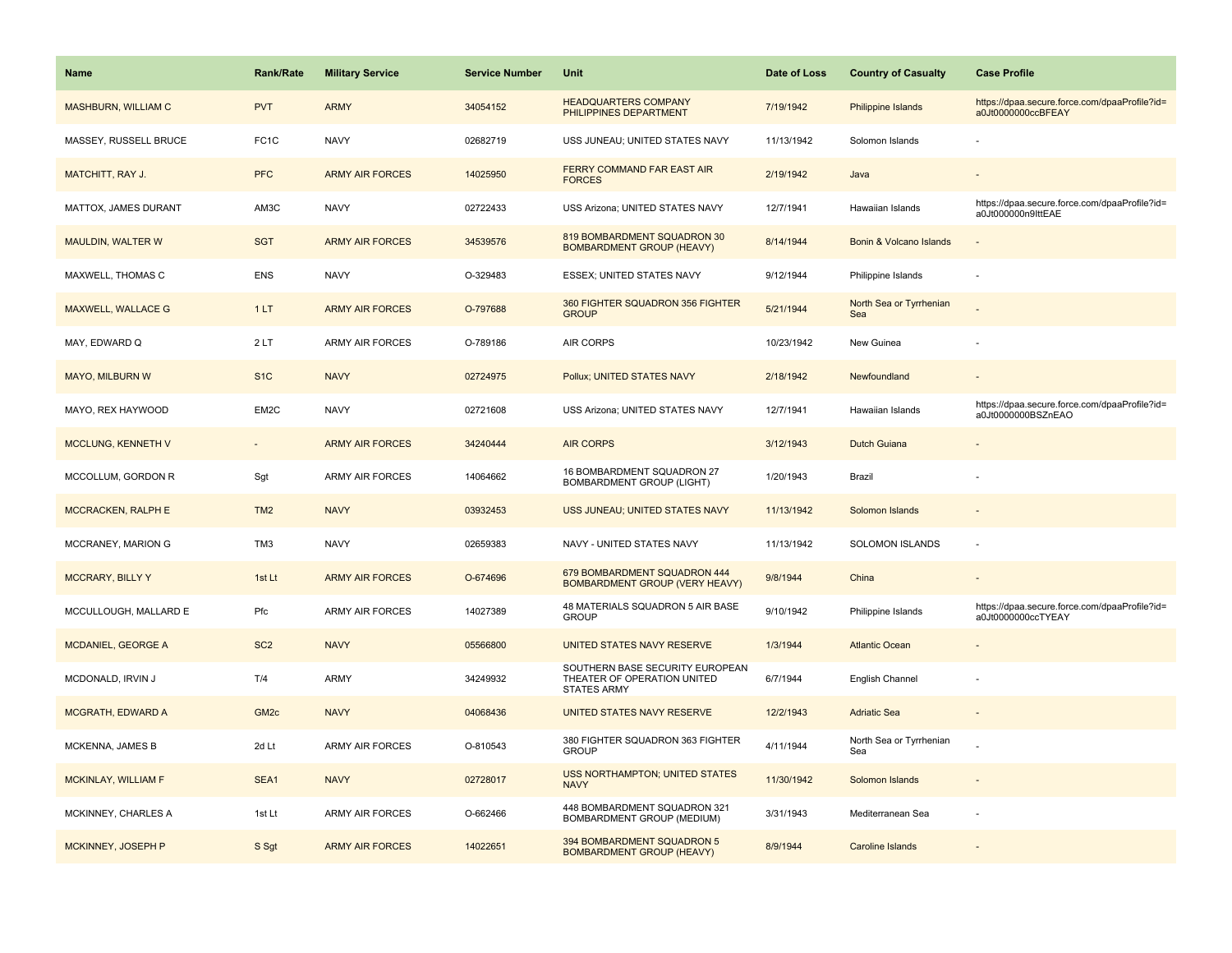| Name | Rank/Rate | Military Service | Service Number | Unit | Date of Loss | Country of Casualty | Case Profile |
|---|---|---|---|---|---|---|---|
| MASHBURN, WILLIAM C | PVT | ARMY | 34054152 | HEADQUARTERS COMPANY PHILIPPINES DEPARTMENT | 7/19/1942 | Philippine Islands | https://dpaa.secure.force.com/dpaaProfile?id=a0Jt0000000ccBFEAY |
| MASSEY, RUSSELL BRUCE | FC1C | NAVY | 02682719 | USS JUNEAU; UNITED STATES NAVY | 11/13/1942 | Solomon Islands | - |
| MATCHITT, RAY J. | PFC | ARMY AIR FORCES | 14025950 | FERRY COMMAND FAR EAST AIR FORCES | 2/19/1942 | Java | - |
| MATTOX, JAMES DURANT | AM3C | NAVY | 02722433 | USS Arizona; UNITED STATES NAVY | 12/7/1941 | Hawaiian Islands | https://dpaa.secure.force.com/dpaaProfile?id=a0Jt000000n9IttEAE |
| MAULDIN, WALTER W | SGT | ARMY AIR FORCES | 34539576 | 819 BOMBARDMENT SQUADRON 30 BOMBARDMENT GROUP (HEAVY) | 8/14/1944 | Bonin & Volcano Islands | - |
| MAXWELL, THOMAS C | ENS | NAVY | O-329483 | ESSEX; UNITED STATES NAVY | 9/12/1944 | Philippine Islands | - |
| MAXWELL, WALLACE G | 1 LT | ARMY AIR FORCES | O-797688 | 360 FIGHTER SQUADRON 356 FIGHTER GROUP | 5/21/1944 | North Sea or Tyrrhenian Sea | - |
| MAY, EDWARD Q | 2 LT | ARMY AIR FORCES | O-789186 | AIR CORPS | 10/23/1942 | New Guinea | - |
| MAYO, MILBURN W | S1C | NAVY | 02724975 | Pollux; UNITED STATES NAVY | 2/18/1942 | Newfoundland | - |
| MAYO, REX HAYWOOD | EM2C | NAVY | 02721608 | USS Arizona; UNITED STATES NAVY | 12/7/1941 | Hawaiian Islands | https://dpaa.secure.force.com/dpaaProfile?id=a0Jt0000000BSZnEAO |
| MCCLUNG, KENNETH V | - | ARMY AIR FORCES | 34240444 | AIR CORPS | 3/12/1943 | Dutch Guiana | - |
| MCCOLLUM, GORDON R | Sgt | ARMY AIR FORCES | 14064662 | 16 BOMBARDMENT SQUADRON 27 BOMBARDMENT GROUP (LIGHT) | 1/20/1943 | Brazil | - |
| MCCRACKEN, RALPH E | TM2 | NAVY | 03932453 | USS JUNEAU; UNITED STATES NAVY | 11/13/1942 | Solomon Islands | - |
| MCCRANEY, MARION G | TM3 | NAVY | 02659383 | NAVY - UNITED STATES NAVY | 11/13/1942 | SOLOMON ISLANDS | - |
| MCCRARY, BILLY Y | 1st Lt | ARMY AIR FORCES | O-674696 | 679 BOMBARDMENT SQUADRON 444 BOMBARDMENT GROUP (VERY HEAVY) | 9/8/1944 | China | - |
| MCCULLOUGH, MALLARD E | Pfc | ARMY AIR FORCES | 14027389 | 48 MATERIALS SQUADRON 5 AIR BASE GROUP | 9/10/1942 | Philippine Islands | https://dpaa.secure.force.com/dpaaProfile?id=a0Jt0000000ccTYEAY |
| MCDANIEL, GEORGE A | SC2 | NAVY | 05566800 | UNITED STATES NAVY RESERVE | 1/3/1944 | Atlantic Ocean | - |
| MCDONALD, IRVIN J | T/4 | ARMY | 34249932 | SOUTHERN BASE SECURITY EUROPEAN THEATER OF OPERATION UNITED STATES ARMY | 6/7/1944 | English Channel | - |
| MCGRATH, EDWARD A | GM2c | NAVY | 04068436 | UNITED STATES NAVY RESERVE | 12/2/1943 | Adriatic Sea | - |
| MCKENNA, JAMES B | 2d Lt | ARMY AIR FORCES | O-810543 | 380 FIGHTER SQUADRON 363 FIGHTER GROUP | 4/11/1944 | North Sea or Tyrrhenian Sea | - |
| MCKINLAY, WILLIAM F | SEA1 | NAVY | 02728017 | USS NORTHAMPTON; UNITED STATES NAVY | 11/30/1942 | Solomon Islands | - |
| MCKINNEY, CHARLES A | 1st Lt | ARMY AIR FORCES | O-662466 | 448 BOMBARDMENT SQUADRON 321 BOMBARDMENT GROUP (MEDIUM) | 3/31/1943 | Mediterranean Sea | - |
| MCKINNEY, JOSEPH P | S Sgt | ARMY AIR FORCES | 14022651 | 394 BOMBARDMENT SQUADRON 5 BOMBARDMENT GROUP (HEAVY) | 8/9/1944 | Caroline Islands | - |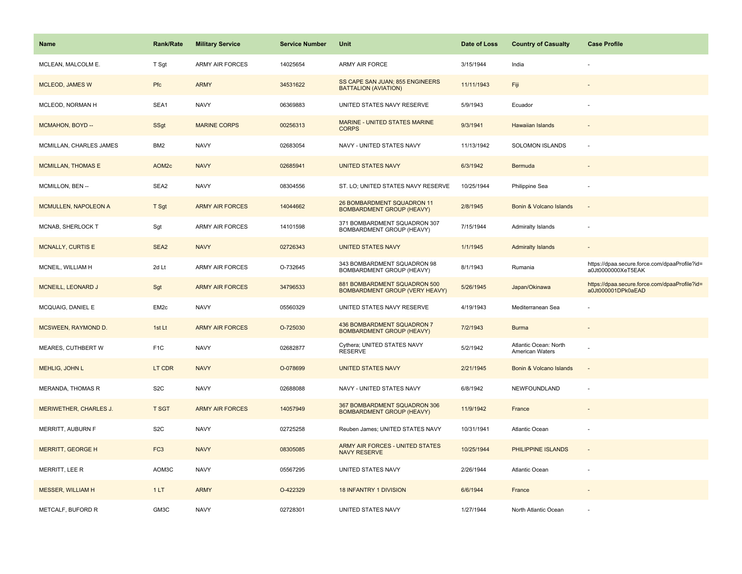| Name | Rank/Rate | Military Service | Service Number | Unit | Date of Loss | Country of Casualty | Case Profile |
| --- | --- | --- | --- | --- | --- | --- | --- |
| MCLEAN, MALCOLM E. | T Sgt | ARMY AIR FORCES | 14025654 | ARMY AIR FORCE | 3/15/1944 | India | - |
| MCLEOD, JAMES W | Pfc | ARMY | 34531622 | SS CAPE SAN JUAN; 855 ENGINEERS BATTALION (AVIATION) | 11/11/1943 | Fiji | - |
| MCLEOD, NORMAN H | SEA1 | NAVY | 06369883 | UNITED STATES NAVY RESERVE | 5/9/1943 | Ecuador | - |
| MCMAHON, BOYD -- | SSgt | MARINE CORPS | 00256313 | MARINE - UNITED STATES MARINE CORPS | 9/3/1941 | Hawaiian Islands | - |
| MCMILLAN, CHARLES JAMES | BM2 | NAVY | 02683054 | NAVY - UNITED STATES NAVY | 11/13/1942 | SOLOMON ISLANDS | - |
| MCMILLAN, THOMAS E | AOM2c | NAVY | 02685941 | UNITED STATES NAVY | 6/3/1942 | Bermuda | - |
| MCMILLON, BEN -- | SEA2 | NAVY | 08304556 | ST. LO; UNITED STATES NAVY RESERVE | 10/25/1944 | Philippine Sea | - |
| MCMULLEN, NAPOLEON A | T Sgt | ARMY AIR FORCES | 14044662 | 26 BOMBARDMENT SQUADRON 11 BOMBARDMENT GROUP (HEAVY) | 2/8/1945 | Bonin & Volcano Islands | - |
| MCNAB, SHERLOCK T | Sgt | ARMY AIR FORCES | 14101598 | 371 BOMBARDMENT SQUADRON 307 BOMBARDMENT GROUP (HEAVY) | 7/15/1944 | Admiralty Islands | - |
| MCNALLY, CURTIS E | SEA2 | NAVY | 02726343 | UNITED STATES NAVY | 1/1/1945 | Admiralty Islands | - |
| MCNEIL, WILLIAM H | 2d Lt | ARMY AIR FORCES | O-732645 | 343 BOMBARDMENT SQUADRON 98 BOMBARDMENT GROUP (HEAVY) | 8/1/1943 | Rumania | https://dpaa.secure.force.com/dpaaProfile?id=a0Jt0000000XeT5EAK |
| MCNEILL, LEONARD J | Sgt | ARMY AIR FORCES | 34796533 | 881 BOMBARDMENT SQUADRON 500 BOMBARDMENT GROUP (VERY HEAVY) | 5/26/1945 | Japan/Okinawa | https://dpaa.secure.force.com/dpaaProfile?id=a0Jt000001DPk0aEAD |
| MCQUAIG, DANIEL E | EM2c | NAVY | 05560329 | UNITED STATES NAVY RESERVE | 4/19/1943 | Mediterranean Sea | - |
| MCSWEEN, RAYMOND D. | 1st Lt | ARMY AIR FORCES | O-725030 | 436 BOMBARDMENT SQUADRON 7 BOMBARDMENT GROUP (HEAVY) | 7/2/1943 | Burma | - |
| MEARES, CUTHBERT W | F1C | NAVY | 02682877 | Cythera; UNITED STATES NAVY RESERVE | 5/2/1942 | Atlantic Ocean: North American Waters | - |
| MEHLIG, JOHN L | LT CDR | NAVY | O-078699 | UNITED STATES NAVY | 2/21/1945 | Bonin & Volcano Islands | - |
| MERANDA, THOMAS R | S2C | NAVY | 02688088 | NAVY - UNITED STATES NAVY | 6/8/1942 | NEWFOUNDLAND | - |
| MERIWETHER, CHARLES J. | T SGT | ARMY AIR FORCES | 14057949 | 367 BOMBARDMENT SQUADRON 306 BOMBARDMENT GROUP (HEAVY) | 11/9/1942 | France | - |
| MERRITT, AUBURN F | S2C | NAVY | 02725258 | Reuben James; UNITED STATES NAVY | 10/31/1941 | Atlantic Ocean | - |
| MERRITT, GEORGE H | FC3 | NAVY | 08305085 | ARMY AIR FORCES - UNITED STATES NAVY RESERVE | 10/25/1944 | PHILIPPINE ISLANDS | - |
| MERRITT, LEE R | AOM3C | NAVY | 05567295 | UNITED STATES NAVY | 2/26/1944 | Atlantic Ocean | - |
| MESSER, WILLIAM H | 1 LT | ARMY | O-422329 | 18 INFANTRY 1 DIVISION | 6/6/1944 | France | - |
| METCALF, BUFORD R | GM3C | NAVY | 02728301 | UNITED STATES NAVY | 1/27/1944 | North Atlantic Ocean | - |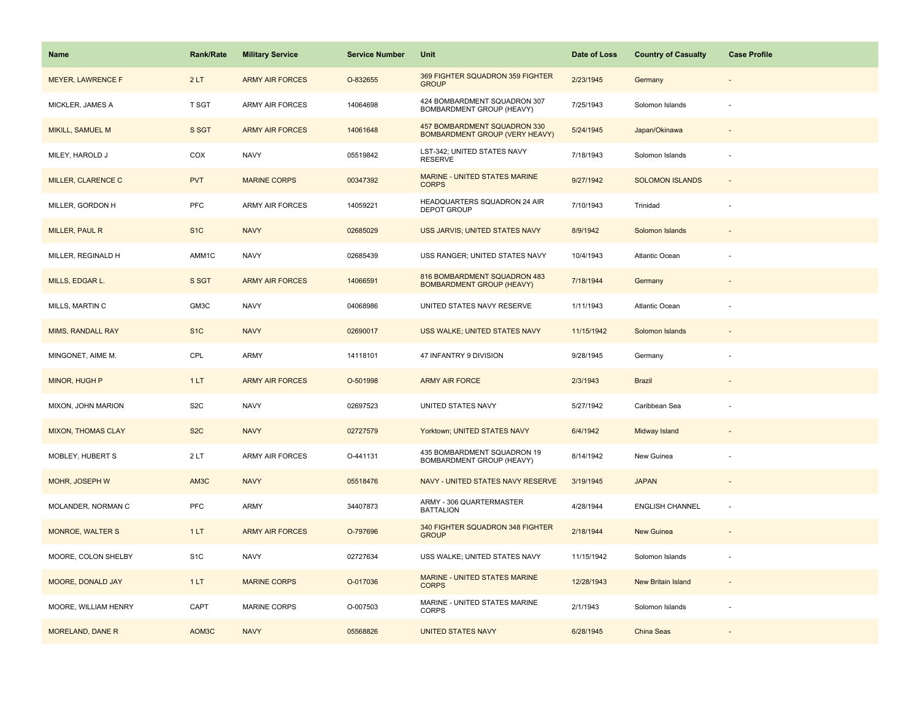| Name | Rank/Rate | Military Service | Service Number | Unit | Date of Loss | Country of Casualty | Case Profile |
|---|---|---|---|---|---|---|---|
| MEYER, LAWRENCE F | 2 LT | ARMY AIR FORCES | O-832655 | 369 FIGHTER SQUADRON 359 FIGHTER GROUP | 2/23/1945 | Germany | - |
| MICKLER, JAMES A | T SGT | ARMY AIR FORCES | 14064698 | 424 BOMBARDMENT SQUADRON 307 BOMBARDMENT GROUP (HEAVY) | 7/25/1943 | Solomon Islands | - |
| MIKILL, SAMUEL M | S SGT | ARMY AIR FORCES | 14061648 | 457 BOMBARDMENT SQUADRON 330 BOMBARDMENT GROUP (VERY HEAVY) | 5/24/1945 | Japan/Okinawa | - |
| MILEY, HAROLD J | COX | NAVY | 05519842 | LST-342; UNITED STATES NAVY RESERVE | 7/18/1943 | Solomon Islands | - |
| MILLER, CLARENCE C | PVT | MARINE CORPS | 00347392 | MARINE - UNITED STATES MARINE CORPS | 9/27/1942 | SOLOMON ISLANDS | - |
| MILLER, GORDON H | PFC | ARMY AIR FORCES | 14059221 | HEADQUARTERS SQUADRON 24 AIR DEPOT GROUP | 7/10/1943 | Trinidad | - |
| MILLER, PAUL R | S1C | NAVY | 02685029 | USS JARVIS; UNITED STATES NAVY | 8/9/1942 | Solomon Islands | - |
| MILLER, REGINALD H | AMM1C | NAVY | 02685439 | USS RANGER; UNITED STATES NAVY | 10/4/1943 | Atlantic Ocean | - |
| MILLS, EDGAR L. | S SGT | ARMY AIR FORCES | 14066591 | 816 BOMBARDMENT SQUADRON 483 BOMBARDMENT GROUP (HEAVY) | 7/18/1944 | Germany | - |
| MILLS, MARTIN C | GM3C | NAVY | 04068986 | UNITED STATES NAVY RESERVE | 1/11/1943 | Atlantic Ocean | - |
| MIMS, RANDALL RAY | S1C | NAVY | 02690017 | USS WALKE; UNITED STATES NAVY | 11/15/1942 | Solomon Islands | - |
| MINGONET, AIME M. | CPL | ARMY | 14118101 | 47 INFANTRY 9 DIVISION | 9/28/1945 | Germany | - |
| MINOR, HUGH P | 1 LT | ARMY AIR FORCES | O-501998 | ARMY AIR FORCE | 2/3/1943 | Brazil | - |
| MIXON, JOHN MARION | S2C | NAVY | 02697523 | UNITED STATES NAVY | 5/27/1942 | Caribbean Sea | - |
| MIXON, THOMAS CLAY | S2C | NAVY | 02727579 | Yorktown; UNITED STATES NAVY | 6/4/1942 | Midway Island | - |
| MOBLEY, HUBERT S | 2 LT | ARMY AIR FORCES | O-441131 | 435 BOMBARDMENT SQUADRON 19 BOMBARDMENT GROUP (HEAVY) | 8/14/1942 | New Guinea | - |
| MOHR, JOSEPH W | AM3C | NAVY | 05518476 | NAVY - UNITED STATES NAVY RESERVE | 3/19/1945 | JAPAN | - |
| MOLANDER, NORMAN C | PFC | ARMY | 34407873 | ARMY - 306 QUARTERMASTER BATTALION | 4/28/1944 | ENGLISH CHANNEL | - |
| MONROE, WALTER S | 1 LT | ARMY AIR FORCES | O-797696 | 340 FIGHTER SQUADRON 348 FIGHTER GROUP | 2/18/1944 | New Guinea | - |
| MOORE, COLON SHELBY | S1C | NAVY | 02727634 | USS WALKE; UNITED STATES NAVY | 11/15/1942 | Solomon Islands | - |
| MOORE, DONALD JAY | 1 LT | MARINE CORPS | O-017036 | MARINE - UNITED STATES MARINE CORPS | 12/28/1943 | New Britain Island | - |
| MOORE, WILLIAM HENRY | CAPT | MARINE CORPS | O-007503 | MARINE - UNITED STATES MARINE CORPS | 2/1/1943 | Solomon Islands | - |
| MORELAND, DANE R | AOM3C | NAVY | 05568826 | UNITED STATES NAVY | 6/28/1945 | China Seas | - |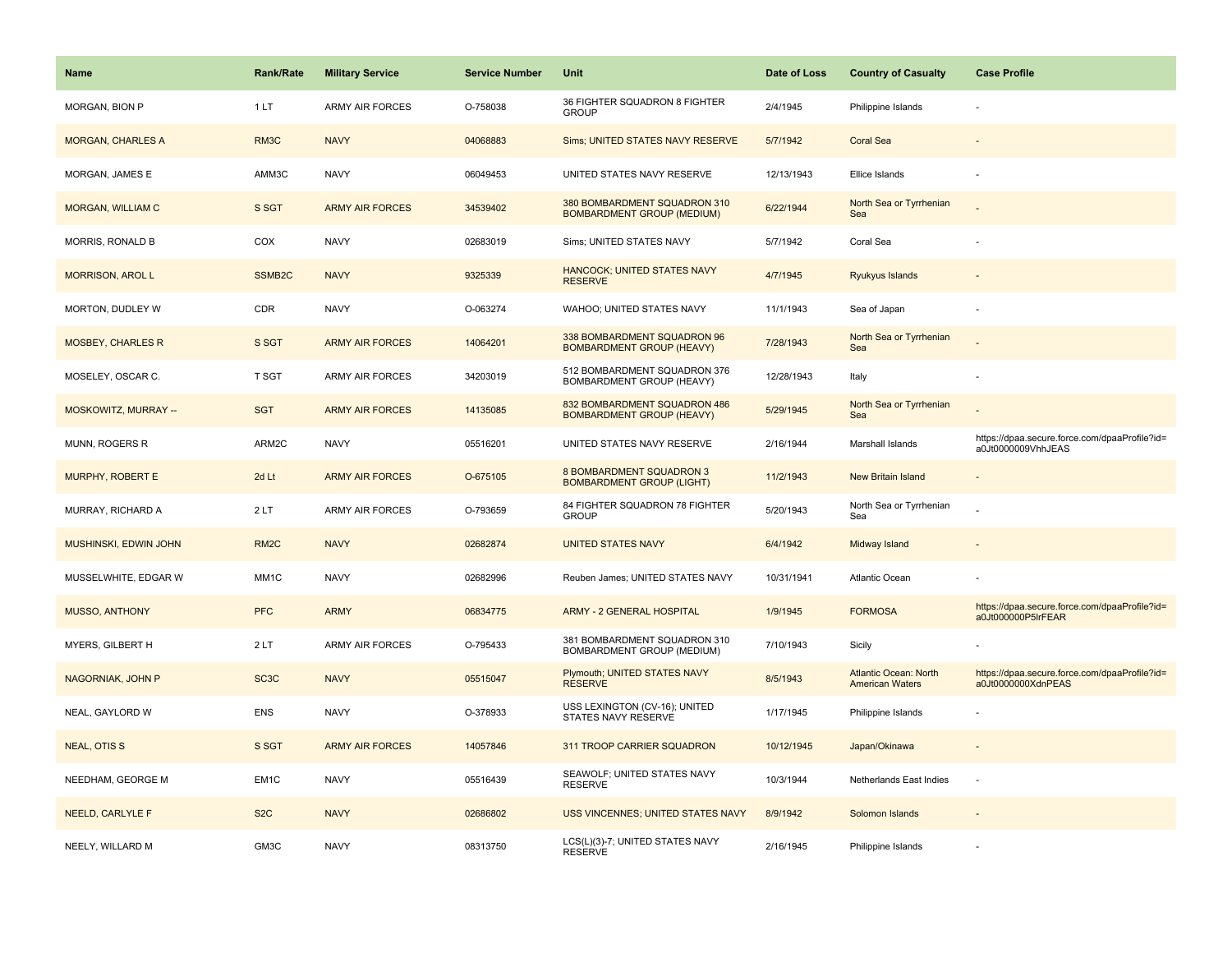| Name | Rank/Rate | Military Service | Service Number | Unit | Date of Loss | Country of Casualty | Case Profile |
|---|---|---|---|---|---|---|---|
| MORGAN, BION P | 1 LT | ARMY AIR FORCES | O-758038 | 36 FIGHTER SQUADRON 8 FIGHTER GROUP | 2/4/1945 | Philippine Islands | - |
| MORGAN, CHARLES A | RM3C | NAVY | 04068883 | Sims; UNITED STATES NAVY RESERVE | 5/7/1942 | Coral Sea | - |
| MORGAN, JAMES E | AMM3C | NAVY | 06049453 | UNITED STATES NAVY RESERVE | 12/13/1943 | Ellice Islands | - |
| MORGAN, WILLIAM C | S SGT | ARMY AIR FORCES | 34539402 | 380 BOMBARDMENT SQUADRON 310 BOMBARDMENT GROUP (MEDIUM) | 6/22/1944 | North Sea or Tyrrhenian Sea | - |
| MORRIS, RONALD B | COX | NAVY | 02683019 | Sims; UNITED STATES NAVY | 5/7/1942 | Coral Sea | - |
| MORRISON, AROL L | SSMB2C | NAVY | 9325339 | HANCOCK; UNITED STATES NAVY RESERVE | 4/7/1945 | Ryukyus Islands | - |
| MORTON, DUDLEY W | CDR | NAVY | O-063274 | WAHOO; UNITED STATES NAVY | 11/1/1943 | Sea of Japan | - |
| MOSBEY, CHARLES R | S SGT | ARMY AIR FORCES | 14064201 | 338 BOMBARDMENT SQUADRON 96 BOMBARDMENT GROUP (HEAVY) | 7/28/1943 | North Sea or Tyrrhenian Sea | - |
| MOSELEY, OSCAR C. | T SGT | ARMY AIR FORCES | 34203019 | 512 BOMBARDMENT SQUADRON 376 BOMBARDMENT GROUP (HEAVY) | 12/28/1943 | Italy | - |
| MOSKOWITZ, MURRAY -- | SGT | ARMY AIR FORCES | 14135085 | 832 BOMBARDMENT SQUADRON 486 BOMBARDMENT GROUP (HEAVY) | 5/29/1945 | North Sea or Tyrrhenian Sea | - |
| MUNN, ROGERS R | ARM2C | NAVY | 05516201 | UNITED STATES NAVY RESERVE | 2/16/1944 | Marshall Islands | https://dpaa.secure.force.com/dpaaProfile?id=a0Jt0000009VhhJEAS |
| MURPHY, ROBERT E | 2d Lt | ARMY AIR FORCES | O-675105 | 8 BOMBARDMENT SQUADRON 3 BOMBARDMENT GROUP (LIGHT) | 11/2/1943 | New Britain Island | - |
| MURRAY, RICHARD A | 2 LT | ARMY AIR FORCES | O-793659 | 84 FIGHTER SQUADRON 78 FIGHTER GROUP | 5/20/1943 | North Sea or Tyrrhenian Sea | - |
| MUSHINSKI, EDWIN JOHN | RM2C | NAVY | 02682874 | UNITED STATES NAVY | 6/4/1942 | Midway Island | - |
| MUSSELWHITE, EDGAR W | MM1C | NAVY | 02682996 | Reuben James; UNITED STATES NAVY | 10/31/1941 | Atlantic Ocean | - |
| MUSSO, ANTHONY | PFC | ARMY | 06834775 | ARMY - 2 GENERAL HOSPITAL | 1/9/1945 | FORMOSA | https://dpaa.secure.force.com/dpaaProfile?id=a0Jt000000P5lrFEAR |
| MYERS, GILBERT H | 2 LT | ARMY AIR FORCES | O-795433 | 381 BOMBARDMENT SQUADRON 310 BOMBARDMENT GROUP (MEDIUM) | 7/10/1943 | Sicily | - |
| NAGORNIAK, JOHN P | SC3C | NAVY | 05515047 | Plymouth; UNITED STATES NAVY RESERVE | 8/5/1943 | Atlantic Ocean: North American Waters | https://dpaa.secure.force.com/dpaaProfile?id=a0Jt0000000XdnPEAS |
| NEAL, GAYLORD W | ENS | NAVY | O-378933 | USS LEXINGTON (CV-16); UNITED STATES NAVY RESERVE | 1/17/1945 | Philippine Islands | - |
| NEAL, OTIS S | S SGT | ARMY AIR FORCES | 14057846 | 311 TROOP CARRIER SQUADRON | 10/12/1945 | Japan/Okinawa | - |
| NEEDHAM, GEORGE M | EM1C | NAVY | 05516439 | SEAWOLF; UNITED STATES NAVY RESERVE | 10/3/1944 | Netherlands East Indies | - |
| NEELD, CARLYLE F | S2C | NAVY | 02686802 | USS VINCENNES; UNITED STATES NAVY | 8/9/1942 | Solomon Islands | - |
| NEELY, WILLARD M | GM3C | NAVY | 08313750 | LCS(L)(3)-7; UNITED STATES NAVY RESERVE | 2/16/1945 | Philippine Islands | - |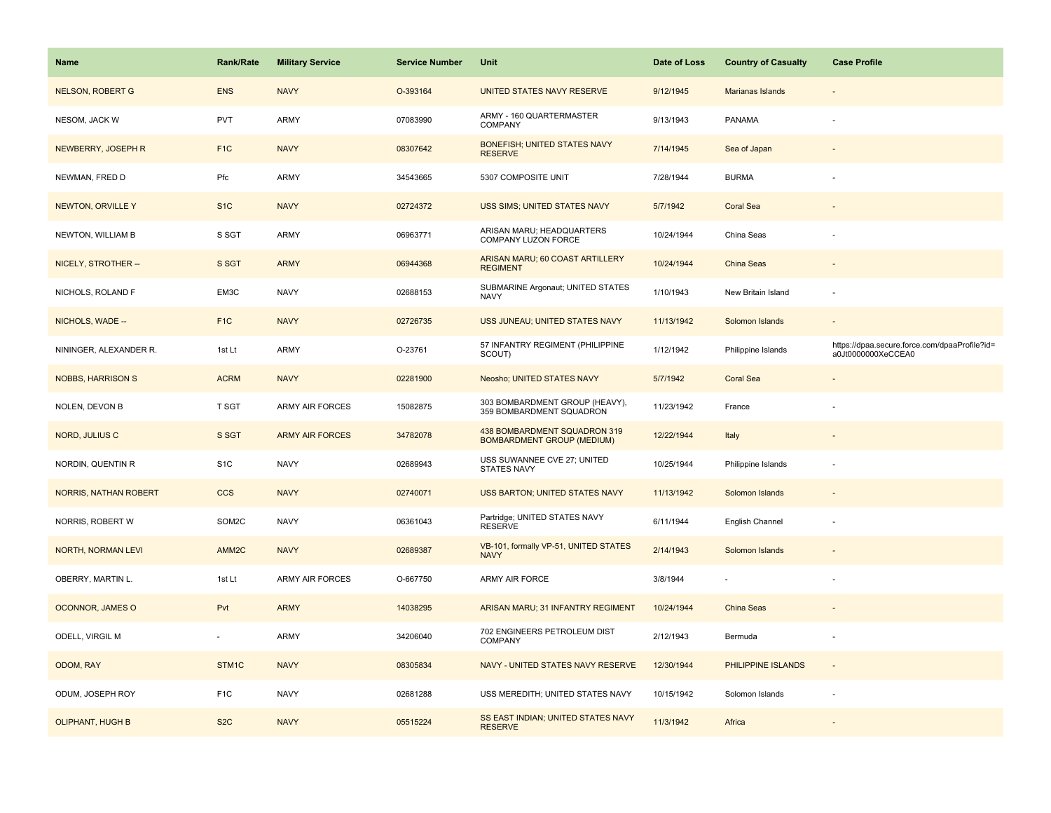| Name | Rank/Rate | Military Service | Service Number | Unit | Date of Loss | Country of Casualty | Case Profile |
| --- | --- | --- | --- | --- | --- | --- | --- |
| NELSON, ROBERT G | ENS | NAVY | O-393164 | UNITED STATES NAVY RESERVE | 9/12/1945 | Marianas Islands | - |
| NESOM, JACK W | PVT | ARMY | 07083990 | ARMY - 160 QUARTERMASTER COMPANY | 9/13/1943 | PANAMA | - |
| NEWBERRY, JOSEPH R | F1C | NAVY | 08307642 | BONEFISH; UNITED STATES NAVY RESERVE | 7/14/1945 | Sea of Japan | - |
| NEWMAN, FRED D | Pfc | ARMY | 34543665 | 5307 COMPOSITE UNIT | 7/28/1944 | BURMA | - |
| NEWTON, ORVILLE Y | S1C | NAVY | 02724372 | USS SIMS; UNITED STATES NAVY | 5/7/1942 | Coral Sea | - |
| NEWTON, WILLIAM B | S SGT | ARMY | 06963771 | ARISAN MARU; HEADQUARTERS COMPANY LUZON FORCE | 10/24/1944 | China Seas | - |
| NICELY, STROTHER -- | S SGT | ARMY | 06944368 | ARISAN MARU; 60 COAST ARTILLERY REGIMENT | 10/24/1944 | China Seas | - |
| NICHOLS, ROLAND F | EM3C | NAVY | 02688153 | SUBMARINE Argonaut; UNITED STATES NAVY | 1/10/1943 | New Britain Island | - |
| NICHOLS, WADE -- | F1C | NAVY | 02726735 | USS JUNEAU; UNITED STATES NAVY | 11/13/1942 | Solomon Islands | - |
| NININGER, ALEXANDER R. | 1st Lt | ARMY | O-23761 | 57 INFANTRY REGIMENT (PHILIPPINE SCOUT) | 1/12/1942 | Philippine Islands | https://dpaa.secure.force.com/dpaaProfile?id=a0Jt0000000XeCCEA0 |
| NOBBS, HARRISON S | ACRM | NAVY | 02281900 | Neosho; UNITED STATES NAVY | 5/7/1942 | Coral Sea | - |
| NOLEN, DEVON B | T SGT | ARMY AIR FORCES | 15082875 | 303 BOMBARDMENT GROUP (HEAVY), 359 BOMBARDMENT SQUADRON | 11/23/1942 | France | - |
| NORD, JULIUS C | S SGT | ARMY AIR FORCES | 34782078 | 438 BOMBARDMENT SQUADRON 319 BOMBARDMENT GROUP (MEDIUM) | 12/22/1944 | Italy | - |
| NORDIN, QUENTIN R | S1C | NAVY | 02689943 | USS SUWANNEE CVE 27; UNITED STATES NAVY | 10/25/1944 | Philippine Islands | - |
| NORRIS, NATHAN ROBERT | CCS | NAVY | 02740071 | USS BARTON; UNITED STATES NAVY | 11/13/1942 | Solomon Islands | - |
| NORRIS, ROBERT W | SOM2C | NAVY | 06361043 | Partridge; UNITED STATES NAVY RESERVE | 6/11/1944 | English Channel | - |
| NORTH, NORMAN LEVI | AMM2C | NAVY | 02689387 | VB-101, formally VP-51, UNITED STATES NAVY | 2/14/1943 | Solomon Islands | - |
| OBERRY, MARTIN L. | 1st Lt | ARMY AIR FORCES | O-667750 | ARMY AIR FORCE | 3/8/1944 | - | - |
| OCONNOR, JAMES O | Pvt | ARMY | 14038295 | ARISAN MARU; 31 INFANTRY REGIMENT | 10/24/1944 | China Seas | - |
| ODELL, VIRGIL M | - | ARMY | 34206040 | 702 ENGINEERS PETROLEUM DIST COMPANY | 2/12/1943 | Bermuda | - |
| ODOM, RAY | STM1C | NAVY | 08305834 | NAVY - UNITED STATES NAVY RESERVE | 12/30/1944 | PHILIPPINE ISLANDS | - |
| ODUM, JOSEPH ROY | F1C | NAVY | 02681288 | USS MEREDITH; UNITED STATES NAVY | 10/15/1942 | Solomon Islands | - |
| OLIPHANT, HUGH B | S2C | NAVY | 05515224 | SS EAST INDIAN; UNITED STATES NAVY RESERVE | 11/3/1942 | Africa | - |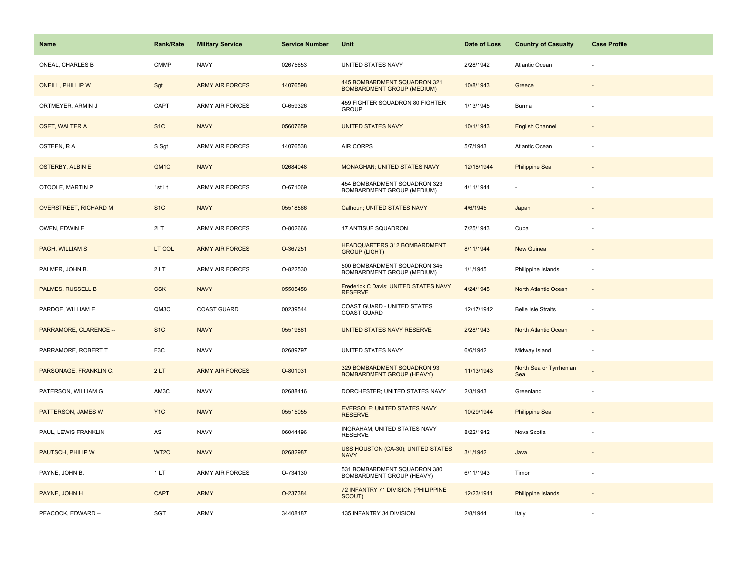| Name | Rank/Rate | Military Service | Service Number | Unit | Date of Loss | Country of Casualty | Case Profile |
|---|---|---|---|---|---|---|---|
| ONEAL, CHARLES B | CMMP | NAVY | 02675653 | UNITED STATES NAVY | 2/28/1942 | Atlantic Ocean | - |
| ONEILL, PHILLIP W | Sgt | ARMY AIR FORCES | 14076598 | 445 BOMBARDMENT SQUADRON 321 BOMBARDMENT GROUP (MEDIUM) | 10/8/1943 | Greece | - |
| ORTMEYER, ARMIN J | CAPT | ARMY AIR FORCES | O-659326 | 459 FIGHTER SQUADRON 80 FIGHTER GROUP | 1/13/1945 | Burma | - |
| OSET, WALTER A | S1C | NAVY | 05607659 | UNITED STATES NAVY | 10/1/1943 | English Channel | - |
| OSTEEN, R A | S Sgt | ARMY AIR FORCES | 14076538 | AIR CORPS | 5/7/1943 | Atlantic Ocean | - |
| OSTERBY, ALBIN E | GM1C | NAVY | 02684048 | MONAGHAN; UNITED STATES NAVY | 12/18/1944 | Philippine Sea | - |
| OTOOLE, MARTIN P | 1st Lt | ARMY AIR FORCES | O-671069 | 454 BOMBARDMENT SQUADRON 323 BOMBARDMENT GROUP (MEDIUM) | 4/11/1944 | - | - |
| OVERSTREET, RICHARD M | S1C | NAVY | 05518566 | Calhoun; UNITED STATES NAVY | 4/6/1945 | Japan | - |
| OWEN, EDWIN E | 2LT | ARMY AIR FORCES | O-802666 | 17 ANTISUB SQUADRON | 7/25/1943 | Cuba | - |
| PAGH, WILLIAM S | LT COL | ARMY AIR FORCES | O-367251 | HEADQUARTERS 312 BOMBARDMENT GROUP (LIGHT) | 8/11/1944 | New Guinea | - |
| PALMER, JOHN B. | 2 LT | ARMY AIR FORCES | O-822530 | 500 BOMBARDMENT SQUADRON 345 BOMBARDMENT GROUP (MEDIUM) | 1/1/1945 | Philippine Islands | - |
| PALMES, RUSSELL B | CSK | NAVY | 05505458 | Frederick C Davis; UNITED STATES NAVY RESERVE | 4/24/1945 | North Atlantic Ocean | - |
| PARDOE, WILLIAM E | QM3C | COAST GUARD | 00239544 | COAST GUARD - UNITED STATES COAST GUARD | 12/17/1942 | Belle Isle Straits | - |
| PARRAMORE, CLARENCE -- | S1C | NAVY | 05519881 | UNITED STATES NAVY RESERVE | 2/28/1943 | North Atlantic Ocean | - |
| PARRAMORE, ROBERT T | F3C | NAVY | 02689797 | UNITED STATES NAVY | 6/6/1942 | Midway Island | - |
| PARSONAGE, FRANKLIN C. | 2 LT | ARMY AIR FORCES | O-801031 | 329 BOMBARDMENT SQUADRON 93 BOMBARDMENT GROUP (HEAVY) | 11/13/1943 | North Sea or Tyrrhenian Sea | - |
| PATERSON, WILLIAM G | AM3C | NAVY | 02688416 | DORCHESTER; UNITED STATES NAVY | 2/3/1943 | Greenland | - |
| PATTERSON, JAMES W | Y1C | NAVY | 05515055 | EVERSOLE; UNITED STATES NAVY RESERVE | 10/29/1944 | Philippine Sea | - |
| PAUL, LEWIS FRANKLIN | AS | NAVY | 06044496 | INGRAHAM; UNITED STATES NAVY RESERVE | 8/22/1942 | Nova Scotia | - |
| PAUTSCH, PHILIP W | WT2C | NAVY | 02682987 | USS HOUSTON (CA-30); UNITED STATES NAVY | 3/1/1942 | Java | - |
| PAYNE, JOHN B. | 1 LT | ARMY AIR FORCES | O-734130 | 531 BOMBARDMENT SQUADRON 380 BOMBARDMENT GROUP (HEAVY) | 6/11/1943 | Timor | - |
| PAYNE, JOHN H | CAPT | ARMY | O-237384 | 72 INFANTRY 71 DIVISION (PHILIPPINE SCOUT) | 12/23/1941 | Philippine Islands | - |
| PEACOCK, EDWARD -- | SGT | ARMY | 34408187 | 135 INFANTRY 34 DIVISION | 2/8/1944 | Italy | - |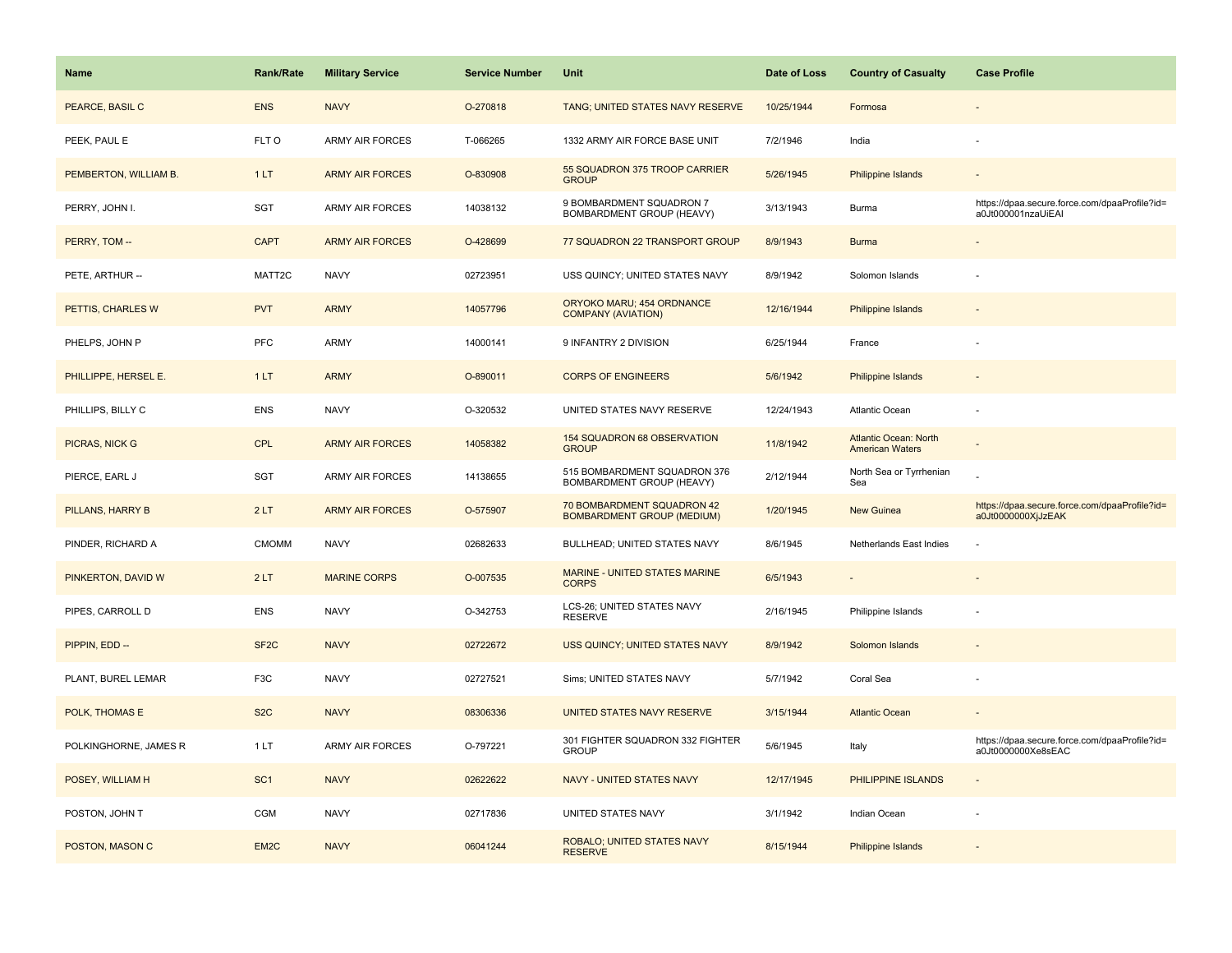| Name | Rank/Rate | Military Service | Service Number | Unit | Date of Loss | Country of Casualty | Case Profile |
|---|---|---|---|---|---|---|---|
| PEARCE, BASIL C | ENS | NAVY | O-270818 | TANG; UNITED STATES NAVY RESERVE | 10/25/1944 | Formosa | - |
| PEEK, PAUL E | FLT O | ARMY AIR FORCES | T-066265 | 1332 ARMY AIR FORCE BASE UNIT | 7/2/1946 | India | - |
| PEMBERTON, WILLIAM B. | 1 LT | ARMY AIR FORCES | O-830908 | 55 SQUADRON 375 TROOP CARRIER GROUP | 5/26/1945 | Philippine Islands | - |
| PERRY, JOHN I. | SGT | ARMY AIR FORCES | 14038132 | 9 BOMBARDMENT SQUADRON 7 BOMBARDMENT GROUP (HEAVY) | 3/13/1943 | Burma | https://dpaa.secure.force.com/dpaaProfile?id=a0Jt000001nzaUiEAI |
| PERRY, TOM -- | CAPT | ARMY AIR FORCES | O-428699 | 77 SQUADRON 22 TRANSPORT GROUP | 8/9/1943 | Burma | - |
| PETE, ARTHUR -- | MATT2C | NAVY | 02723951 | USS QUINCY; UNITED STATES NAVY | 8/9/1942 | Solomon Islands | - |
| PETTIS, CHARLES W | PVT | ARMY | 14057796 | ORYOKO MARU; 454 ORDNANCE COMPANY (AVIATION) | 12/16/1944 | Philippine Islands | - |
| PHELPS, JOHN P | PFC | ARMY | 14000141 | 9 INFANTRY 2 DIVISION | 6/25/1944 | France | - |
| PHILLIPPE, HERSEL E. | 1 LT | ARMY | O-890011 | CORPS OF ENGINEERS | 5/6/1942 | Philippine Islands | - |
| PHILLIPS, BILLY C | ENS | NAVY | O-320532 | UNITED STATES NAVY RESERVE | 12/24/1943 | Atlantic Ocean | - |
| PICRAS, NICK G | CPL | ARMY AIR FORCES | 14058382 | 154 SQUADRON 68 OBSERVATION GROUP | 11/8/1942 | Atlantic Ocean: North American Waters | - |
| PIERCE, EARL J | SGT | ARMY AIR FORCES | 14138655 | 515 BOMBARDMENT SQUADRON 376 BOMBARDMENT GROUP (HEAVY) | 2/12/1944 | North Sea or Tyrrhenian Sea | - |
| PILLANS, HARRY B | 2 LT | ARMY AIR FORCES | O-575907 | 70 BOMBARDMENT SQUADRON 42 BOMBARDMENT GROUP (MEDIUM) | 1/20/1945 | New Guinea | https://dpaa.secure.force.com/dpaaProfile?id=a0Jt0000000XjJzEAK |
| PINDER, RICHARD A | CMOMM | NAVY | 02682633 | BULLHEAD; UNITED STATES NAVY | 8/6/1945 | Netherlands East Indies | - |
| PINKERTON, DAVID W | 2 LT | MARINE CORPS | O-007535 | MARINE - UNITED STATES MARINE CORPS | 6/5/1943 | - | - |
| PIPES, CARROLL D | ENS | NAVY | O-342753 | LCS-26; UNITED STATES NAVY RESERVE | 2/16/1945 | Philippine Islands | - |
| PIPPIN, EDD -- | SF2C | NAVY | 02722672 | USS QUINCY; UNITED STATES NAVY | 8/9/1942 | Solomon Islands | - |
| PLANT, BUREL LEMAR | F3C | NAVY | 02727521 | Sims; UNITED STATES NAVY | 5/7/1942 | Coral Sea | - |
| POLK, THOMAS E | S2C | NAVY | 08306336 | UNITED STATES NAVY RESERVE | 3/15/1944 | Atlantic Ocean | - |
| POLKINGHORNE, JAMES R | 1 LT | ARMY AIR FORCES | O-797221 | 301 FIGHTER SQUADRON 332 FIGHTER GROUP | 5/6/1945 | Italy | https://dpaa.secure.force.com/dpaaProfile?id=a0Jt0000000Xe8sEAC |
| POSEY, WILLIAM H | SC1 | NAVY | 02622622 | NAVY - UNITED STATES NAVY | 12/17/1945 | PHILIPPINE ISLANDS | - |
| POSTON, JOHN T | CGM | NAVY | 02717836 | UNITED STATES NAVY | 3/1/1942 | Indian Ocean | - |
| POSTON, MASON C | EM2C | NAVY | 06041244 | ROBALO; UNITED STATES NAVY RESERVE | 8/15/1944 | Philippine Islands | - |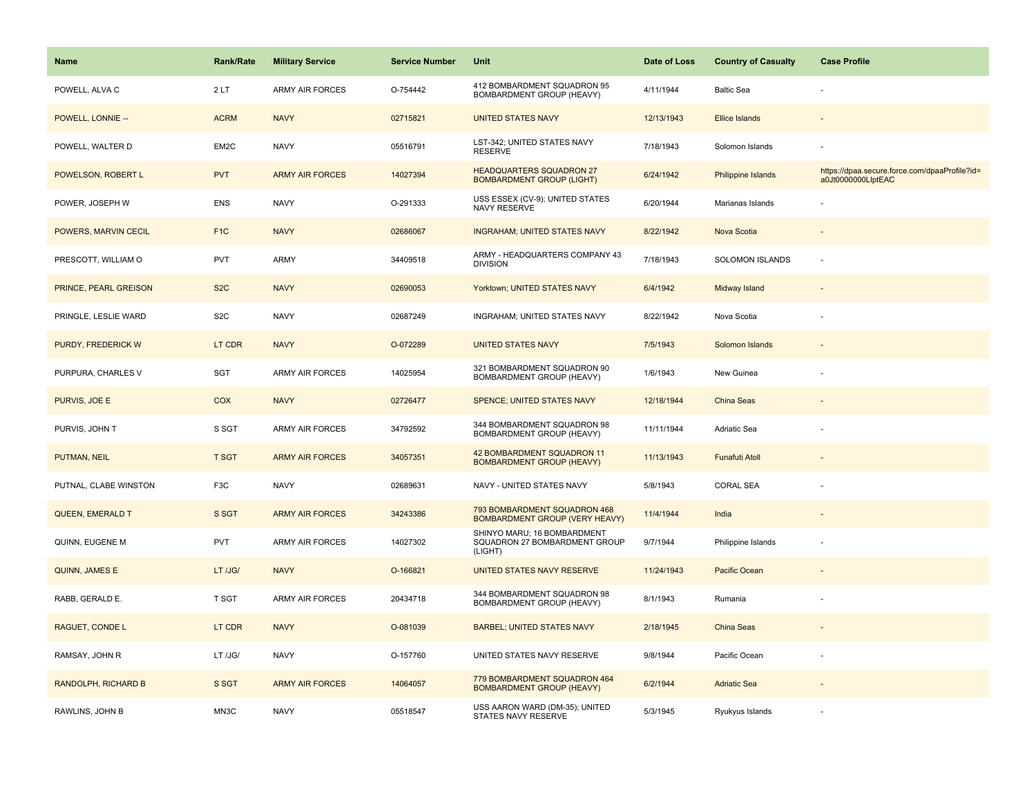| Name | Rank/Rate | Military Service | Service Number | Unit | Date of Loss | Country of Casualty | Case Profile |
| --- | --- | --- | --- | --- | --- | --- | --- |
| POWELL, ALVA C | 2 LT | ARMY AIR FORCES | O-754442 | 412 BOMBARDMENT SQUADRON 95 BOMBARDMENT GROUP (HEAVY) | 4/11/1944 | Baltic Sea | - |
| POWELL, LONNIE -- | ACRM | NAVY | 02715821 | UNITED STATES NAVY | 12/13/1943 | Ellice Islands | - |
| POWELL, WALTER D | EM2C | NAVY | 05516791 | LST-342; UNITED STATES NAVY RESERVE | 7/18/1943 | Solomon Islands | - |
| POWELSON, ROBERT L | PVT | ARMY AIR FORCES | 14027394 | HEADQUARTERS SQUADRON 27 BOMBARDMENT GROUP (LIGHT) | 6/24/1942 | Philippine Islands | https://dpaa.secure.force.com/dpaaProfile?id=a0Jt0000000LlptEAC |
| POWER, JOSEPH W | ENS | NAVY | O-291333 | USS ESSEX (CV-9); UNITED STATES NAVY RESERVE | 6/20/1944 | Marianas Islands | - |
| POWERS, MARVIN CECIL | F1C | NAVY | 02686067 | INGRAHAM; UNITED STATES NAVY | 8/22/1942 | Nova Scotia | - |
| PRESCOTT, WILLIAM O | PVT | ARMY | 34409518 | ARMY - HEADQUARTERS COMPANY 43 DIVISION | 7/18/1943 | SOLOMON ISLANDS | - |
| PRINCE, PEARL GREISON | S2C | NAVY | 02690053 | Yorktown; UNITED STATES NAVY | 6/4/1942 | Midway Island | - |
| PRINGLE, LESLIE WARD | S2C | NAVY | 02687249 | INGRAHAM; UNITED STATES NAVY | 8/22/1942 | Nova Scotia | - |
| PURDY, FREDERICK W | LT CDR | NAVY | O-072289 | UNITED STATES NAVY | 7/5/1943 | Solomon Islands | - |
| PURPURA, CHARLES V | SGT | ARMY AIR FORCES | 14025954 | 321 BOMBARDMENT SQUADRON 90 BOMBARDMENT GROUP (HEAVY) | 1/6/1943 | New Guinea | - |
| PURVIS, JOE E | COX | NAVY | 02726477 | SPENCE; UNITED STATES NAVY | 12/18/1944 | China Seas | - |
| PURVIS, JOHN T | S SGT | ARMY AIR FORCES | 34792592 | 344 BOMBARDMENT SQUADRON 98 BOMBARDMENT GROUP (HEAVY) | 11/11/1944 | Adriatic Sea | - |
| PUTMAN, NEIL | T SGT | ARMY AIR FORCES | 34057351 | 42 BOMBARDMENT SQUADRON 11 BOMBARDMENT GROUP (HEAVY) | 11/13/1943 | Funafuti Atoll | - |
| PUTNAL, CLABE WINSTON | F3C | NAVY | 02689631 | NAVY - UNITED STATES NAVY | 5/8/1943 | CORAL SEA | - |
| QUEEN, EMERALD T | S SGT | ARMY AIR FORCES | 34243386 | 793 BOMBARDMENT SQUADRON 468 BOMBARDMENT GROUP (VERY HEAVY) | 11/4/1944 | India | - |
| QUINN, EUGENE M | PVT | ARMY AIR FORCES | 14027302 | SHINYO MARU; 16 BOMBARDMENT SQUADRON 27 BOMBARDMENT GROUP (LIGHT) | 9/7/1944 | Philippine Islands | - |
| QUINN, JAMES E | LT /JG/ | NAVY | O-166821 | UNITED STATES NAVY RESERVE | 11/24/1943 | Pacific Ocean | - |
| RABB, GERALD E. | T SGT | ARMY AIR FORCES | 20434718 | 344 BOMBARDMENT SQUADRON 98 BOMBARDMENT GROUP (HEAVY) | 8/1/1943 | Rumania | - |
| RAGUET, CONDE L | LT CDR | NAVY | O-081039 | BARBEL; UNITED STATES NAVY | 2/18/1945 | China Seas | - |
| RAMSAY, JOHN R | LT /JG/ | NAVY | O-157760 | UNITED STATES NAVY RESERVE | 9/8/1944 | Pacific Ocean | - |
| RANDOLPH, RICHARD B | S SGT | ARMY AIR FORCES | 14064057 | 779 BOMBARDMENT SQUADRON 464 BOMBARDMENT GROUP (HEAVY) | 6/2/1944 | Adriatic Sea | - |
| RAWLINS, JOHN B | MN3C | NAVY | 05518547 | USS AARON WARD (DM-35); UNITED STATES NAVY RESERVE | 5/3/1945 | Ryukyus Islands | - |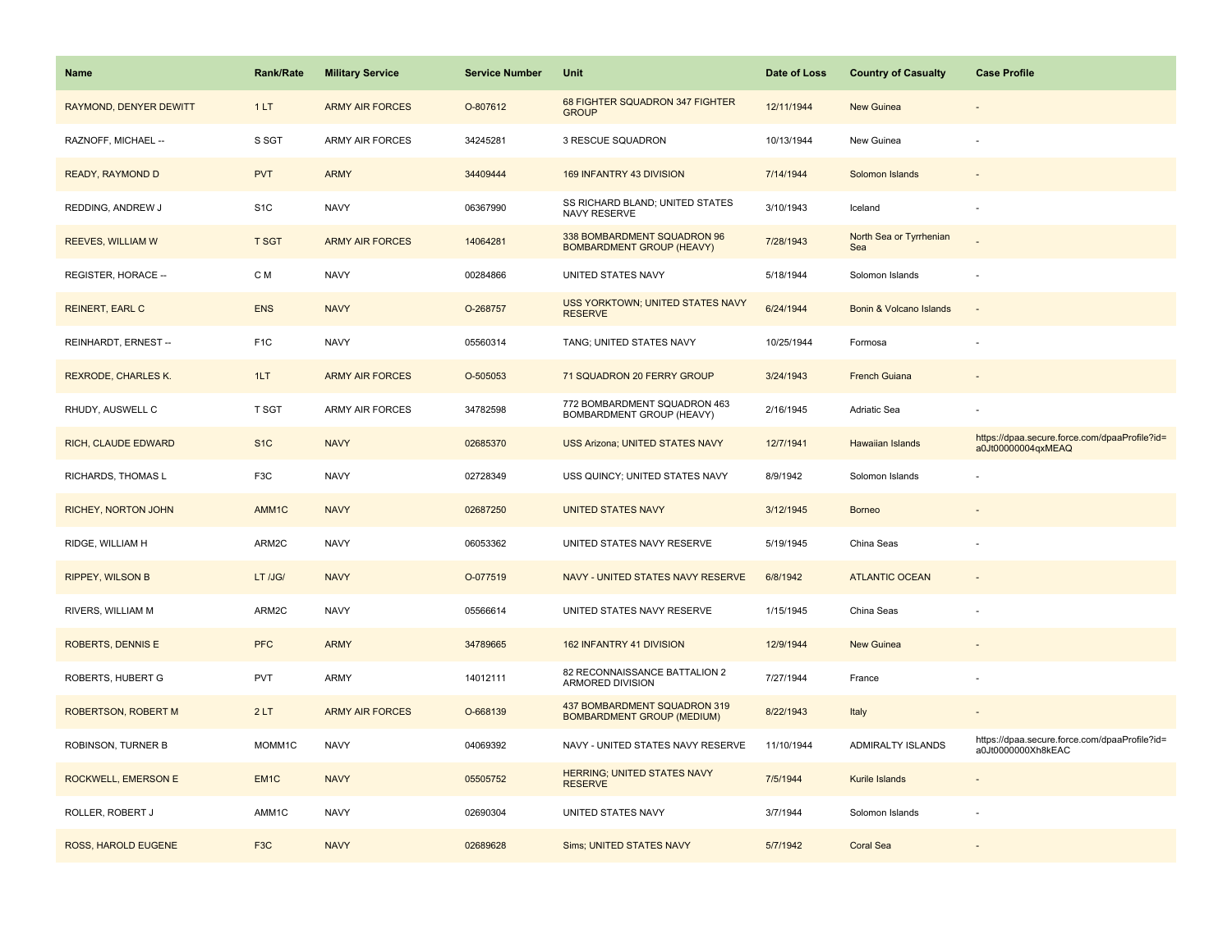| Name | Rank/Rate | Military Service | Service Number | Unit | Date of Loss | Country of Casualty | Case Profile |
|---|---|---|---|---|---|---|---|
| RAYMOND, DENYER DEWITT | 1 LT | ARMY AIR FORCES | O-807612 | 68 FIGHTER SQUADRON 347 FIGHTER GROUP | 12/11/1944 | New Guinea | - |
| RAZNOFF, MICHAEL -- | S SGT | ARMY AIR FORCES | 34245281 | 3 RESCUE SQUADRON | 10/13/1944 | New Guinea | - |
| READY, RAYMOND D | PVT | ARMY | 34409444 | 169 INFANTRY 43 DIVISION | 7/14/1944 | Solomon Islands | - |
| REDDING, ANDREW J | S1C | NAVY | 06367990 | SS RICHARD BLAND; UNITED STATES NAVY RESERVE | 3/10/1943 | Iceland | - |
| REEVES, WILLIAM W | T SGT | ARMY AIR FORCES | 14064281 | 338 BOMBARDMENT SQUADRON 96 BOMBARDMENT GROUP (HEAVY) | 7/28/1943 | North Sea or Tyrrhenian Sea | - |
| REGISTER, HORACE -- | C M | NAVY | 00284866 | UNITED STATES NAVY | 5/18/1944 | Solomon Islands | - |
| REINERT, EARL C | ENS | NAVY | O-268757 | USS YORKTOWN; UNITED STATES NAVY RESERVE | 6/24/1944 | Bonin & Volcano Islands | - |
| REINHARDT, ERNEST -- | F1C | NAVY | 05560314 | TANG; UNITED STATES NAVY | 10/25/1944 | Formosa | - |
| REXRODE, CHARLES K. | 1LT | ARMY AIR FORCES | O-505053 | 71 SQUADRON 20 FERRY GROUP | 3/24/1943 | French Guiana | - |
| RHUDY, AUSWELL C | T SGT | ARMY AIR FORCES | 34782598 | 772 BOMBARDMENT SQUADRON 463 BOMBARDMENT GROUP (HEAVY) | 2/16/1945 | Adriatic Sea | - |
| RICH, CLAUDE EDWARD | S1C | NAVY | 02685370 | USS Arizona; UNITED STATES NAVY | 12/7/1941 | Hawaiian Islands | https://dpaa.secure.force.com/dpaaProfile?id=a0Jt00000004qxMEAQ |
| RICHARDS, THOMAS L | F3C | NAVY | 02728349 | USS QUINCY; UNITED STATES NAVY | 8/9/1942 | Solomon Islands | - |
| RICHEY, NORTON JOHN | AMM1C | NAVY | 02687250 | UNITED STATES NAVY | 3/12/1945 | Borneo | - |
| RIDGE, WILLIAM H | ARM2C | NAVY | 06053362 | UNITED STATES NAVY RESERVE | 5/19/1945 | China Seas | - |
| RIPPEY, WILSON B | LT /JG/ | NAVY | O-077519 | NAVY - UNITED STATES NAVY RESERVE | 6/8/1942 | ATLANTIC OCEAN | - |
| RIVERS, WILLIAM M | ARM2C | NAVY | 05566614 | UNITED STATES NAVY RESERVE | 1/15/1945 | China Seas | - |
| ROBERTS, DENNIS E | PFC | ARMY | 34789665 | 162 INFANTRY 41 DIVISION | 12/9/1944 | New Guinea | - |
| ROBERTS, HUBERT G | PVT | ARMY | 14012111 | 82 RECONNAISSANCE BATTALION 2 ARMORED DIVISION | 7/27/1944 | France | - |
| ROBERTSON, ROBERT M | 2 LT | ARMY AIR FORCES | O-668139 | 437 BOMBARDMENT SQUADRON 319 BOMBARDMENT GROUP (MEDIUM) | 8/22/1943 | Italy | - |
| ROBINSON, TURNER B | MOMM1C | NAVY | 04069392 | NAVY - UNITED STATES NAVY RESERVE | 11/10/1944 | ADMIRALTY ISLANDS | https://dpaa.secure.force.com/dpaaProfile?id=a0Jt0000000Xh8kEAC |
| ROCKWELL, EMERSON E | EM1C | NAVY | 05505752 | HERRING; UNITED STATES NAVY RESERVE | 7/5/1944 | Kurile Islands | - |
| ROLLER, ROBERT J | AMM1C | NAVY | 02690304 | UNITED STATES NAVY | 3/7/1944 | Solomon Islands | - |
| ROSS, HAROLD EUGENE | F3C | NAVY | 02689628 | Sims; UNITED STATES NAVY | 5/7/1942 | Coral Sea | - |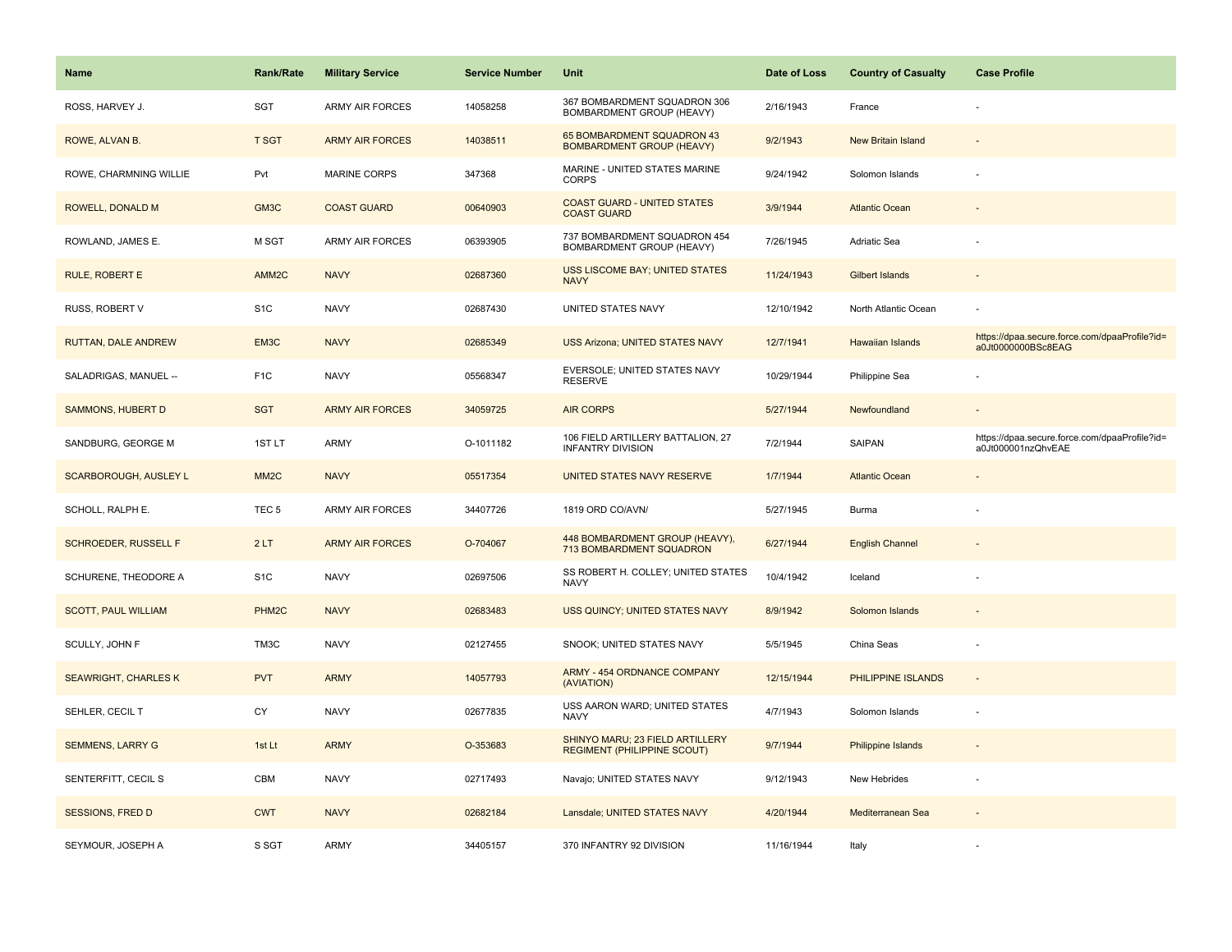| Name | Rank/Rate | Military Service | Service Number | Unit | Date of Loss | Country of Casualty | Case Profile |
|---|---|---|---|---|---|---|---|
| ROSS, HARVEY J. | SGT | ARMY AIR FORCES | 14058258 | 367 BOMBARDMENT SQUADRON 306 BOMBARDMENT GROUP (HEAVY) | 2/16/1943 | France | - |
| ROWE, ALVAN B. | T SGT | ARMY AIR FORCES | 14038511 | 65 BOMBARDMENT SQUADRON 43 BOMBARDMENT GROUP (HEAVY) | 9/2/1943 | New Britain Island | - |
| ROWE, CHARMNING WILLIE | Pvt | MARINE CORPS | 347368 | MARINE - UNITED STATES MARINE CORPS | 9/24/1942 | Solomon Islands | - |
| ROWELL, DONALD M | GM3C | COAST GUARD | 00640903 | COAST GUARD - UNITED STATES COAST GUARD | 3/9/1944 | Atlantic Ocean | - |
| ROWLAND, JAMES E. | M SGT | ARMY AIR FORCES | 06393905 | 737 BOMBARDMENT SQUADRON 454 BOMBARDMENT GROUP (HEAVY) | 7/26/1945 | Adriatic Sea | - |
| RULE, ROBERT E | AMM2C | NAVY | 02687360 | USS LISCOME BAY; UNITED STATES NAVY | 11/24/1943 | Gilbert Islands | - |
| RUSS, ROBERT V | S1C | NAVY | 02687430 | UNITED STATES NAVY | 12/10/1942 | North Atlantic Ocean | - |
| RUTTAN, DALE ANDREW | EM3C | NAVY | 02685349 | USS Arizona; UNITED STATES NAVY | 12/7/1941 | Hawaiian Islands | https://dpaa.secure.force.com/dpaaProfile?id=a0Jt0000000BSc8EAG |
| SALADRIGAS, MANUEL -- | F1C | NAVY | 05568347 | EVERSOLE; UNITED STATES NAVY RESERVE | 10/29/1944 | Philippine Sea | - |
| SAMMONS, HUBERT D | SGT | ARMY AIR FORCES | 34059725 | AIR CORPS | 5/27/1944 | Newfoundland | - |
| SANDBURG, GEORGE M | 1ST LT | ARMY | O-1011182 | 106 FIELD ARTILLERY BATTALION, 27 INFANTRY DIVISION | 7/2/1944 | SAIPAN | https://dpaa.secure.force.com/dpaaProfile?id=a0Jt000001nzQhvEAE |
| SCARBOROUGH, AUSLEY L | MM2C | NAVY | 05517354 | UNITED STATES NAVY RESERVE | 1/7/1944 | Atlantic Ocean | - |
| SCHOLL, RALPH E. | TEC 5 | ARMY AIR FORCES | 34407726 | 1819 ORD CO/AVN/ | 5/27/1945 | Burma | - |
| SCHROEDER, RUSSELL F | 2 LT | ARMY AIR FORCES | O-704067 | 448 BOMBARDMENT GROUP (HEAVY), 713 BOMBARDMENT SQUADRON | 6/27/1944 | English Channel | - |
| SCHURENE, THEODORE A | S1C | NAVY | 02697506 | SS ROBERT H. COLLEY; UNITED STATES NAVY | 10/4/1942 | Iceland | - |
| SCOTT, PAUL WILLIAM | PHM2C | NAVY | 02683483 | USS QUINCY; UNITED STATES NAVY | 8/9/1942 | Solomon Islands | - |
| SCULLY, JOHN F | TM3C | NAVY | 02127455 | SNOOK; UNITED STATES NAVY | 5/5/1945 | China Seas | - |
| SEAWRIGHT, CHARLES K | PVT | ARMY | 14057793 | ARMY - 454 ORDNANCE COMPANY (AVIATION) | 12/15/1944 | PHILIPPINE ISLANDS | - |
| SEHLER, CECIL T | CY | NAVY | 02677835 | USS AARON WARD; UNITED STATES NAVY | 4/7/1943 | Solomon Islands | - |
| SEMMENS, LARRY G | 1st Lt | ARMY | O-353683 | SHINYO MARU; 23 FIELD ARTILLERY REGIMENT (PHILIPPINE SCOUT) | 9/7/1944 | Philippine Islands | - |
| SENTERFITT, CECIL S | CBM | NAVY | 02717493 | Navajo; UNITED STATES NAVY | 9/12/1943 | New Hebrides | - |
| SESSIONS, FRED D | CWT | NAVY | 02682184 | Lansdale; UNITED STATES NAVY | 4/20/1944 | Mediterranean Sea | - |
| SEYMOUR, JOSEPH A | S SGT | ARMY | 34405157 | 370 INFANTRY 92 DIVISION | 11/16/1944 | Italy | - |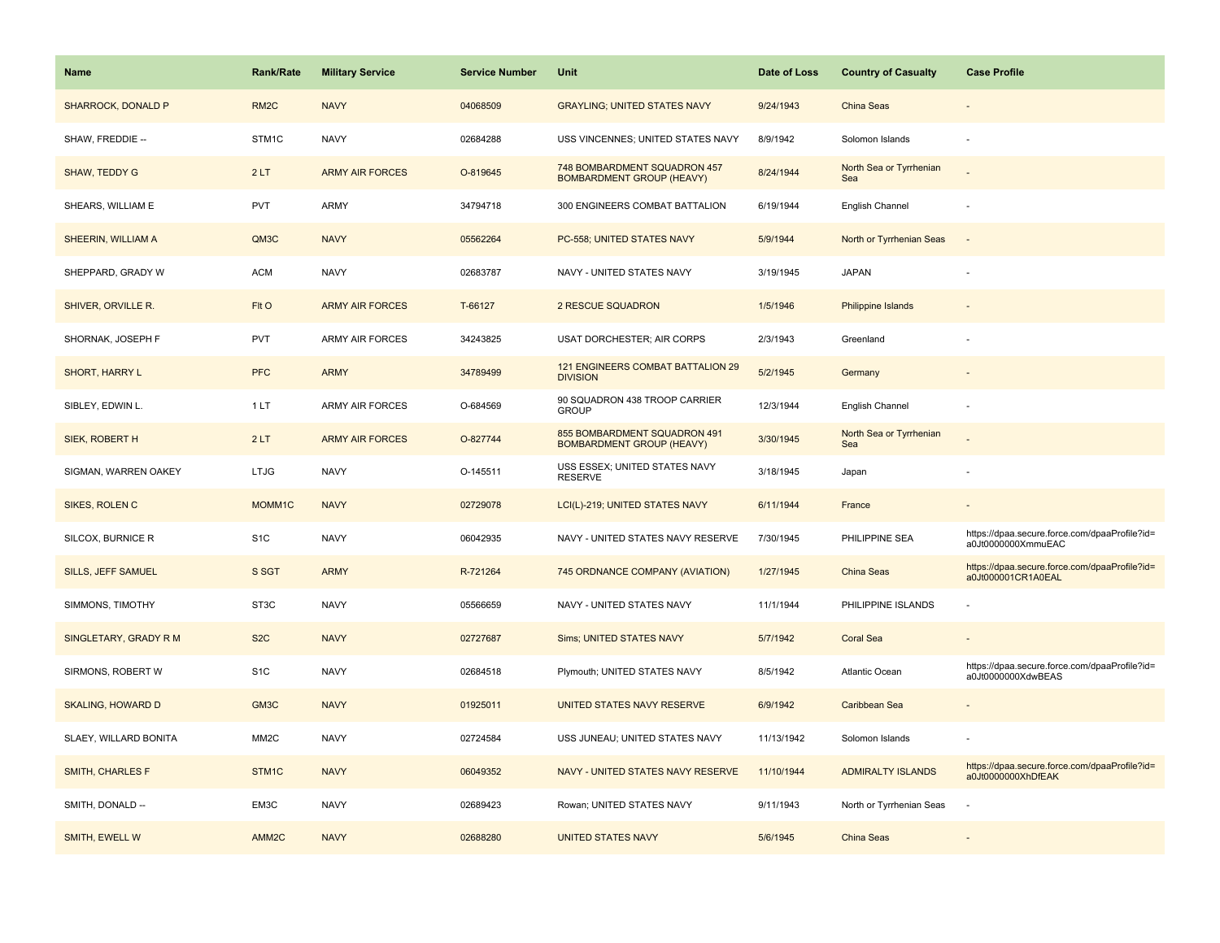| Name | Rank/Rate | Military Service | Service Number | Unit | Date of Loss | Country of Casualty | Case Profile |
|---|---|---|---|---|---|---|---|
| SHARROCK, DONALD P | RM2C | NAVY | 04068509 | GRAYLING; UNITED STATES NAVY | 9/24/1943 | China Seas | - |
| SHAW, FREDDIE -- | STM1C | NAVY | 02684288 | USS VINCENNES; UNITED STATES NAVY | 8/9/1942 | Solomon Islands | - |
| SHAW, TEDDY G | 2 LT | ARMY AIR FORCES | O-819645 | 748 BOMBARDMENT SQUADRON 457 BOMBARDMENT GROUP (HEAVY) | 8/24/1944 | North Sea or Tyrrhenian Sea | - |
| SHEARS, WILLIAM E | PVT | ARMY | 34794718 | 300 ENGINEERS COMBAT BATTALION | 6/19/1944 | English Channel | - |
| SHEERIN, WILLIAM A | QM3C | NAVY | 05562264 | PC-558; UNITED STATES NAVY | 5/9/1944 | North or Tyrrhenian Seas | - |
| SHEPPARD, GRADY W | ACM | NAVY | 02683787 | NAVY - UNITED STATES NAVY | 3/19/1945 | JAPAN | - |
| SHIVER, ORVILLE R. | Flt O | ARMY AIR FORCES | T-66127 | 2 RESCUE SQUADRON | 1/5/1946 | Philippine Islands | - |
| SHORNAK, JOSEPH F | PVT | ARMY AIR FORCES | 34243825 | USAT DORCHESTER; AIR CORPS | 2/3/1943 | Greenland | - |
| SHORT, HARRY L | PFC | ARMY | 34789499 | 121 ENGINEERS COMBAT BATTALION 29 DIVISION | 5/2/1945 | Germany | - |
| SIBLEY, EDWIN L. | 1 LT | ARMY AIR FORCES | O-684569 | 90 SQUADRON 438 TROOP CARRIER GROUP | 12/3/1944 | English Channel | - |
| SIEK, ROBERT H | 2 LT | ARMY AIR FORCES | O-827744 | 855 BOMBARDMENT SQUADRON 491 BOMBARDMENT GROUP (HEAVY) | 3/30/1945 | North Sea or Tyrrhenian Sea | - |
| SIGMAN, WARREN OAKEY | LTJG | NAVY | O-145511 | USS ESSEX; UNITED STATES NAVY RESERVE | 3/18/1945 | Japan | - |
| SIKES, ROLEN C | MOMM1C | NAVY | 02729078 | LCI(L)-219; UNITED STATES NAVY | 6/11/1944 | France | - |
| SILCOX, BURNICE R | S1C | NAVY | 06042935 | NAVY - UNITED STATES NAVY RESERVE | 7/30/1945 | PHILIPPINE SEA | https://dpaa.secure.force.com/dpaaProfile?id=a0Jt0000000XmmuEAC |
| SILLS, JEFF SAMUEL | S SGT | ARMY | R-721264 | 745 ORDNANCE COMPANY (AVIATION) | 1/27/1945 | China Seas | https://dpaa.secure.force.com/dpaaProfile?id=a0Jt000001CR1A0EAL |
| SIMMONS, TIMOTHY | ST3C | NAVY | 05566659 | NAVY - UNITED STATES NAVY | 11/1/1944 | PHILIPPINE ISLANDS | - |
| SINGLETARY, GRADY R M | S2C | NAVY | 02727687 | Sims; UNITED STATES NAVY | 5/7/1942 | Coral Sea | - |
| SIRMONS, ROBERT W | S1C | NAVY | 02684518 | Plymouth; UNITED STATES NAVY | 8/5/1942 | Atlantic Ocean | https://dpaa.secure.force.com/dpaaProfile?id=a0Jt0000000XdwBEAS |
| SKALING, HOWARD D | GM3C | NAVY | 01925011 | UNITED STATES NAVY RESERVE | 6/9/1942 | Caribbean Sea | - |
| SLAEY, WILLARD BONITA | MM2C | NAVY | 02724584 | USS JUNEAU; UNITED STATES NAVY | 11/13/1942 | Solomon Islands | - |
| SMITH, CHARLES F | STM1C | NAVY | 06049352 | NAVY - UNITED STATES NAVY RESERVE | 11/10/1944 | ADMIRALTY ISLANDS | https://dpaa.secure.force.com/dpaaProfile?id=a0Jt0000000XhDfEAK |
| SMITH, DONALD -- | EM3C | NAVY | 02689423 | Rowan; UNITED STATES NAVY | 9/11/1943 | North or Tyrrhenian Seas | - |
| SMITH, EWELL W | AMM2C | NAVY | 02688280 | UNITED STATES NAVY | 5/6/1945 | China Seas | - |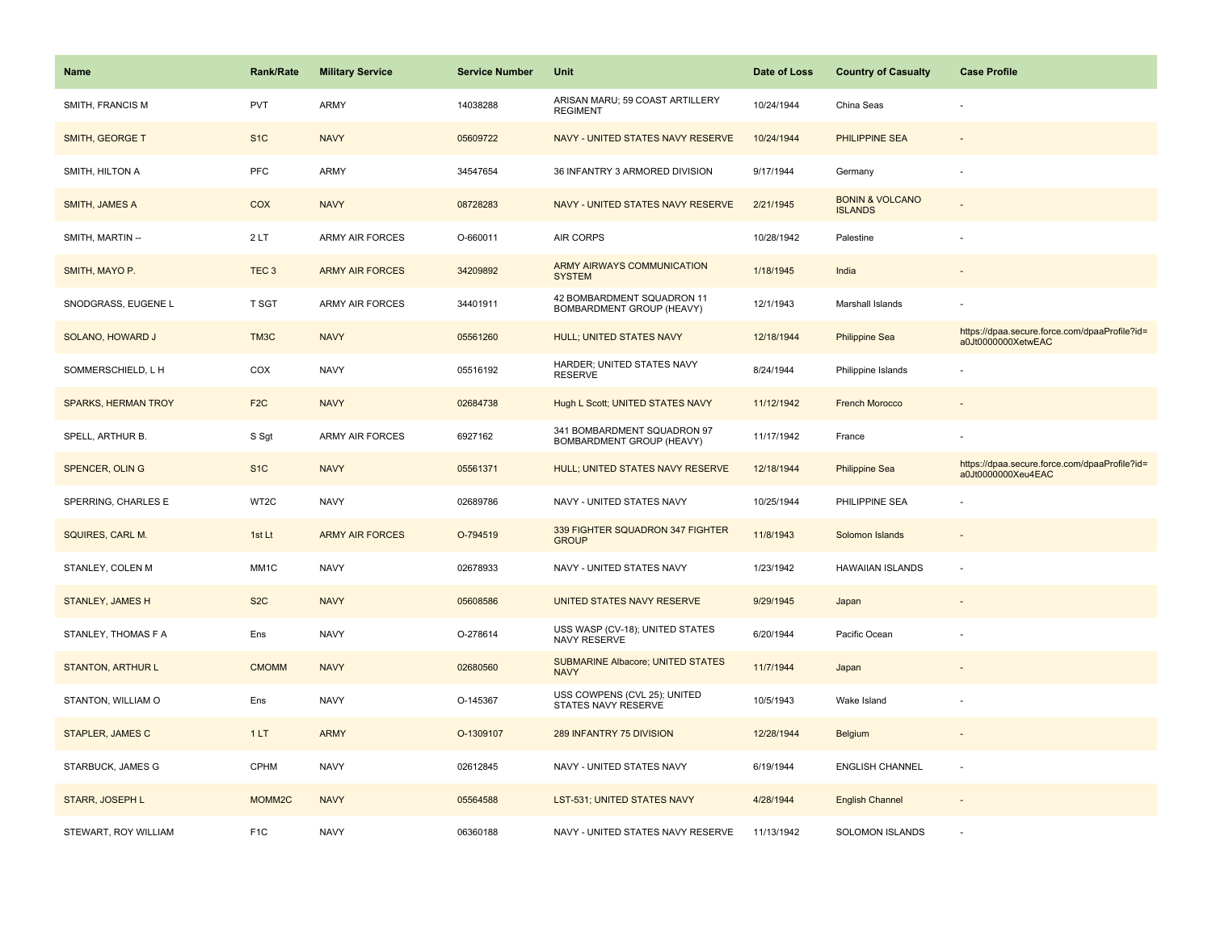| Name | Rank/Rate | Military Service | Service Number | Unit | Date of Loss | Country of Casualty | Case Profile |
|---|---|---|---|---|---|---|---|
| SMITH, FRANCIS M | PVT | ARMY | 14038288 | ARISAN MARU; 59 COAST ARTILLERY REGIMENT | 10/24/1944 | China Seas | - |
| SMITH, GEORGE T | S1C | NAVY | 05609722 | NAVY - UNITED STATES NAVY RESERVE | 10/24/1944 | PHILIPPINE SEA | - |
| SMITH, HILTON A | PFC | ARMY | 34547654 | 36 INFANTRY 3 ARMORED DIVISION | 9/17/1944 | Germany | - |
| SMITH, JAMES A | COX | NAVY | 08728283 | NAVY - UNITED STATES NAVY RESERVE | 2/21/1945 | BONIN & VOLCANO ISLANDS | - |
| SMITH, MARTIN -- | 2 LT | ARMY AIR FORCES | O-660011 | AIR CORPS | 10/28/1942 | Palestine | - |
| SMITH, MAYO P. | TEC 3 | ARMY AIR FORCES | 34209892 | ARMY AIRWAYS COMMUNICATION SYSTEM | 1/18/1945 | India | - |
| SNODGRASS, EUGENE L | T SGT | ARMY AIR FORCES | 34401911 | 42 BOMBARDMENT SQUADRON 11 BOMBARDMENT GROUP (HEAVY) | 12/1/1943 | Marshall Islands | - |
| SOLANO, HOWARD J | TM3C | NAVY | 05561260 | HULL; UNITED STATES NAVY | 12/18/1944 | Philippine Sea | https://dpaa.secure.force.com/dpaaProfile?id=a0Jt0000000XetwEAC |
| SOMMERSCHIELD, L H | COX | NAVY | 05516192 | HARDER; UNITED STATES NAVY RESERVE | 8/24/1944 | Philippine Islands | - |
| SPARKS, HERMAN TROY | F2C | NAVY | 02684738 | Hugh L Scott; UNITED STATES NAVY | 11/12/1942 | French Morocco | - |
| SPELL, ARTHUR B. | S Sgt | ARMY AIR FORCES | 6927162 | 341 BOMBARDMENT SQUADRON 97 BOMBARDMENT GROUP (HEAVY) | 11/17/1942 | France | - |
| SPENCER, OLIN G | S1C | NAVY | 05561371 | HULL; UNITED STATES NAVY RESERVE | 12/18/1944 | Philippine Sea | https://dpaa.secure.force.com/dpaaProfile?id=a0Jt0000000Xeu4EAC |
| SPERRING, CHARLES E | WT2C | NAVY | 02689786 | NAVY - UNITED STATES NAVY | 10/25/1944 | PHILIPPINE SEA | - |
| SQUIRES, CARL M. | 1st Lt | ARMY AIR FORCES | O-794519 | 339 FIGHTER SQUADRON 347 FIGHTER GROUP | 11/8/1943 | Solomon Islands | - |
| STANLEY, COLEN M | MM1C | NAVY | 02678933 | NAVY - UNITED STATES NAVY | 1/23/1942 | HAWAIIAN ISLANDS | - |
| STANLEY, JAMES H | S2C | NAVY | 05608586 | UNITED STATES NAVY RESERVE | 9/29/1945 | Japan | - |
| STANLEY, THOMAS F A | Ens | NAVY | O-278614 | USS WASP (CV-18); UNITED STATES NAVY RESERVE | 6/20/1944 | Pacific Ocean | - |
| STANTON, ARTHUR L | CMOMM | NAVY | 02680560 | SUBMARINE Albacore; UNITED STATES NAVY | 11/7/1944 | Japan | - |
| STANTON, WILLIAM O | Ens | NAVY | O-145367 | USS COWPENS (CVL 25); UNITED STATES NAVY RESERVE | 10/5/1943 | Wake Island | - |
| STAPLER, JAMES C | 1 LT | ARMY | O-1309107 | 289 INFANTRY 75 DIVISION | 12/28/1944 | Belgium | - |
| STARBUCK, JAMES G | CPHM | NAVY | 02612845 | NAVY - UNITED STATES NAVY | 6/19/1944 | ENGLISH CHANNEL | - |
| STARR, JOSEPH L | MOMM2C | NAVY | 05564588 | LST-531; UNITED STATES NAVY | 4/28/1944 | English Channel | - |
| STEWART, ROY WILLIAM | F1C | NAVY | 06360188 | NAVY - UNITED STATES NAVY RESERVE | 11/13/1942 | SOLOMON ISLANDS | - |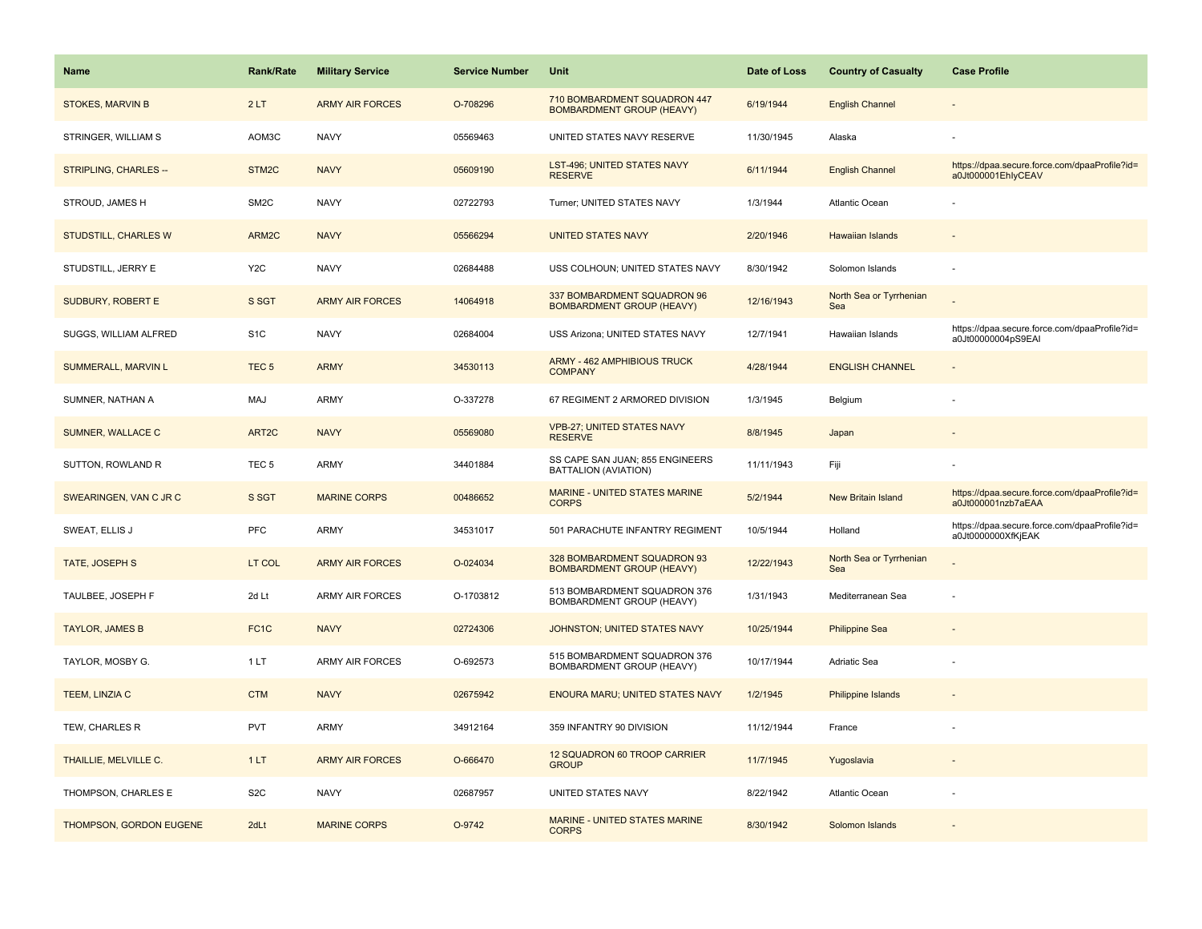| Name | Rank/Rate | Military Service | Service Number | Unit | Date of Loss | Country of Casualty | Case Profile |
| --- | --- | --- | --- | --- | --- | --- | --- |
| STOKES, MARVIN B | 2 LT | ARMY AIR FORCES | O-708296 | 710 BOMBARDMENT SQUADRON 447 BOMBARDMENT GROUP (HEAVY) | 6/19/1944 | English Channel | - |
| STRINGER, WILLIAM S | AOM3C | NAVY | 05569463 | UNITED STATES NAVY RESERVE | 11/30/1945 | Alaska | - |
| STRIPLING, CHARLES -- | STM2C | NAVY | 05609190 | LST-496; UNITED STATES NAVY RESERVE | 6/11/1944 | English Channel | https://dpaa.secure.force.com/dpaaProfile?id=a0Jt000001EhIyCEAV |
| STROUD, JAMES H | SM2C | NAVY | 02722793 | Turner; UNITED STATES NAVY | 1/3/1944 | Atlantic Ocean | - |
| STUDSTILL, CHARLES W | ARM2C | NAVY | 05566294 | UNITED STATES NAVY | 2/20/1946 | Hawaiian Islands | - |
| STUDSTILL, JERRY E | Y2C | NAVY | 02684488 | USS COLHOUN; UNITED STATES NAVY | 8/30/1942 | Solomon Islands | - |
| SUDBURY, ROBERT E | S SGT | ARMY AIR FORCES | 14064918 | 337 BOMBARDMENT SQUADRON 96 BOMBARDMENT GROUP (HEAVY) | 12/16/1943 | North Sea or Tyrrhenian Sea | - |
| SUGGS, WILLIAM ALFRED | S1C | NAVY | 02684004 | USS Arizona; UNITED STATES NAVY | 12/7/1941 | Hawaiian Islands | https://dpaa.secure.force.com/dpaaProfile?id=a0Jt00000004pS9EAI |
| SUMMERALL, MARVIN L | TEC 5 | ARMY | 34530113 | ARMY - 462 AMPHIBIOUS TRUCK COMPANY | 4/28/1944 | ENGLISH CHANNEL | - |
| SUMNER, NATHAN A | MAJ | ARMY | O-337278 | 67 REGIMENT 2 ARMORED DIVISION | 1/3/1945 | Belgium | - |
| SUMNER, WALLACE C | ART2C | NAVY | 05569080 | VPB-27; UNITED STATES NAVY RESERVE | 8/8/1945 | Japan | - |
| SUTTON, ROWLAND R | TEC 5 | ARMY | 34401884 | SS CAPE SAN JUAN; 855 ENGINEERS BATTALION (AVIATION) | 11/11/1943 | Fiji | - |
| SWEARINGEN, VAN C JR C | S SGT | MARINE CORPS | 00486652 | MARINE - UNITED STATES MARINE CORPS | 5/2/1944 | New Britain Island | https://dpaa.secure.force.com/dpaaProfile?id=a0Jt000001nzb7aEAA |
| SWEAT, ELLIS J | PFC | ARMY | 34531017 | 501 PARACHUTE INFANTRY REGIMENT | 10/5/1944 | Holland | https://dpaa.secure.force.com/dpaaProfile?id=a0Jt0000000XfKjEAK |
| TATE, JOSEPH S | LT COL | ARMY AIR FORCES | O-024034 | 328 BOMBARDMENT SQUADRON 93 BOMBARDMENT GROUP (HEAVY) | 12/22/1943 | North Sea or Tyrrhenian Sea | - |
| TAULBEE, JOSEPH F | 2d Lt | ARMY AIR FORCES | O-1703812 | 513 BOMBARDMENT SQUADRON 376 BOMBARDMENT GROUP (HEAVY) | 1/31/1943 | Mediterranean Sea | - |
| TAYLOR, JAMES B | FC1C | NAVY | 02724306 | JOHNSTON; UNITED STATES NAVY | 10/25/1944 | Philippine Sea | - |
| TAYLOR, MOSBY G. | 1 LT | ARMY AIR FORCES | O-692573 | 515 BOMBARDMENT SQUADRON 376 BOMBARDMENT GROUP (HEAVY) | 10/17/1944 | Adriatic Sea | - |
| TEEM, LINZIA C | CTM | NAVY | 02675942 | ENOURA MARU; UNITED STATES NAVY | 1/2/1945 | Philippine Islands | - |
| TEW, CHARLES R | PVT | ARMY | 34912164 | 359 INFANTRY 90 DIVISION | 11/12/1944 | France | - |
| THAILLIE, MELVILLE C. | 1 LT | ARMY AIR FORCES | O-666470 | 12 SQUADRON 60 TROOP CARRIER GROUP | 11/7/1945 | Yugoslavia | - |
| THOMPSON, CHARLES E | S2C | NAVY | 02687957 | UNITED STATES NAVY | 8/22/1942 | Atlantic Ocean | - |
| THOMPSON, GORDON EUGENE | 2dLt | MARINE CORPS | O-9742 | MARINE - UNITED STATES MARINE CORPS | 8/30/1942 | Solomon Islands | - |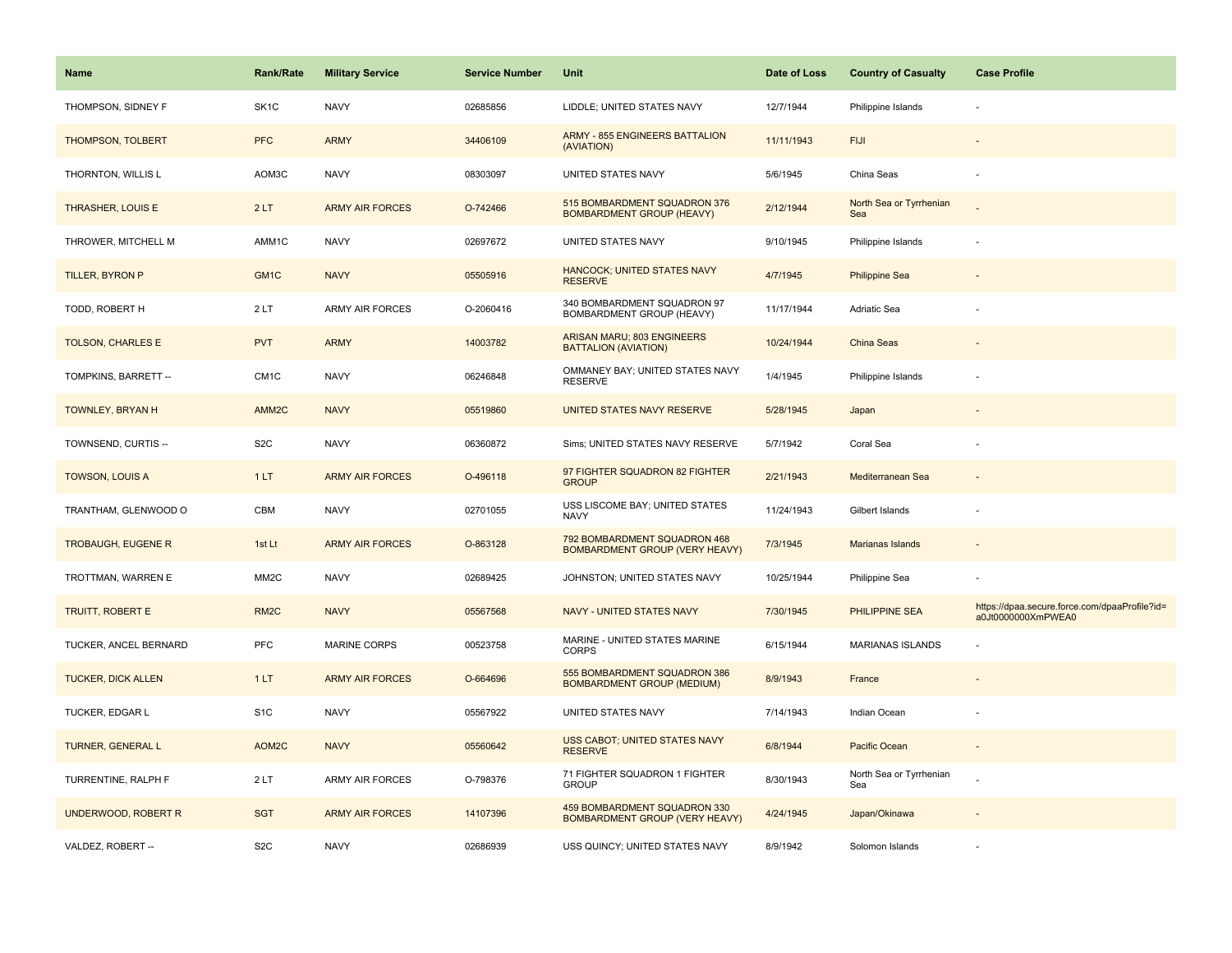| Name | Rank/Rate | Military Service | Service Number | Unit | Date of Loss | Country of Casualty | Case Profile |
|---|---|---|---|---|---|---|---|
| THOMPSON, SIDNEY F | SK1C | NAVY | 02685856 | LIDDLE; UNITED STATES NAVY | 12/7/1944 | Philippine Islands | - |
| THOMPSON, TOLBERT | PFC | ARMY | 34406109 | ARMY - 855 ENGINEERS BATTALION (AVIATION) | 11/11/1943 | FIJI | - |
| THORNTON, WILLIS L | AOM3C | NAVY | 08303097 | UNITED STATES NAVY | 5/6/1945 | China Seas | - |
| THRASHER, LOUIS E | 2 LT | ARMY AIR FORCES | O-742466 | 515 BOMBARDMENT SQUADRON 376 BOMBARDMENT GROUP (HEAVY) | 2/12/1944 | North Sea or Tyrrhenian Sea | - |
| THROWER, MITCHELL M | AMM1C | NAVY | 02697672 | UNITED STATES NAVY | 9/10/1945 | Philippine Islands | - |
| TILLER, BYRON P | GM1C | NAVY | 05505916 | HANCOCK; UNITED STATES NAVY RESERVE | 4/7/1945 | Philippine Sea | - |
| TODD, ROBERT H | 2 LT | ARMY AIR FORCES | O-2060416 | 340 BOMBARDMENT SQUADRON 97 BOMBARDMENT GROUP (HEAVY) | 11/17/1944 | Adriatic Sea | - |
| TOLSON, CHARLES E | PVT | ARMY | 14003782 | ARISAN MARU; 803 ENGINEERS BATTALION (AVIATION) | 10/24/1944 | China Seas | - |
| TOMPKINS, BARRETT -- | CM1C | NAVY | 06246848 | OMMANEY BAY; UNITED STATES NAVY RESERVE | 1/4/1945 | Philippine Islands | - |
| TOWNLEY, BRYAN H | AMM2C | NAVY | 05519860 | UNITED STATES NAVY RESERVE | 5/28/1945 | Japan | - |
| TOWNSEND, CURTIS -- | S2C | NAVY | 06360872 | Sims; UNITED STATES NAVY RESERVE | 5/7/1942 | Coral Sea | - |
| TOWSON, LOUIS A | 1 LT | ARMY AIR FORCES | O-496118 | 97 FIGHTER SQUADRON 82 FIGHTER GROUP | 2/21/1943 | Mediterranean Sea | - |
| TRANTHAM, GLENWOOD O | CBM | NAVY | 02701055 | USS LISCOME BAY; UNITED STATES NAVY | 11/24/1943 | Gilbert Islands | - |
| TROBAUGH, EUGENE R | 1st Lt | ARMY AIR FORCES | O-863128 | 792 BOMBARDMENT SQUADRON 468 BOMBARDMENT GROUP (VERY HEAVY) | 7/3/1945 | Marianas Islands | - |
| TROTTMAN, WARREN E | MM2C | NAVY | 02689425 | JOHNSTON; UNITED STATES NAVY | 10/25/1944 | Philippine Sea | - |
| TRUITT, ROBERT E | RM2C | NAVY | 05567568 | NAVY - UNITED STATES NAVY | 7/30/1945 | PHILIPPINE SEA | https://dpaa.secure.force.com/dpaaProfile?id=a0Jt0000000XmPWEA0 |
| TUCKER, ANCEL BERNARD | PFC | MARINE CORPS | 00523758 | MARINE - UNITED STATES MARINE CORPS | 6/15/1944 | MARIANAS ISLANDS | - |
| TUCKER, DICK ALLEN | 1 LT | ARMY AIR FORCES | O-664696 | 555 BOMBARDMENT SQUADRON 386 BOMBARDMENT GROUP (MEDIUM) | 8/9/1943 | France | - |
| TUCKER, EDGAR L | S1C | NAVY | 05567922 | UNITED STATES NAVY | 7/14/1943 | Indian Ocean | - |
| TURNER, GENERAL L | AOM2C | NAVY | 05560642 | USS CABOT; UNITED STATES NAVY RESERVE | 6/8/1944 | Pacific Ocean | - |
| TURRENTINE, RALPH F | 2 LT | ARMY AIR FORCES | O-798376 | 71 FIGHTER SQUADRON 1 FIGHTER GROUP | 8/30/1943 | North Sea or Tyrrhenian Sea | - |
| UNDERWOOD, ROBERT R | SGT | ARMY AIR FORCES | 14107396 | 459 BOMBARDMENT SQUADRON 330 BOMBARDMENT GROUP (VERY HEAVY) | 4/24/1945 | Japan/Okinawa | - |
| VALDEZ, ROBERT -- | S2C | NAVY | 02686939 | USS QUINCY; UNITED STATES NAVY | 8/9/1942 | Solomon Islands | - |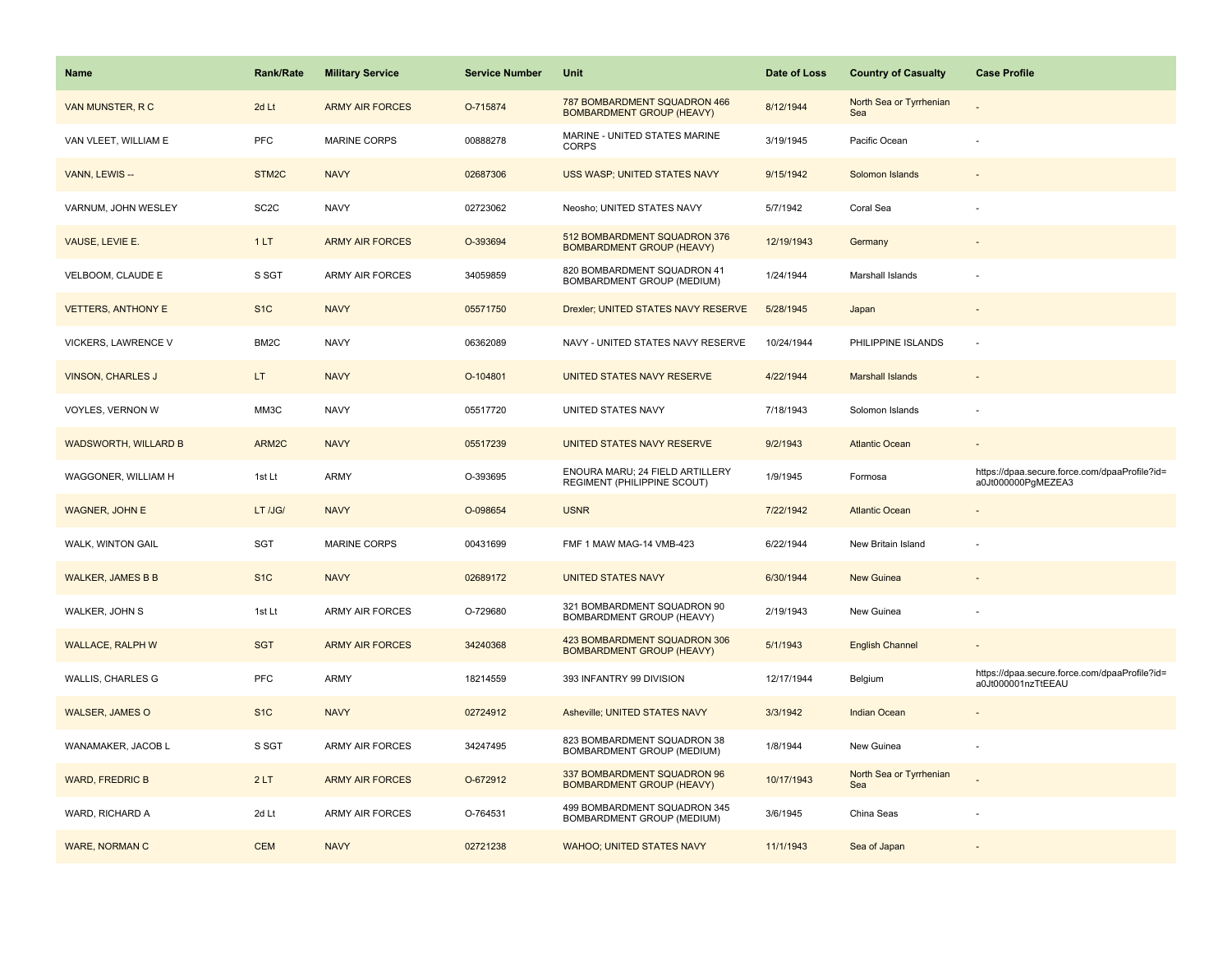| Name | Rank/Rate | Military Service | Service Number | Unit | Date of Loss | Country of Casualty | Case Profile |
| --- | --- | --- | --- | --- | --- | --- | --- |
| VAN MUNSTER, R C | 2d Lt | ARMY AIR FORCES | O-715874 | 787 BOMBARDMENT SQUADRON 466 BOMBARDMENT GROUP (HEAVY) | 8/12/1944 | North Sea or Tyrrhenian Sea | - |
| VAN VLEET, WILLIAM E | PFC | MARINE CORPS | 00888278 | MARINE - UNITED STATES MARINE CORPS | 3/19/1945 | Pacific Ocean | - |
| VANN, LEWIS -- | STM2C | NAVY | 02687306 | USS WASP; UNITED STATES NAVY | 9/15/1942 | Solomon Islands | - |
| VARNUM, JOHN WESLEY | SC2C | NAVY | 02723062 | Neosho; UNITED STATES NAVY | 5/7/1942 | Coral Sea | - |
| VAUSE, LEVIE E. | 1 LT | ARMY AIR FORCES | O-393694 | 512 BOMBARDMENT SQUADRON 376 BOMBARDMENT GROUP (HEAVY) | 12/19/1943 | Germany | - |
| VELBOOM, CLAUDE E | S SGT | ARMY AIR FORCES | 34059859 | 820 BOMBARDMENT SQUADRON 41 BOMBARDMENT GROUP (MEDIUM) | 1/24/1944 | Marshall Islands | - |
| VETTERS, ANTHONY E | S1C | NAVY | 05571750 | Drexler; UNITED STATES NAVY RESERVE | 5/28/1945 | Japan | - |
| VICKERS, LAWRENCE V | BM2C | NAVY | 06362089 | NAVY - UNITED STATES NAVY RESERVE | 10/24/1944 | PHILIPPINE ISLANDS | - |
| VINSON, CHARLES J | LT | NAVY | O-104801 | UNITED STATES NAVY RESERVE | 4/22/1944 | Marshall Islands | - |
| VOYLES, VERNON W | MM3C | NAVY | 05517720 | UNITED STATES NAVY | 7/18/1943 | Solomon Islands | - |
| WADSWORTH, WILLARD B | ARM2C | NAVY | 05517239 | UNITED STATES NAVY RESERVE | 9/2/1943 | Atlantic Ocean | - |
| WAGGONER, WILLIAM H | 1st Lt | ARMY | O-393695 | ENOURA MARU; 24 FIELD ARTILLERY REGIMENT (PHILIPPINE SCOUT) | 1/9/1945 | Formosa | https://dpaa.secure.force.com/dpaaProfile?id=a0Jt000000PgMEZEA3 |
| WAGNER, JOHN E | LT /JG/ | NAVY | O-098654 | USNR | 7/22/1942 | Atlantic Ocean | - |
| WALK, WINTON GAIL | SGT | MARINE CORPS | 00431699 | FMF 1 MAW MAG-14 VMB-423 | 6/22/1944 | New Britain Island | - |
| WALKER, JAMES B B | S1C | NAVY | 02689172 | UNITED STATES NAVY | 6/30/1944 | New Guinea | - |
| WALKER, JOHN S | 1st Lt | ARMY AIR FORCES | O-729680 | 321 BOMBARDMENT SQUADRON 90 BOMBARDMENT GROUP (HEAVY) | 2/19/1943 | New Guinea | - |
| WALLACE, RALPH W | SGT | ARMY AIR FORCES | 34240368 | 423 BOMBARDMENT SQUADRON 306 BOMBARDMENT GROUP (HEAVY) | 5/1/1943 | English Channel | - |
| WALLIS, CHARLES G | PFC | ARMY | 18214559 | 393 INFANTRY 99 DIVISION | 12/17/1944 | Belgium | https://dpaa.secure.force.com/dpaaProfile?id=a0Jt000001nzTtEEAU |
| WALSER, JAMES O | S1C | NAVY | 02724912 | Asheville; UNITED STATES NAVY | 3/3/1942 | Indian Ocean | - |
| WANAMAKER, JACOB L | S SGT | ARMY AIR FORCES | 34247495 | 823 BOMBARDMENT SQUADRON 38 BOMBARDMENT GROUP (MEDIUM) | 1/8/1944 | New Guinea | - |
| WARD, FREDRIC B | 2 LT | ARMY AIR FORCES | O-672912 | 337 BOMBARDMENT SQUADRON 96 BOMBARDMENT GROUP (HEAVY) | 10/17/1943 | North Sea or Tyrrhenian Sea | - |
| WARD, RICHARD A | 2d Lt | ARMY AIR FORCES | O-764531 | 499 BOMBARDMENT SQUADRON 345 BOMBARDMENT GROUP (MEDIUM) | 3/6/1945 | China Seas | - |
| WARE, NORMAN C | CEM | NAVY | 02721238 | WAHOO; UNITED STATES NAVY | 11/1/1943 | Sea of Japan | - |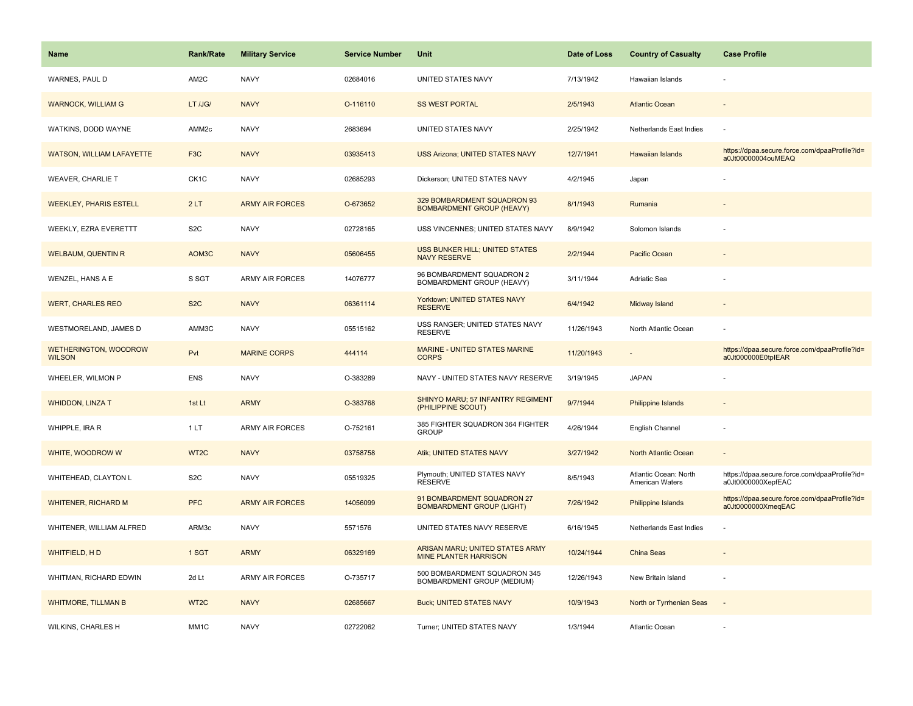| Name | Rank/Rate | Military Service | Service Number | Unit | Date of Loss | Country of Casualty | Case Profile |
| --- | --- | --- | --- | --- | --- | --- | --- |
| WARNES, PAUL D | AM2C | NAVY | 02684016 | UNITED STATES NAVY | 7/13/1942 | Hawaiian Islands | - |
| WARNOCK, WILLIAM G | LT /JG/ | NAVY | O-116110 | SS WEST PORTAL | 2/5/1943 | Atlantic Ocean | - |
| WATKINS, DODD WAYNE | AMM2c | NAVY | 2683694 | UNITED STATES NAVY | 2/25/1942 | Netherlands East Indies | - |
| WATSON, WILLIAM LAFAYETTE | F3C | NAVY | 03935413 | USS Arizona; UNITED STATES NAVY | 12/7/1941 | Hawaiian Islands | https://dpaa.secure.force.com/dpaaProfile?id=a0Jt00000004ouMEAQ |
| WEAVER, CHARLIE T | CK1C | NAVY | 02685293 | Dickerson; UNITED STATES NAVY | 4/2/1945 | Japan | - |
| WEEKLEY, PHARIS ESTELL | 2 LT | ARMY AIR FORCES | O-673652 | 329 BOMBARDMENT SQUADRON 93 BOMBARDMENT GROUP (HEAVY) | 8/1/1943 | Rumania | - |
| WEEKLY, EZRA EVERETTT | S2C | NAVY | 02728165 | USS VINCENNES; UNITED STATES NAVY | 8/9/1942 | Solomon Islands | - |
| WELBAUM, QUENTIN R | AOM3C | NAVY | 05606455 | USS BUNKER HILL; UNITED STATES NAVY RESERVE | 2/2/1944 | Pacific Ocean | - |
| WENZEL, HANS A E | S SGT | ARMY AIR FORCES | 14076777 | 96 BOMBARDMENT SQUADRON 2 BOMBARDMENT GROUP (HEAVY) | 3/11/1944 | Adriatic Sea | - |
| WERT, CHARLES REO | S2C | NAVY | 06361114 | Yorktown; UNITED STATES NAVY RESERVE | 6/4/1942 | Midway Island | - |
| WESTMORELAND, JAMES D | AMM3C | NAVY | 05515162 | USS RANGER; UNITED STATES NAVY RESERVE | 11/26/1943 | North Atlantic Ocean | - |
| WETHERINGTON, WOODROW WILSON | Pvt | MARINE CORPS | 444114 | MARINE - UNITED STATES MARINE CORPS | 11/20/1943 | - | https://dpaa.secure.force.com/dpaaProfile?id=a0Jt000000E0tpIEAR |
| WHEELER, WILMON P | ENS | NAVY | O-383289 | NAVY - UNITED STATES NAVY RESERVE | 3/19/1945 | JAPAN | - |
| WHIDDON, LINZA T | 1st Lt | ARMY | O-383768 | SHINYO MARU; 57 INFANTRY REGIMENT (PHILIPPINE SCOUT) | 9/7/1944 | Philippine Islands | - |
| WHIPPLE, IRA R | 1 LT | ARMY AIR FORCES | O-752161 | 385 FIGHTER SQUADRON 364 FIGHTER GROUP | 4/26/1944 | English Channel | - |
| WHITE, WOODROW W | WT2C | NAVY | 03758758 | Atik; UNITED STATES NAVY | 3/27/1942 | North Atlantic Ocean | - |
| WHITEHEAD, CLAYTON L | S2C | NAVY | 05519325 | Plymouth; UNITED STATES NAVY RESERVE | 8/5/1943 | Atlantic Ocean: North American Waters | https://dpaa.secure.force.com/dpaaProfile?id=a0Jt0000000XepfEAC |
| WHITENER, RICHARD M | PFC | ARMY AIR FORCES | 14056099 | 91 BOMBARDMENT SQUADRON 27 BOMBARDMENT GROUP (LIGHT) | 7/26/1942 | Philippine Islands | https://dpaa.secure.force.com/dpaaProfile?id=a0Jt0000000XmeqEAC |
| WHITENER, WILLIAM ALFRED | ARM3c | NAVY | 5571576 | UNITED STATES NAVY RESERVE | 6/16/1945 | Netherlands East Indies | - |
| WHITFIELD, H D | 1 SGT | ARMY | 06329169 | ARISAN MARU; UNITED STATES ARMY MINE PLANTER HARRISON | 10/24/1944 | China Seas | - |
| WHITMAN, RICHARD EDWIN | 2d Lt | ARMY AIR FORCES | O-735717 | 500 BOMBARDMENT SQUADRON 345 BOMBARDMENT GROUP (MEDIUM) | 12/26/1943 | New Britain Island | - |
| WHITMORE, TILLMAN B | WT2C | NAVY | 02685667 | Buck; UNITED STATES NAVY | 10/9/1943 | North or Tyrrhenian Seas | - |
| WILKINS, CHARLES H | MM1C | NAVY | 02722062 | Turner; UNITED STATES NAVY | 1/3/1944 | Atlantic Ocean | - |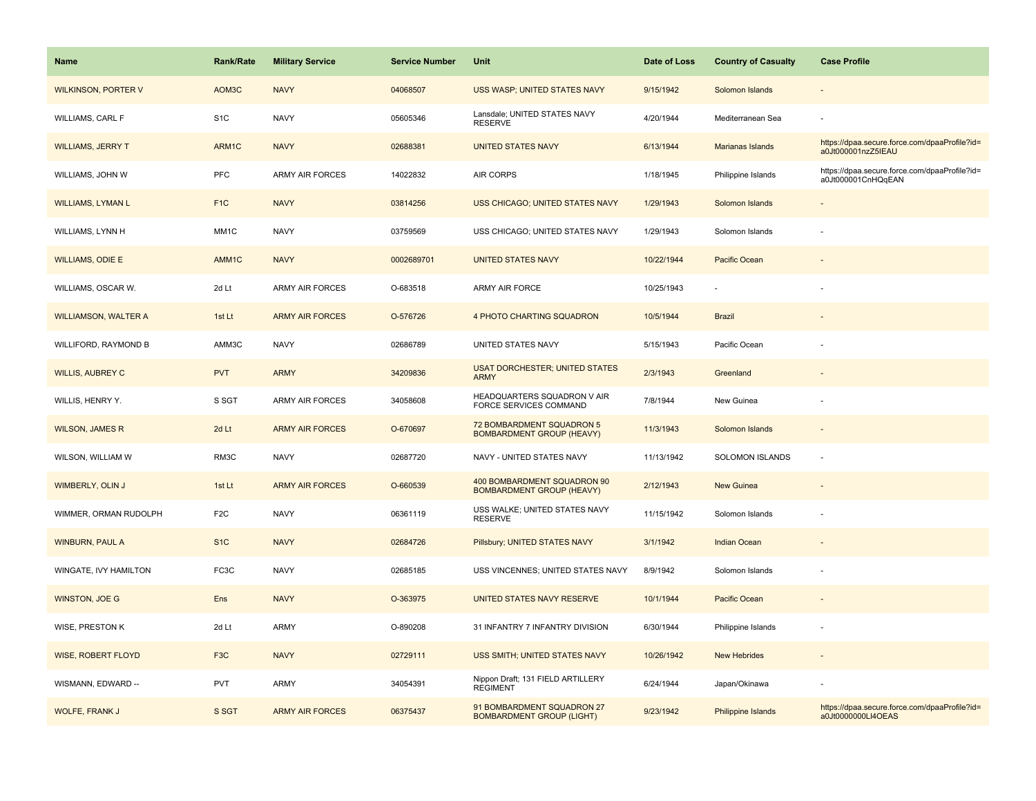| Name | Rank/Rate | Military Service | Service Number | Unit | Date of Loss | Country of Casualty | Case Profile |
|---|---|---|---|---|---|---|---|
| WILKINSON, PORTER V | AOM3C | NAVY | 04068507 | USS WASP; UNITED STATES NAVY | 9/15/1942 | Solomon Islands | - |
| WILLIAMS, CARL F | S1C | NAVY | 05605346 | Lansdale; UNITED STATES NAVY RESERVE | 4/20/1944 | Mediterranean Sea | - |
| WILLIAMS, JERRY T | ARM1C | NAVY | 02688381 | UNITED STATES NAVY | 6/13/1944 | Marianas Islands | https://dpaa.secure.force.com/dpaaProfile?id=a0Jt000001nzZ5IEAU |
| WILLIAMS, JOHN W | PFC | ARMY AIR FORCES | 14022832 | AIR CORPS | 1/18/1945 | Philippine Islands | https://dpaa.secure.force.com/dpaaProfile?id=a0Jt000001CnHQqEAN |
| WILLIAMS, LYMAN L | F1C | NAVY | 03814256 | USS CHICAGO; UNITED STATES NAVY | 1/29/1943 | Solomon Islands | - |
| WILLIAMS, LYNN H | MM1C | NAVY | 03759569 | USS CHICAGO; UNITED STATES NAVY | 1/29/1943 | Solomon Islands | - |
| WILLIAMS, ODIE E | AMM1C | NAVY | 0002689701 | UNITED STATES NAVY | 10/22/1944 | Pacific Ocean | - |
| WILLIAMS, OSCAR W. | 2d Lt | ARMY AIR FORCES | O-683518 | ARMY AIR FORCE | 10/25/1943 | - | - |
| WILLIAMSON, WALTER A | 1st Lt | ARMY AIR FORCES | O-576726 | 4 PHOTO CHARTING SQUADRON | 10/5/1944 | Brazil | - |
| WILLIFORD, RAYMOND B | AMM3C | NAVY | 02686789 | UNITED STATES NAVY | 5/15/1943 | Pacific Ocean | - |
| WILLIS, AUBREY C | PVT | ARMY | 34209836 | USAT DORCHESTER; UNITED STATES ARMY | 2/3/1943 | Greenland | - |
| WILLIS, HENRY Y. | S SGT | ARMY AIR FORCES | 34058608 | HEADQUARTERS SQUADRON V AIR FORCE SERVICES COMMAND | 7/8/1944 | New Guinea | - |
| WILSON, JAMES R | 2d Lt | ARMY AIR FORCES | O-670697 | 72 BOMBARDMENT SQUADRON 5 BOMBARDMENT GROUP (HEAVY) | 11/3/1943 | Solomon Islands | - |
| WILSON, WILLIAM W | RM3C | NAVY | 02687720 | NAVY - UNITED STATES NAVY | 11/13/1942 | SOLOMON ISLANDS | - |
| WIMBERLY, OLIN J | 1st Lt | ARMY AIR FORCES | O-660539 | 400 BOMBARDMENT SQUADRON 90 BOMBARDMENT GROUP (HEAVY) | 2/12/1943 | New Guinea | - |
| WIMMER, ORMAN RUDOLPH | F2C | NAVY | 06361119 | USS WALKE; UNITED STATES NAVY RESERVE | 11/15/1942 | Solomon Islands | - |
| WINBURN, PAUL A | S1C | NAVY | 02684726 | Pillsbury; UNITED STATES NAVY | 3/1/1942 | Indian Ocean | - |
| WINGATE, IVY HAMILTON | FC3C | NAVY | 02685185 | USS VINCENNES; UNITED STATES NAVY | 8/9/1942 | Solomon Islands | - |
| WINSTON, JOE G | Ens | NAVY | O-363975 | UNITED STATES NAVY RESERVE | 10/1/1944 | Pacific Ocean | - |
| WISE, PRESTON K | 2d Lt | ARMY | O-890208 | 31 INFANTRY 7 INFANTRY DIVISION | 6/30/1944 | Philippine Islands | - |
| WISE, ROBERT FLOYD | F3C | NAVY | 02729111 | USS SMITH; UNITED STATES NAVY | 10/26/1942 | New Hebrides | - |
| WISMANN, EDWARD -- | PVT | ARMY | 34054391 | Nippon Draft; 131 FIELD ARTILLERY REGIMENT | 6/24/1944 | Japan/Okinawa | - |
| WOLFE, FRANK J | S SGT | ARMY AIR FORCES | 06375437 | 91 BOMBARDMENT SQUADRON 27 BOMBARDMENT GROUP (LIGHT) | 9/23/1942 | Philippine Islands | https://dpaa.secure.force.com/dpaaProfile?id=a0Jt0000000Ll4OEAS |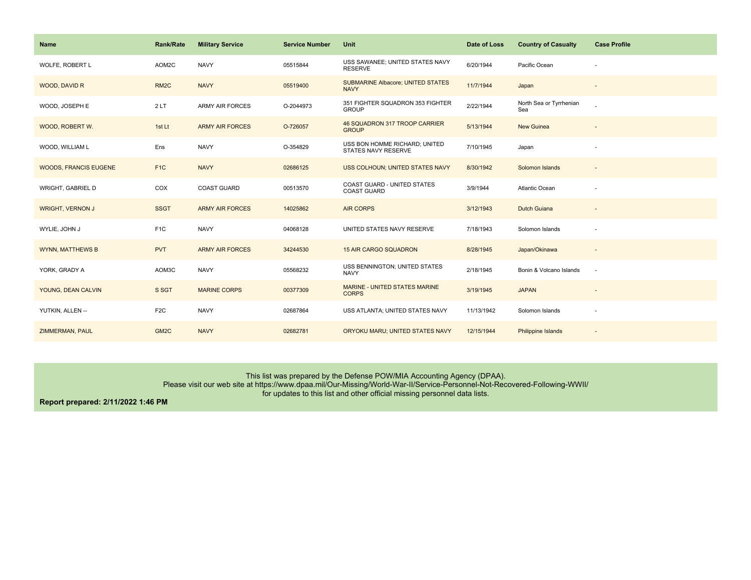| Name | Rank/Rate | Military Service | Service Number | Unit | Date of Loss | Country of Casualty | Case Profile |
|---|---|---|---|---|---|---|---|
| WOLFE, ROBERT L | AOM2C | NAVY | 05515844 | USS SAWANEE; UNITED STATES NAVY RESERVE | 6/20/1944 | Pacific Ocean | - |
| WOOD, DAVID R | RM2C | NAVY | 05519400 | SUBMARINE Albacore; UNITED STATES NAVY | 11/7/1944 | Japan | - |
| WOOD, JOSEPH E | 2 LT | ARMY AIR FORCES | O-2044973 | 351 FIGHTER SQUADRON 353 FIGHTER GROUP | 2/22/1944 | North Sea or Tyrrhenian Sea | - |
| WOOD, ROBERT W. | 1st Lt | ARMY AIR FORCES | O-726057 | 46 SQUADRON 317 TROOP CARRIER GROUP | 5/13/1944 | New Guinea | - |
| WOOD, WILLIAM L | Ens | NAVY | O-354829 | USS BON HOMME RICHARD; UNITED STATES NAVY RESERVE | 7/10/1945 | Japan | - |
| WOODS, FRANCIS EUGENE | F1C | NAVY | 02686125 | USS COLHOUN; UNITED STATES NAVY | 8/30/1942 | Solomon Islands | - |
| WRIGHT, GABRIEL D | COX | COAST GUARD | 00513570 | COAST GUARD - UNITED STATES COAST GUARD | 3/9/1944 | Atlantic Ocean | - |
| WRIGHT, VERNON J | SSGT | ARMY AIR FORCES | 14025862 | AIR CORPS | 3/12/1943 | Dutch Guiana | - |
| WYLIE, JOHN J | F1C | NAVY | 04068128 | UNITED STATES NAVY RESERVE | 7/18/1943 | Solomon Islands | - |
| WYNN, MATTHEWS B | PVT | ARMY AIR FORCES | 34244530 | 15 AIR CARGO SQUADRON | 8/28/1945 | Japan/Okinawa | - |
| YORK, GRADY A | AOM3C | NAVY | 05568232 | USS BENNINGTON; UNITED STATES NAVY | 2/18/1945 | Bonin & Volcano Islands | - |
| YOUNG, DEAN CALVIN | S SGT | MARINE CORPS | 00377309 | MARINE - UNITED STATES MARINE CORPS | 3/19/1945 | JAPAN | - |
| YUTKIN, ALLEN -- | F2C | NAVY | 02687864 | USS ATLANTA; UNITED STATES NAVY | 11/13/1942 | Solomon Islands | - |
| ZIMMERMAN, PAUL | GM2C | NAVY | 02682781 | ORYOKU MARU; UNITED STATES NAVY | 12/15/1944 | Philippine Islands | - |

This list was prepared by the Defense POW/MIA Accounting Agency (DPAA).
Please visit our web site at https://www.dpaa.mil/Our-Missing/World-War-II/Service-Personnel-Not-Recovered-Following-WWII/ for updates to this list and other official missing personnel data lists.

**Report prepared: 2/11/2022 1:46 PM**